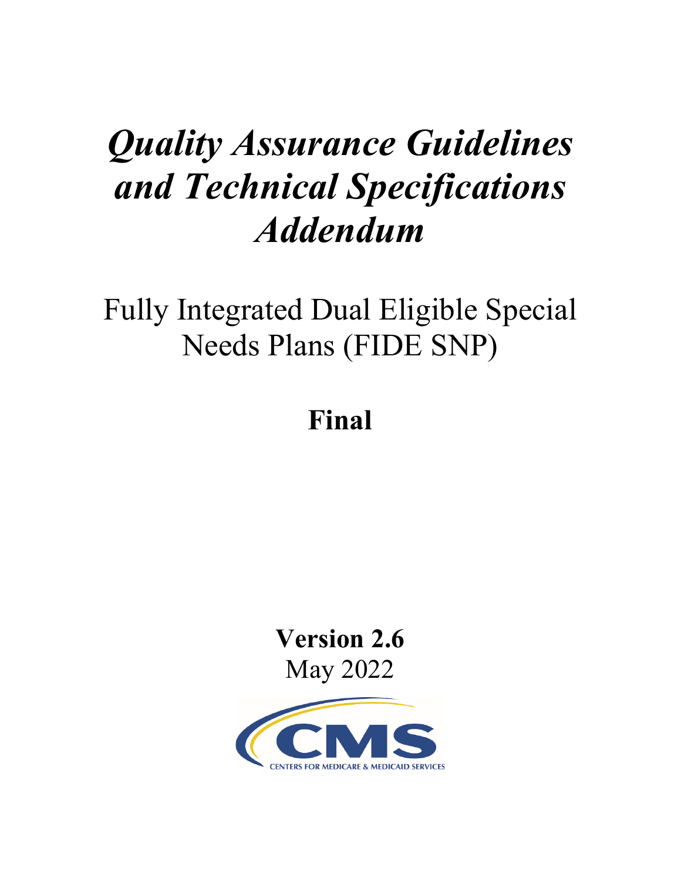# *Quality Assurance Guidelines and Technical Specifications Addendum*

## Fully Integrated Dual Eligible Special Needs Plans (FIDE SNP)

**Final**

**Version 2.6**

May 2022

CENTERS FOR MEDICARE & MEDICAID SERVICES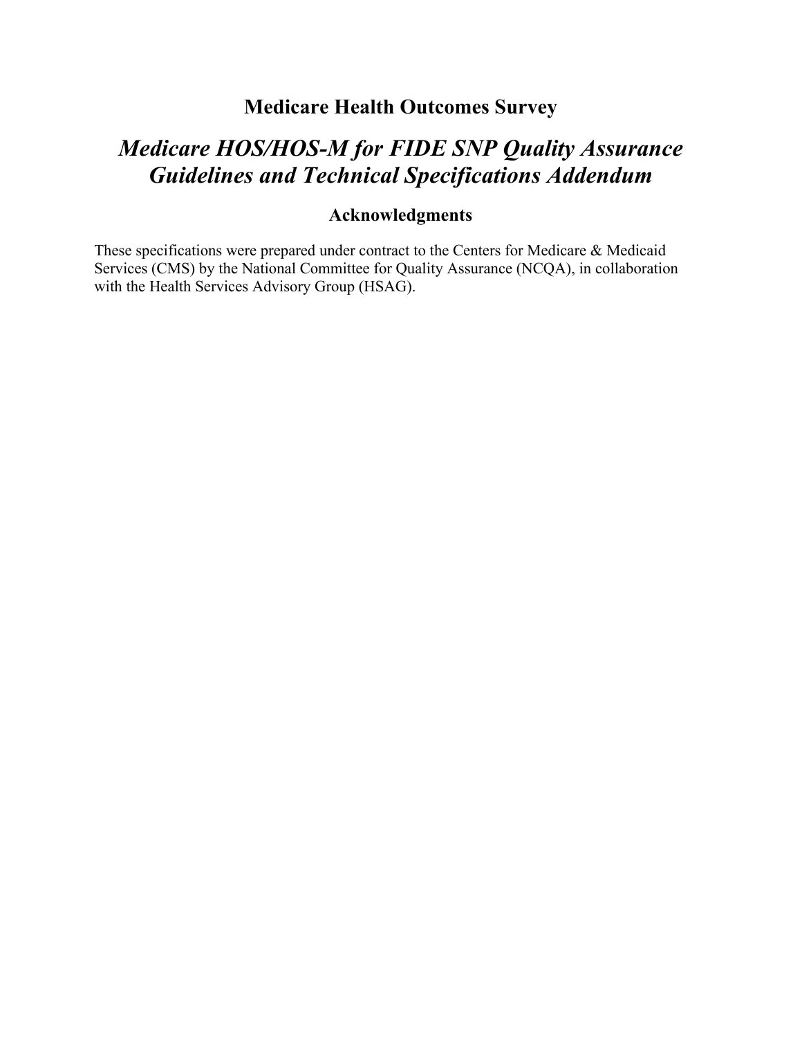# Medicare Health Outcomes Survey

## *Medicare HOS/HOS-M for FIDE SNP Quality Assurance Guidelines and Technical Specifications Addendum*

### Acknowledgments

These specifications were prepared under contract to the Centers for Medicare & Medicaid Services (CMS) by the National Committee for Quality Assurance (NCQA), in collaboration with the Health Services Advisory Group (HSAG).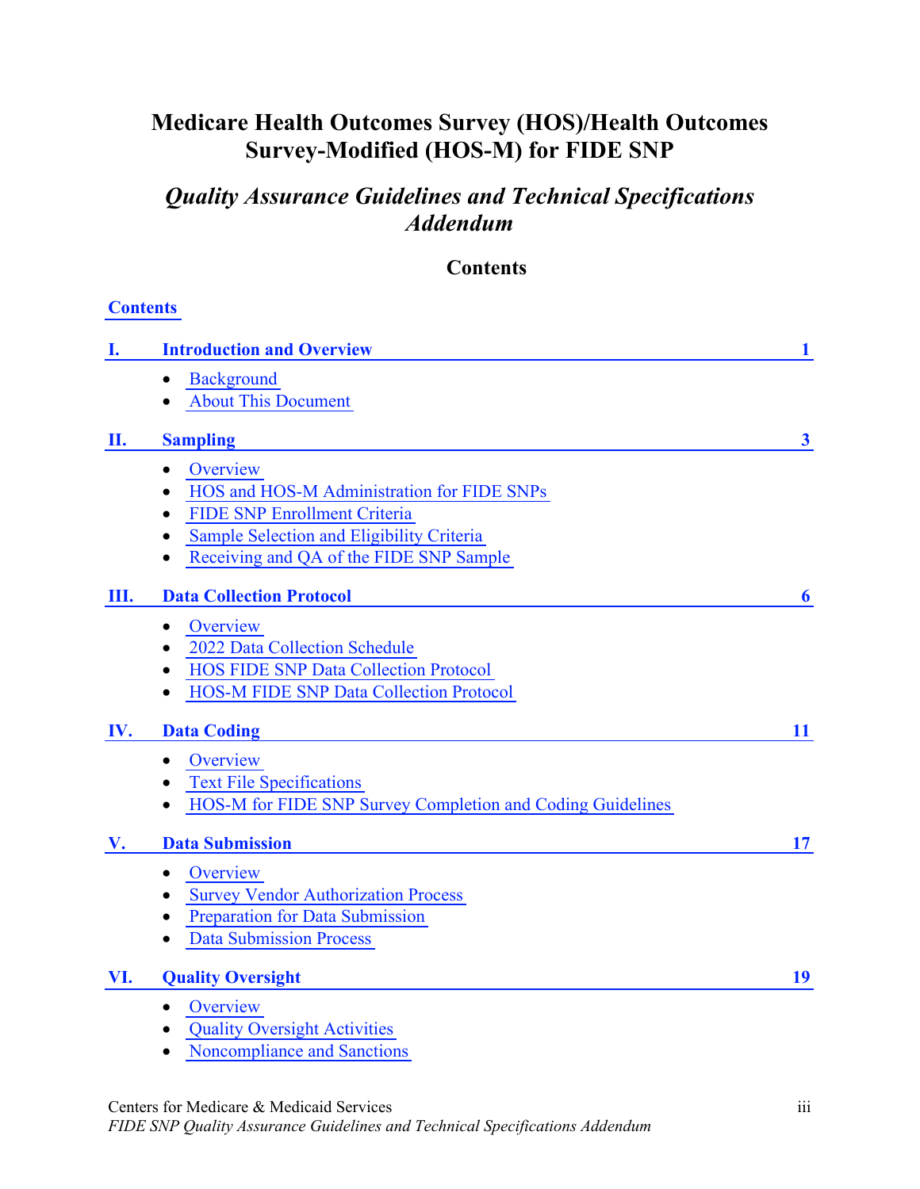# Medicare Health Outcomes Survey (HOS)/Health Outcomes Survey-Modified (HOS-M) for FIDE SNP

## *Quality Assurance Guidelines and Technical Specifications Addendum*

### Contents

**Contents**

**I. Introduction and Overview** — **1**

- Background
- About This Document

**II. Sampling** — **3**

- Overview
- HOS and HOS-M Administration for FIDE SNPs
- FIDE SNP Enrollment Criteria
- Sample Selection and Eligibility Criteria
- Receiving and QA of the FIDE SNP Sample

**III. Data Collection Protocol** — **6**

- Overview
- 2022 Data Collection Schedule
- HOS FIDE SNP Data Collection Protocol
- HOS-M FIDE SNP Data Collection Protocol

**IV. Data Coding** — **11**

- Overview
- Text File Specifications
- HOS-M for FIDE SNP Survey Completion and Coding Guidelines

**V. Data Submission** — **17**

- Overview
- Survey Vendor Authorization Process
- Preparation for Data Submission
- Data Submission Process

**VI. Quality Oversight** — **19**

- Overview
- Quality Oversight Activities
- Noncompliance and Sanctions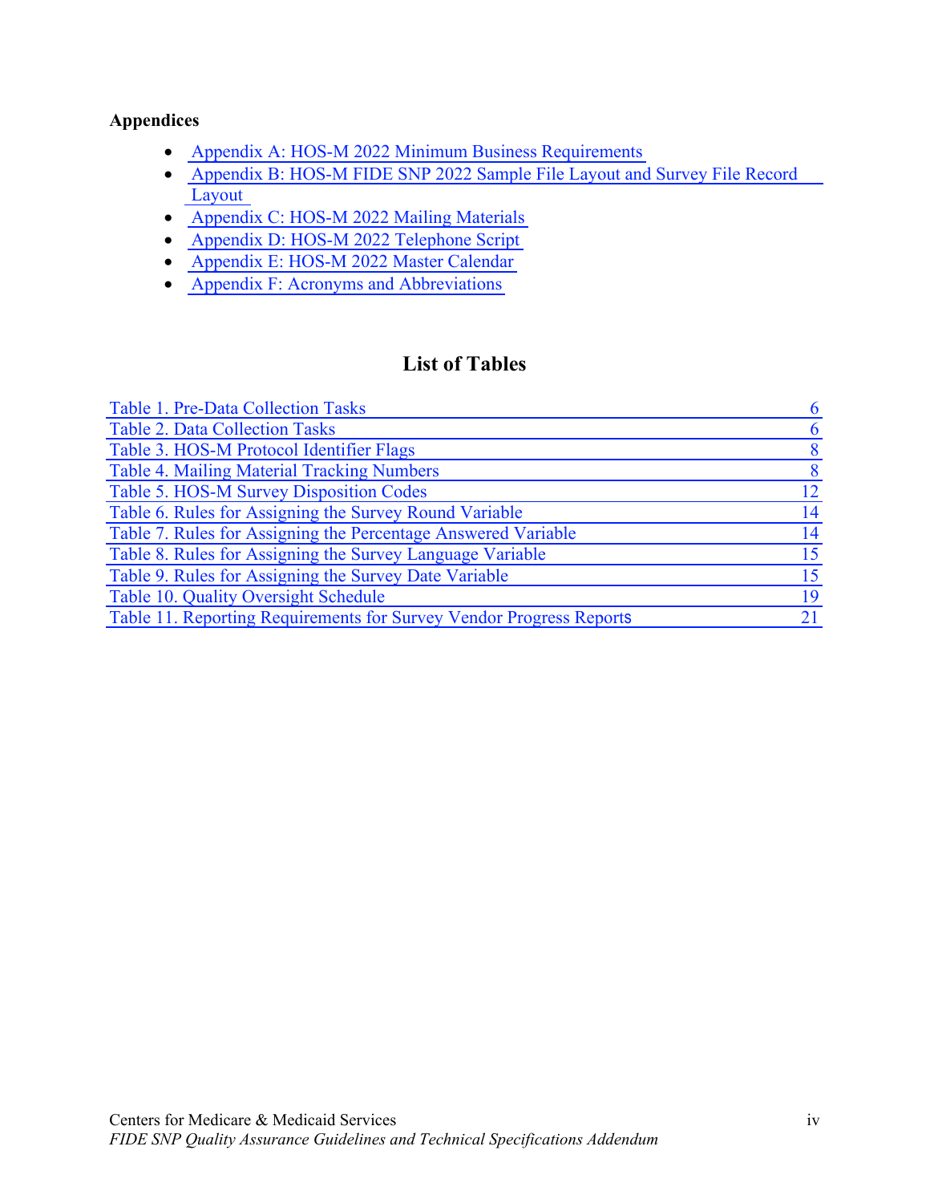**Appendices**

- Appendix A: HOS-M 2022 Minimum Business Requirements
- Appendix B: HOS-M FIDE SNP 2022 Sample File Layout and Survey File Record Layout
- Appendix C: HOS-M 2022 Mailing Materials
- Appendix D: HOS-M 2022 Telephone Script
- Appendix E: HOS-M 2022 Master Calendar
- Appendix F: Acronyms and Abbreviations

## List of Tables

| | |
|---|---|
| Table 1. Pre-Data Collection Tasks | 6 |
| Table 2. Data Collection Tasks | 6 |
| Table 3. HOS-M Protocol Identifier Flags | 8 |
| Table 4. Mailing Material Tracking Numbers | 8 |
| Table 5. HOS-M Survey Disposition Codes | 12 |
| Table 6. Rules for Assigning the Survey Round Variable | 14 |
| Table 7. Rules for Assigning the Percentage Answered Variable | 14 |
| Table 8. Rules for Assigning the Survey Language Variable | 15 |
| Table 9. Rules for Assigning the Survey Date Variable | 15 |
| Table 10. Quality Oversight Schedule | 19 |
| Table 11. Reporting Requirements for Survey Vendor Progress Reports | 21 |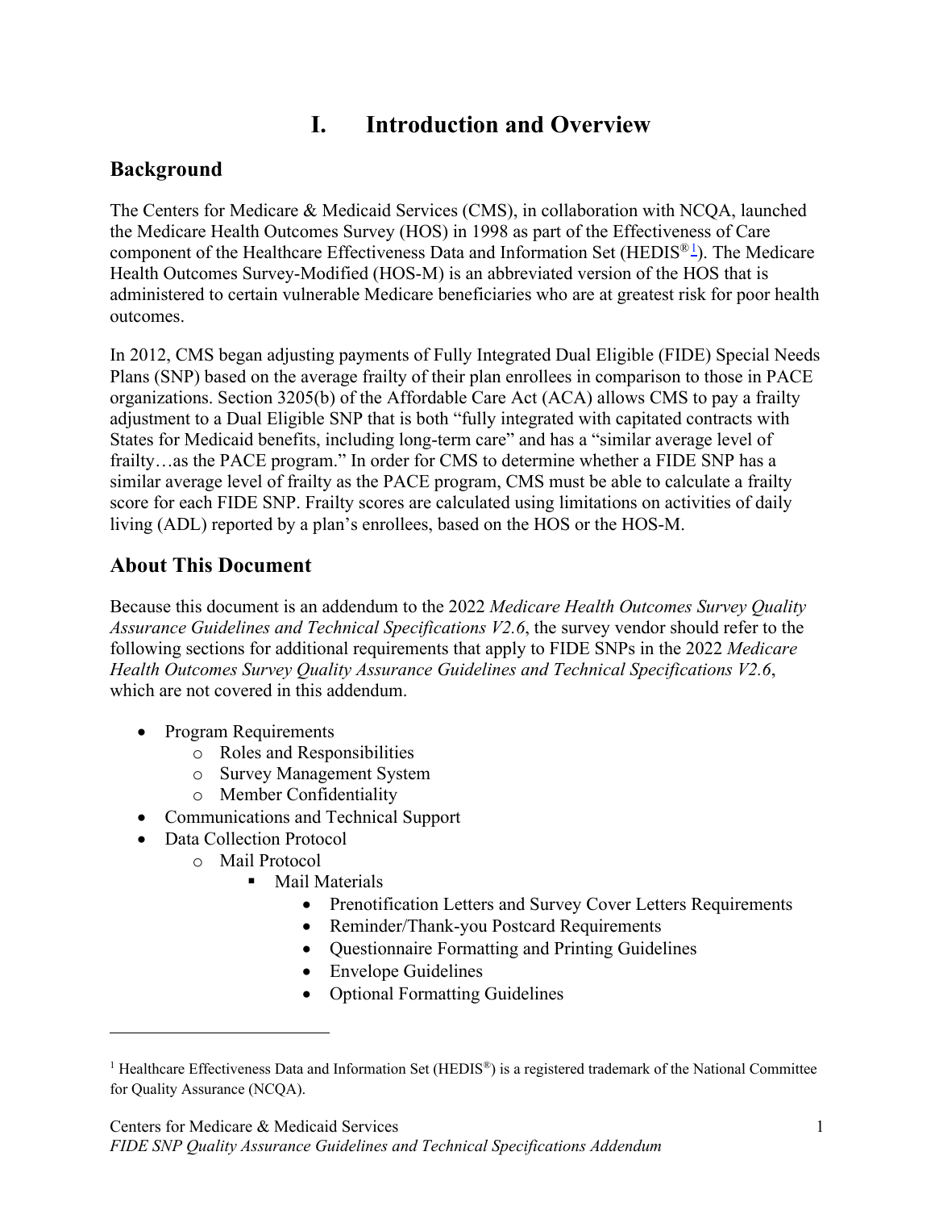# I. Introduction and Overview

## Background

The Centers for Medicare & Medicaid Services (CMS), in collaboration with NCQA, launched the Medicare Health Outcomes Survey (HOS) in 1998 as part of the Effectiveness of Care component of the Healthcare Effectiveness Data and Information Set (HEDIS®[1]). The Medicare Health Outcomes Survey-Modified (HOS-M) is an abbreviated version of the HOS that is administered to certain vulnerable Medicare beneficiaries who are at greatest risk for poor health outcomes.

In 2012, CMS began adjusting payments of Fully Integrated Dual Eligible (FIDE) Special Needs Plans (SNP) based on the average frailty of their plan enrollees in comparison to those in PACE organizations. Section 3205(b) of the Affordable Care Act (ACA) allows CMS to pay a frailty adjustment to a Dual Eligible SNP that is both "fully integrated with capitated contracts with States for Medicaid benefits, including long-term care" and has a "similar average level of frailty…as the PACE program." In order for CMS to determine whether a FIDE SNP has a similar average level of frailty as the PACE program, CMS must be able to calculate a frailty score for each FIDE SNP. Frailty scores are calculated using limitations on activities of daily living (ADL) reported by a plan's enrollees, based on the HOS or the HOS-M.

## About This Document

Because this document is an addendum to the 2022 *Medicare Health Outcomes Survey Quality Assurance Guidelines and Technical Specifications V2.6*, the survey vendor should refer to the following sections for additional requirements that apply to FIDE SNPs in the 2022 *Medicare Health Outcomes Survey Quality Assurance Guidelines and Technical Specifications V2.6*, which are not covered in this addendum.

- Program Requirements
  - Roles and Responsibilities
  - Survey Management System
  - Member Confidentiality
- Communications and Technical Support
- Data Collection Protocol
  - Mail Protocol
    - Mail Materials
      - Prenotification Letters and Survey Cover Letters Requirements
      - Reminder/Thank-you Postcard Requirements
      - Questionnaire Formatting and Printing Guidelines
      - Envelope Guidelines
      - Optional Formatting Guidelines

---

[1] Healthcare Effectiveness Data and Information Set (HEDIS®) is a registered trademark of the National Committee for Quality Assurance (NCQA).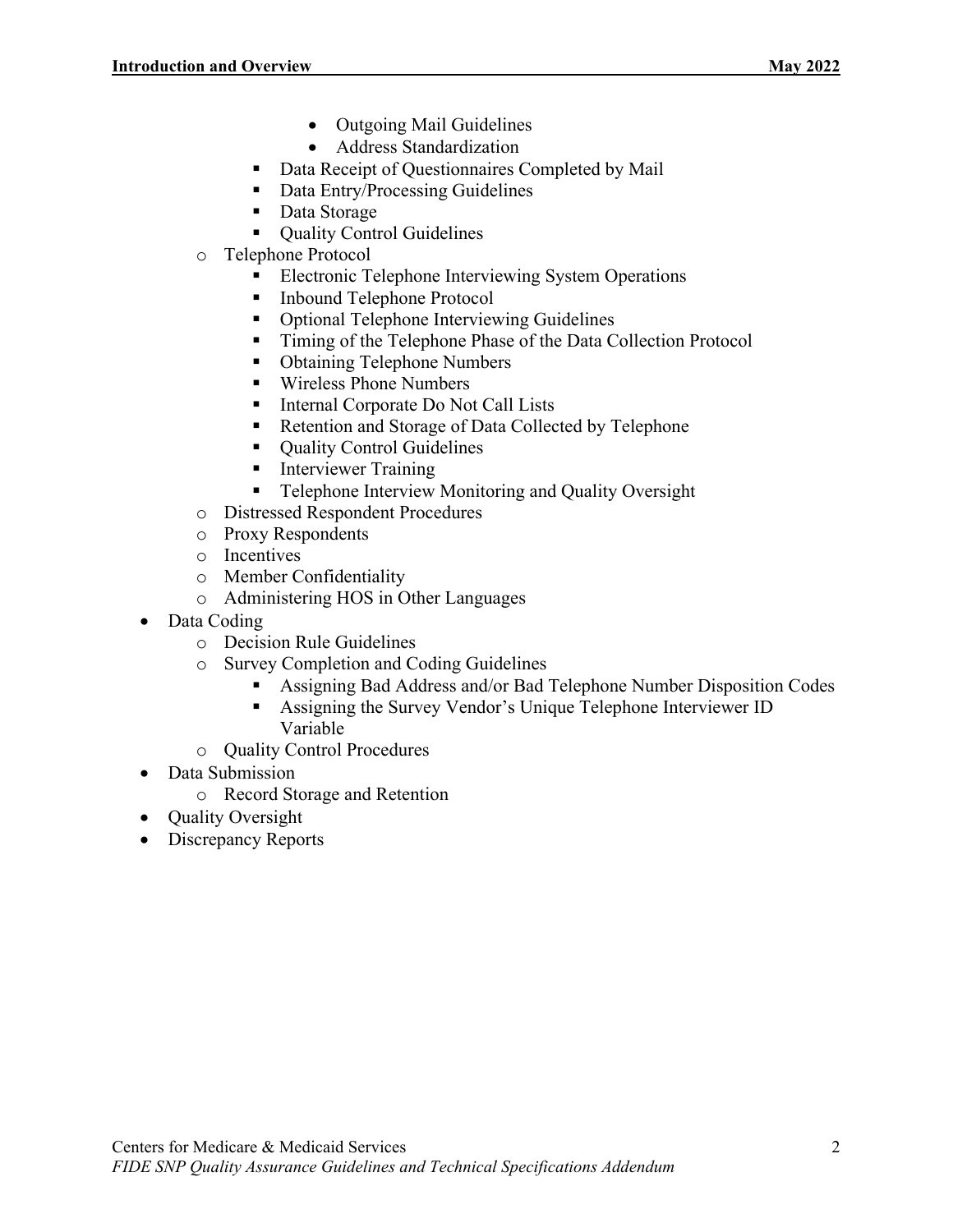- Outgoing Mail Guidelines
                - Address Standardization
            - Data Receipt of Questionnaires Completed by Mail
            - Data Entry/Processing Guidelines
            - Data Storage
            - Quality Control Guidelines
        - Telephone Protocol
            - Electronic Telephone Interviewing System Operations
            - Inbound Telephone Protocol
            - Optional Telephone Interviewing Guidelines
            - Timing of the Telephone Phase of the Data Collection Protocol
            - Obtaining Telephone Numbers
            - Wireless Phone Numbers
            - Internal Corporate Do Not Call Lists
            - Retention and Storage of Data Collected by Telephone
            - Quality Control Guidelines
            - Interviewer Training
            - Telephone Interview Monitoring and Quality Oversight
        - Distressed Respondent Procedures
        - Proxy Respondents
        - Incentives
        - Member Confidentiality
        - Administering HOS in Other Languages
- Data Coding
    - Decision Rule Guidelines
    - Survey Completion and Coding Guidelines
        - Assigning Bad Address and/or Bad Telephone Number Disposition Codes
        - Assigning the Survey Vendor's Unique Telephone Interviewer ID Variable
    - Quality Control Procedures
- Data Submission
    - Record Storage and Retention
- Quality Oversight
- Discrepancy Reports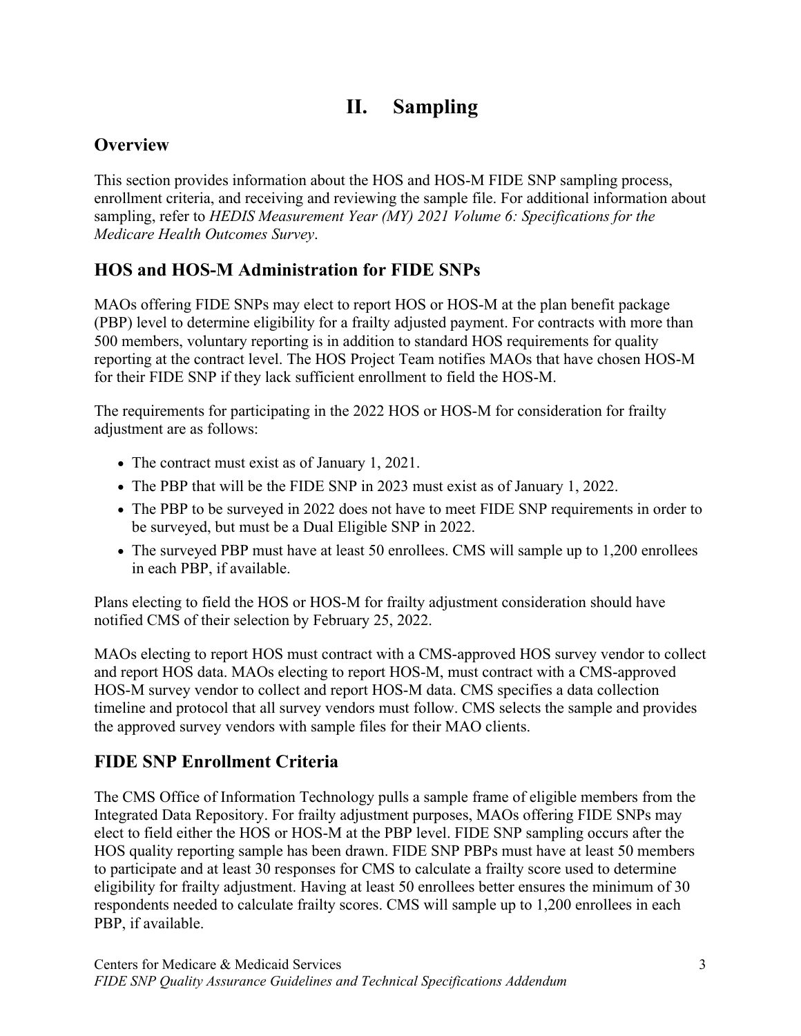# II. Sampling

## Overview

This section provides information about the HOS and HOS-M FIDE SNP sampling process, enrollment criteria, and receiving and reviewing the sample file. For additional information about sampling, refer to *HEDIS Measurement Year (MY) 2021 Volume 6: Specifications for the Medicare Health Outcomes Survey*.

## HOS and HOS-M Administration for FIDE SNPs

MAOs offering FIDE SNPs may elect to report HOS or HOS-M at the plan benefit package (PBP) level to determine eligibility for a frailty adjusted payment. For contracts with more than 500 members, voluntary reporting is in addition to standard HOS requirements for quality reporting at the contract level. The HOS Project Team notifies MAOs that have chosen HOS-M for their FIDE SNP if they lack sufficient enrollment to field the HOS-M.

The requirements for participating in the 2022 HOS or HOS-M for consideration for frailty adjustment are as follows:

- The contract must exist as of January 1, 2021.
- The PBP that will be the FIDE SNP in 2023 must exist as of January 1, 2022.
- The PBP to be surveyed in 2022 does not have to meet FIDE SNP requirements in order to be surveyed, but must be a Dual Eligible SNP in 2022.
- The surveyed PBP must have at least 50 enrollees. CMS will sample up to 1,200 enrollees in each PBP, if available.

Plans electing to field the HOS or HOS-M for frailty adjustment consideration should have notified CMS of their selection by February 25, 2022.

MAOs electing to report HOS must contract with a CMS-approved HOS survey vendor to collect and report HOS data. MAOs electing to report HOS-M, must contract with a CMS-approved HOS-M survey vendor to collect and report HOS-M data. CMS specifies a data collection timeline and protocol that all survey vendors must follow. CMS selects the sample and provides the approved survey vendors with sample files for their MAO clients.

## FIDE SNP Enrollment Criteria

The CMS Office of Information Technology pulls a sample frame of eligible members from the Integrated Data Repository. For frailty adjustment purposes, MAOs offering FIDE SNPs may elect to field either the HOS or HOS-M at the PBP level. FIDE SNP sampling occurs after the HOS quality reporting sample has been drawn. FIDE SNP PBPs must have at least 50 members to participate and at least 30 responses for CMS to calculate a frailty score used to determine eligibility for frailty adjustment. Having at least 50 enrollees better ensures the minimum of 30 respondents needed to calculate frailty scores. CMS will sample up to 1,200 enrollees in each PBP, if available.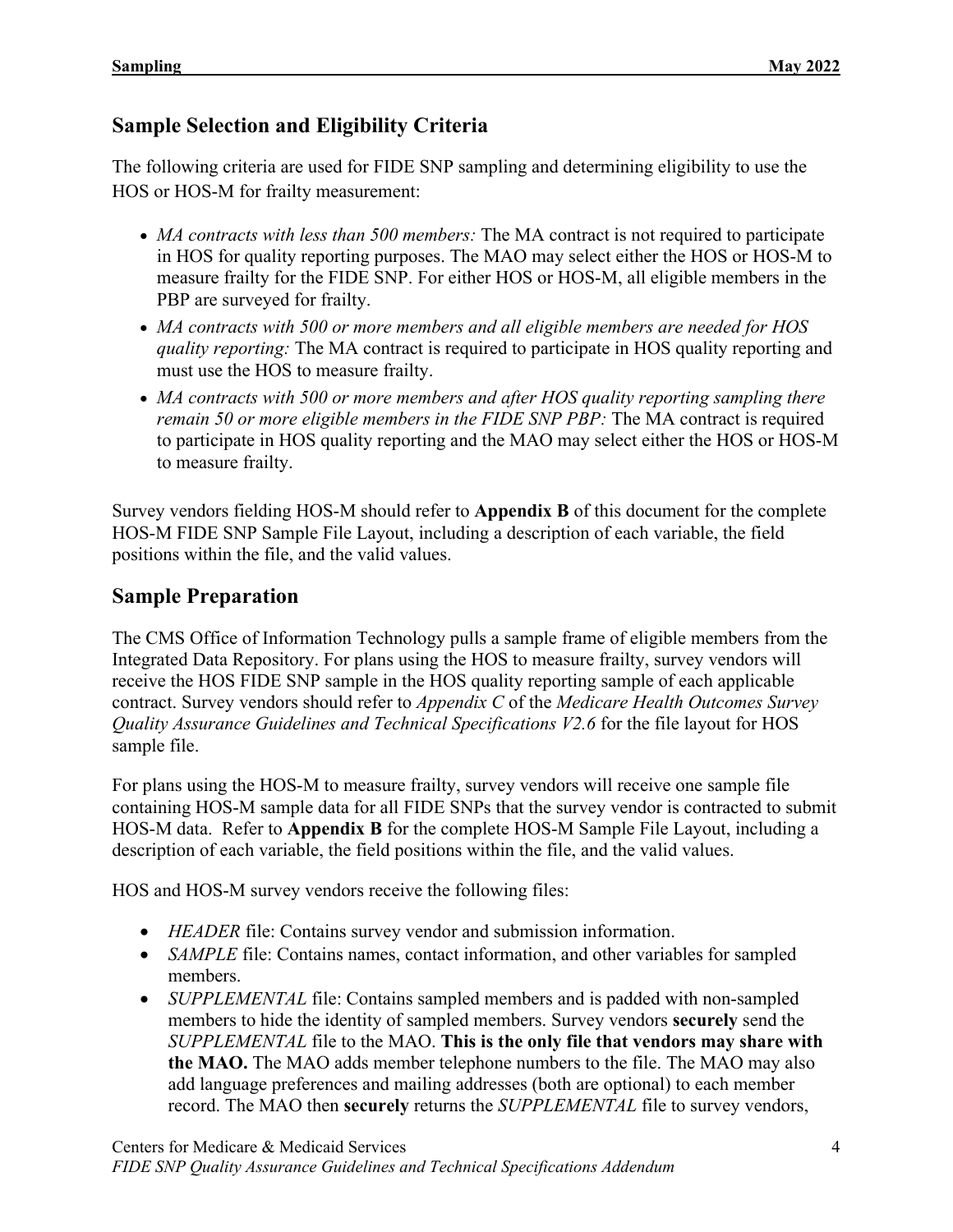## Sample Selection and Eligibility Criteria

The following criteria are used for FIDE SNP sampling and determining eligibility to use the HOS or HOS-M for frailty measurement:

- *MA contracts with less than 500 members:* The MA contract is not required to participate in HOS for quality reporting purposes. The MAO may select either the HOS or HOS-M to measure frailty for the FIDE SNP. For either HOS or HOS-M, all eligible members in the PBP are surveyed for frailty.
- *MA contracts with 500 or more members and all eligible members are needed for HOS quality reporting:* The MA contract is required to participate in HOS quality reporting and must use the HOS to measure frailty.
- *MA contracts with 500 or more members and after HOS quality reporting sampling there remain 50 or more eligible members in the FIDE SNP PBP:* The MA contract is required to participate in HOS quality reporting and the MAO may select either the HOS or HOS-M to measure frailty.

Survey vendors fielding HOS-M should refer to **Appendix B** of this document for the complete HOS-M FIDE SNP Sample File Layout, including a description of each variable, the field positions within the file, and the valid values.

## Sample Preparation

The CMS Office of Information Technology pulls a sample frame of eligible members from the Integrated Data Repository. For plans using the HOS to measure frailty, survey vendors will receive the HOS FIDE SNP sample in the HOS quality reporting sample of each applicable contract. Survey vendors should refer to *Appendix C* of the *Medicare Health Outcomes Survey Quality Assurance Guidelines and Technical Specifications V2.6* for the file layout for HOS sample file.

For plans using the HOS-M to measure frailty, survey vendors will receive one sample file containing HOS-M sample data for all FIDE SNPs that the survey vendor is contracted to submit HOS-M data. Refer to **Appendix B** for the complete HOS-M Sample File Layout, including a description of each variable, the field positions within the file, and the valid values.

HOS and HOS-M survey vendors receive the following files:

- *HEADER* file: Contains survey vendor and submission information.
- *SAMPLE* file: Contains names, contact information, and other variables for sampled members.
- *SUPPLEMENTAL* file: Contains sampled members and is padded with non-sampled members to hide the identity of sampled members. Survey vendors **securely** send the *SUPPLEMENTAL* file to the MAO. **This is the only file that vendors may share with the MAO.** The MAO adds member telephone numbers to the file. The MAO may also add language preferences and mailing addresses (both are optional) to each member record. The MAO then **securely** returns the *SUPPLEMENTAL* file to survey vendors,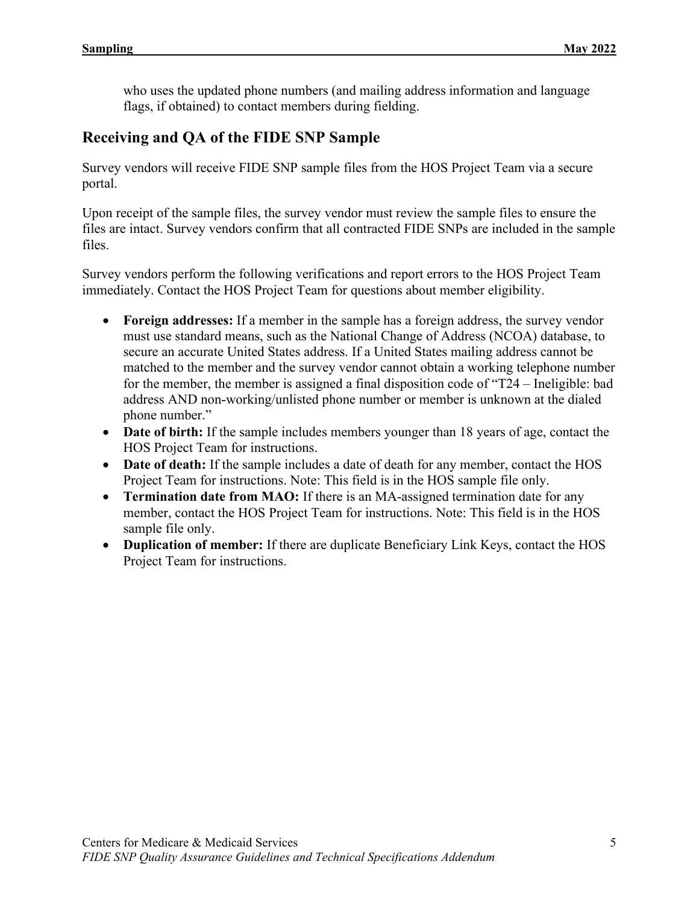who uses the updated phone numbers (and mailing address information and language flags, if obtained) to contact members during fielding.

## Receiving and QA of the FIDE SNP Sample

Survey vendors will receive FIDE SNP sample files from the HOS Project Team via a secure portal.

Upon receipt of the sample files, the survey vendor must review the sample files to ensure the files are intact. Survey vendors confirm that all contracted FIDE SNPs are included in the sample files.

Survey vendors perform the following verifications and report errors to the HOS Project Team immediately. Contact the HOS Project Team for questions about member eligibility.

- **Foreign addresses:** If a member in the sample has a foreign address, the survey vendor must use standard means, such as the National Change of Address (NCOA) database, to secure an accurate United States address. If a United States mailing address cannot be matched to the member and the survey vendor cannot obtain a working telephone number for the member, the member is assigned a final disposition code of "T24 – Ineligible: bad address AND non-working/unlisted phone number or member is unknown at the dialed phone number."
- **Date of birth:** If the sample includes members younger than 18 years of age, contact the HOS Project Team for instructions.
- **Date of death:** If the sample includes a date of death for any member, contact the HOS Project Team for instructions. Note: This field is in the HOS sample file only.
- **Termination date from MAO:** If there is an MA-assigned termination date for any member, contact the HOS Project Team for instructions. Note: This field is in the HOS sample file only.
- **Duplication of member:** If there are duplicate Beneficiary Link Keys, contact the HOS Project Team for instructions.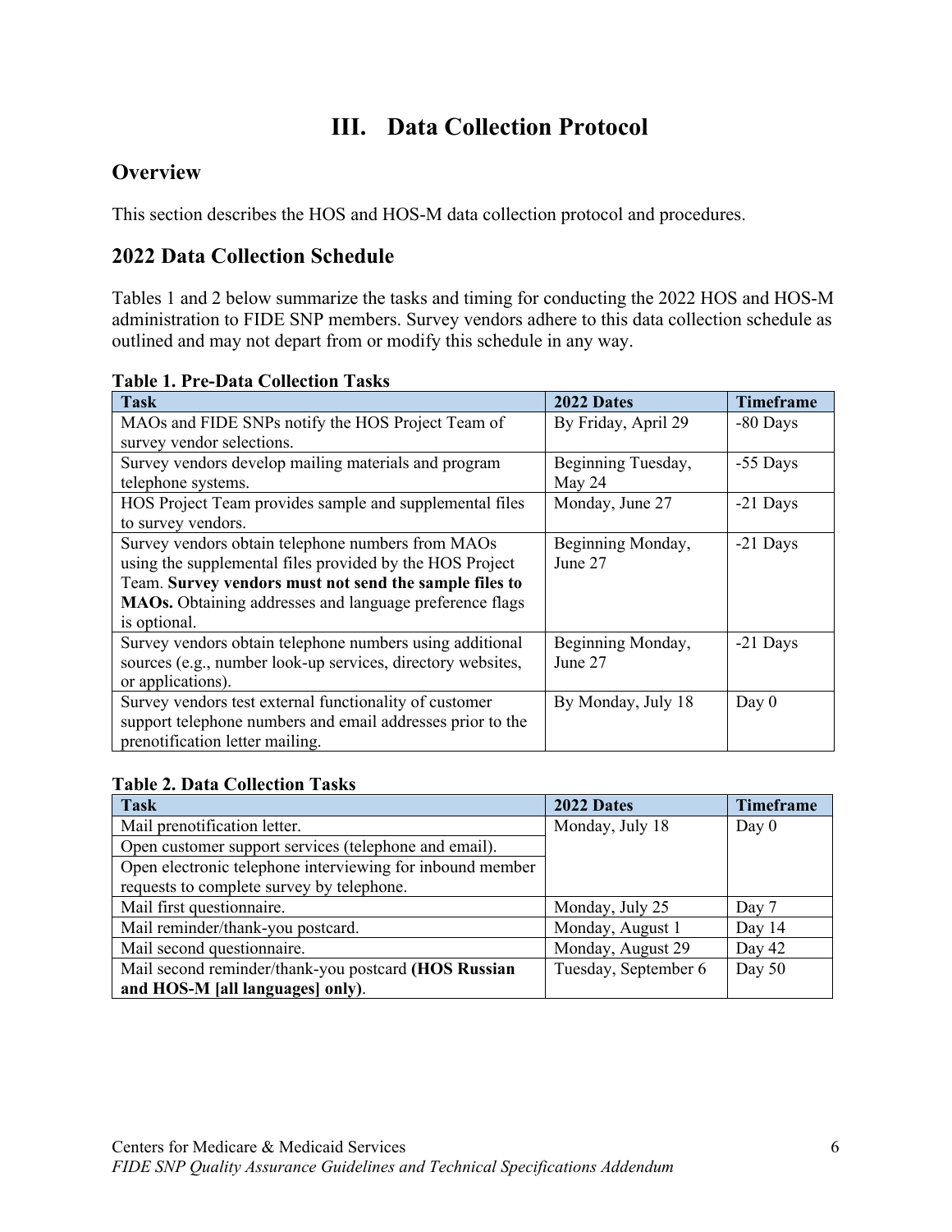# III. Data Collection Protocol

## Overview

This section describes the HOS and HOS-M data collection protocol and procedures.

## 2022 Data Collection Schedule

Tables 1 and 2 below summarize the tasks and timing for conducting the 2022 HOS and HOS-M administration to FIDE SNP members. Survey vendors adhere to this data collection schedule as outlined and may not depart from or modify this schedule in any way.

**Table 1. Pre-Data Collection Tasks**

| Task | 2022 Dates | Timeframe |
| --- | --- | --- |
| MAOs and FIDE SNPs notify the HOS Project Team of survey vendor selections. | By Friday, April 29 | -80 Days |
| Survey vendors develop mailing materials and program telephone systems. | Beginning Tuesday, May 24 | -55 Days |
| HOS Project Team provides sample and supplemental files to survey vendors. | Monday, June 27 | -21 Days |
| Survey vendors obtain telephone numbers from MAOs using the supplemental files provided by the HOS Project Team. **Survey vendors must not send the sample files to MAOs.** Obtaining addresses and language preference flags is optional. | Beginning Monday, June 27 | -21 Days |
| Survey vendors obtain telephone numbers using additional sources (e.g., number look-up services, directory websites, or applications). | Beginning Monday, June 27 | -21 Days |
| Survey vendors test external functionality of customer support telephone numbers and email addresses prior to the prenotification letter mailing. | By Monday, July 18 | Day 0 |

**Table 2. Data Collection Tasks**

| Task | 2022 Dates | Timeframe |
| --- | --- | --- |
| Mail prenotification letter. | Monday, July 18 | Day 0 |
| Open customer support services (telephone and email). | | |
| Open electronic telephone interviewing for inbound member requests to complete survey by telephone. | | |
| Mail first questionnaire. | Monday, July 25 | Day 7 |
| Mail reminder/thank-you postcard. | Monday, August 1 | Day 14 |
| Mail second questionnaire. | Monday, August 29 | Day 42 |
| Mail second reminder/thank-you postcard **(HOS Russian and HOS-M [all languages] only)**. | Tuesday, September 6 | Day 50 |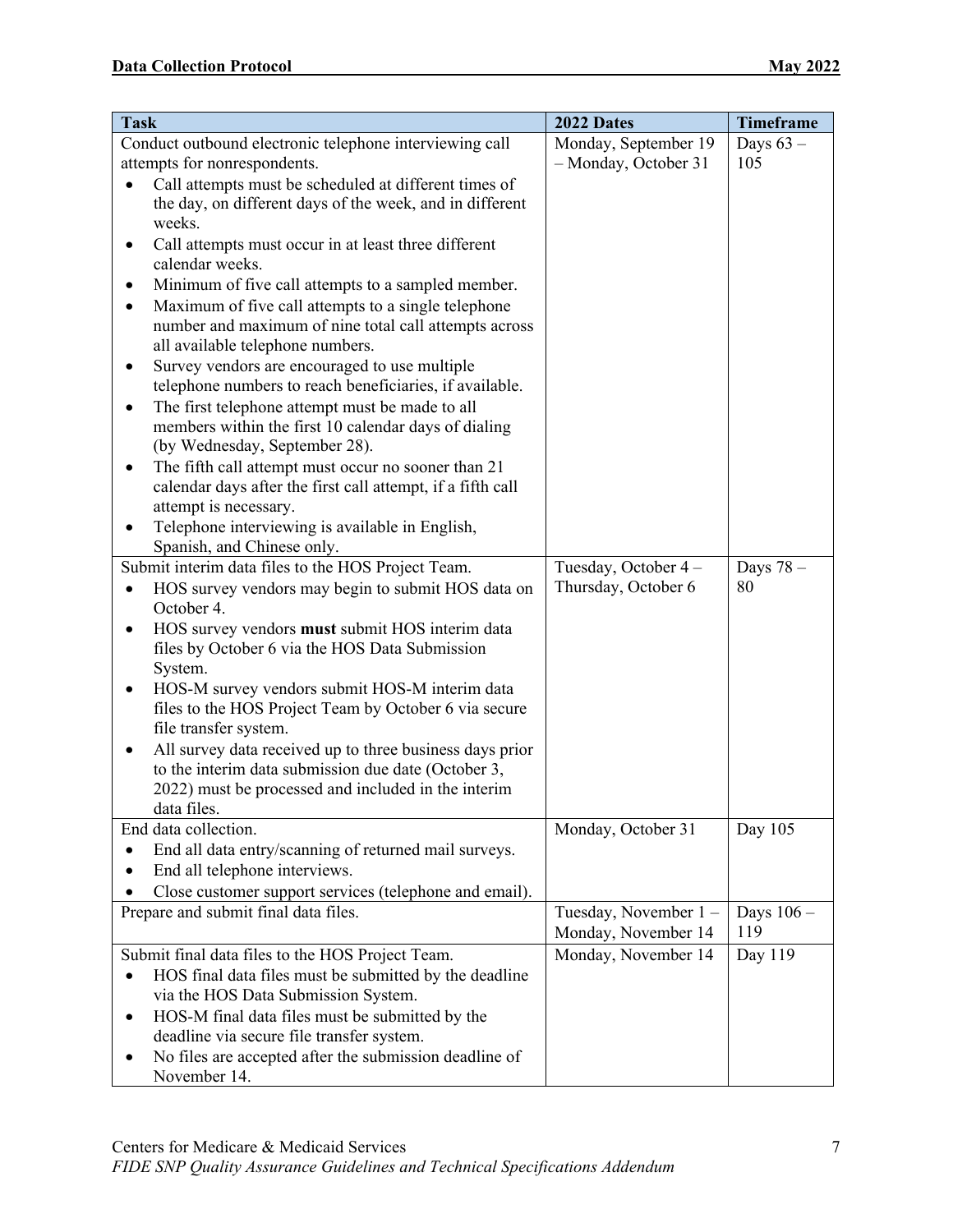| Task | 2022 Dates | Timeframe |
|---|---|---|
| Conduct outbound electronic telephone interviewing call attempts for nonrespondents.<br>• Call attempts must be scheduled at different times of the day, on different days of the week, and in different weeks.<br>• Call attempts must occur in at least three different calendar weeks.<br>• Minimum of five call attempts to a sampled member.<br>• Maximum of five call attempts to a single telephone number and maximum of nine total call attempts across all available telephone numbers.<br>• Survey vendors are encouraged to use multiple telephone numbers to reach beneficiaries, if available.<br>• The first telephone attempt must be made to all members within the first 10 calendar days of dialing (by Wednesday, September 28).<br>• The fifth call attempt must occur no sooner than 21 calendar days after the first call attempt, if a fifth call attempt is necessary.<br>• Telephone interviewing is available in English, Spanish, and Chinese only. | Monday, September 19 – Monday, October 31 | Days 63 – 105 |
| Submit interim data files to the HOS Project Team.<br>• HOS survey vendors may begin to submit HOS data on October 4.<br>• HOS survey vendors **must** submit HOS interim data files by October 6 via the HOS Data Submission System.<br>• HOS-M survey vendors submit HOS-M interim data files to the HOS Project Team by October 6 via secure file transfer system.<br>• All survey data received up to three business days prior to the interim data submission due date (October 3, 2022) must be processed and included in the interim data files. | Tuesday, October 4 – Thursday, October 6 | Days 78 – 80 |
| End data collection.<br>• End all data entry/scanning of returned mail surveys.<br>• End all telephone interviews.<br>• Close customer support services (telephone and email). | Monday, October 31 | Day 105 |
| Prepare and submit final data files. | Tuesday, November 1 – Monday, November 14 | Days 106 – 119 |
| Submit final data files to the HOS Project Team.<br>• HOS final data files must be submitted by the deadline via the HOS Data Submission System.<br>• HOS-M final data files must be submitted by the deadline via secure file transfer system.<br>• No files are accepted after the submission deadline of November 14. | Monday, November 14 | Day 119 |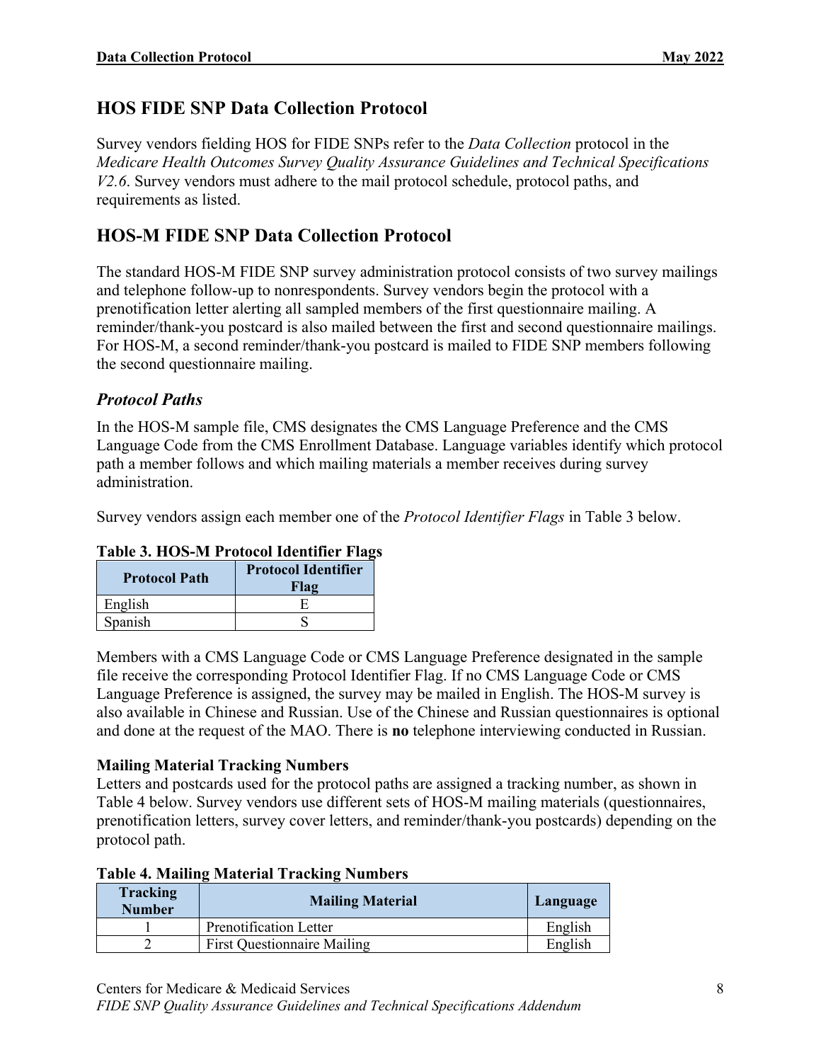## HOS FIDE SNP Data Collection Protocol

Survey vendors fielding HOS for FIDE SNPs refer to the *Data Collection* protocol in the *Medicare Health Outcomes Survey Quality Assurance Guidelines and Technical Specifications V2.6*. Survey vendors must adhere to the mail protocol schedule, protocol paths, and requirements as listed.

## HOS-M FIDE SNP Data Collection Protocol

The standard HOS-M FIDE SNP survey administration protocol consists of two survey mailings and telephone follow-up to nonrespondents. Survey vendors begin the protocol with a prenotification letter alerting all sampled members of the first questionnaire mailing. A reminder/thank-you postcard is also mailed between the first and second questionnaire mailings. For HOS-M, a second reminder/thank-you postcard is mailed to FIDE SNP members following the second questionnaire mailing.

### *Protocol Paths*

In the HOS-M sample file, CMS designates the CMS Language Preference and the CMS Language Code from the CMS Enrollment Database. Language variables identify which protocol path a member follows and which mailing materials a member receives during survey administration.

Survey vendors assign each member one of the *Protocol Identifier Flags* in Table 3 below.

**Table 3. HOS-M Protocol Identifier Flags**

| Protocol Path | Protocol Identifier Flag |
|---|---|
| English | E |
| Spanish | S |

Members with a CMS Language Code or CMS Language Preference designated in the sample file receive the corresponding Protocol Identifier Flag. If no CMS Language Code or CMS Language Preference is assigned, the survey may be mailed in English. The HOS-M survey is also available in Chinese and Russian. Use of the Chinese and Russian questionnaires is optional and done at the request of the MAO. There is **no** telephone interviewing conducted in Russian.

**Mailing Material Tracking Numbers**

Letters and postcards used for the protocol paths are assigned a tracking number, as shown in Table 4 below. Survey vendors use different sets of HOS-M mailing materials (questionnaires, prenotification letters, survey cover letters, and reminder/thank-you postcards) depending on the protocol path.

**Table 4. Mailing Material Tracking Numbers**

| Tracking Number | Mailing Material | Language |
|---|---|---|
| 1 | Prenotification Letter | English |
| 2 | First Questionnaire Mailing | English |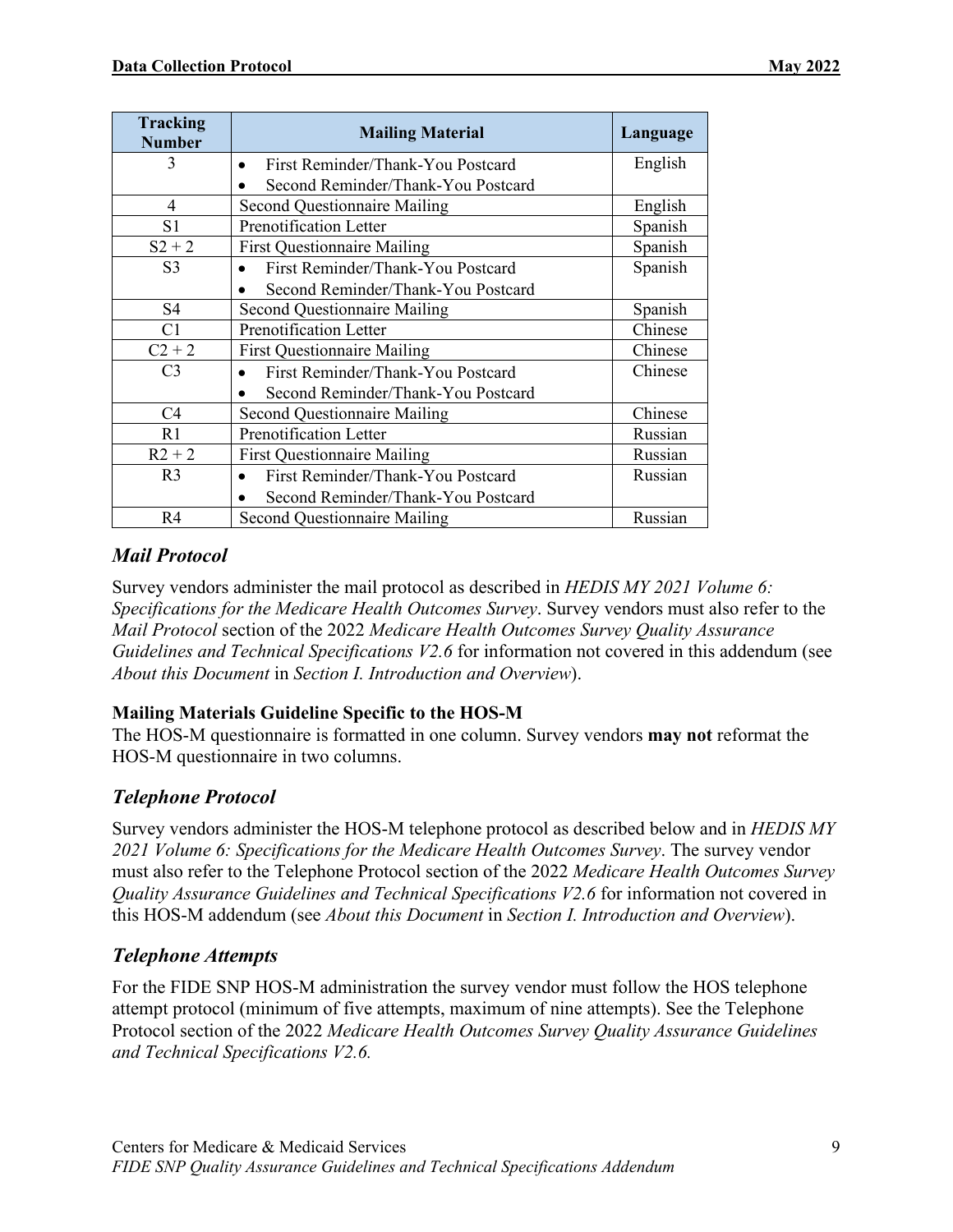| Tracking Number | Mailing Material | Language |
| --- | --- | --- |
| 3 | • First Reminder/Thank-You Postcard<br>• Second Reminder/Thank-You Postcard | English |
| 4 | Second Questionnaire Mailing | English |
| S1 | Prenotification Letter | Spanish |
| S2 + 2 | First Questionnaire Mailing | Spanish |
| S3 | • First Reminder/Thank-You Postcard<br>• Second Reminder/Thank-You Postcard | Spanish |
| S4 | Second Questionnaire Mailing | Spanish |
| C1 | Prenotification Letter | Chinese |
| C2 + 2 | First Questionnaire Mailing | Chinese |
| C3 | • First Reminder/Thank-You Postcard<br>• Second Reminder/Thank-You Postcard | Chinese |
| C4 | Second Questionnaire Mailing | Chinese |
| R1 | Prenotification Letter | Russian |
| R2 + 2 | First Questionnaire Mailing | Russian |
| R3 | • First Reminder/Thank-You Postcard<br>• Second Reminder/Thank-You Postcard | Russian |
| R4 | Second Questionnaire Mailing | Russian |

## *Mail Protocol*

Survey vendors administer the mail protocol as described in *HEDIS MY 2021 Volume 6: Specifications for the Medicare Health Outcomes Survey*. Survey vendors must also refer to the *Mail Protocol* section of the 2022 *Medicare Health Outcomes Survey Quality Assurance Guidelines and Technical Specifications V2.6* for information not covered in this addendum (see *About this Document* in *Section I. Introduction and Overview*).

**Mailing Materials Guideline Specific to the HOS-M**

The HOS-M questionnaire is formatted in one column. Survey vendors **may not** reformat the HOS-M questionnaire in two columns.

## *Telephone Protocol*

Survey vendors administer the HOS-M telephone protocol as described below and in *HEDIS MY 2021 Volume 6: Specifications for the Medicare Health Outcomes Survey*. The survey vendor must also refer to the Telephone Protocol section of the 2022 *Medicare Health Outcomes Survey Quality Assurance Guidelines and Technical Specifications V2.6* for information not covered in this HOS-M addendum (see *About this Document* in *Section I. Introduction and Overview*).

## *Telephone Attempts*

For the FIDE SNP HOS-M administration the survey vendor must follow the HOS telephone attempt protocol (minimum of five attempts, maximum of nine attempts). See the Telephone Protocol section of the 2022 *Medicare Health Outcomes Survey Quality Assurance Guidelines and Technical Specifications V2.6.*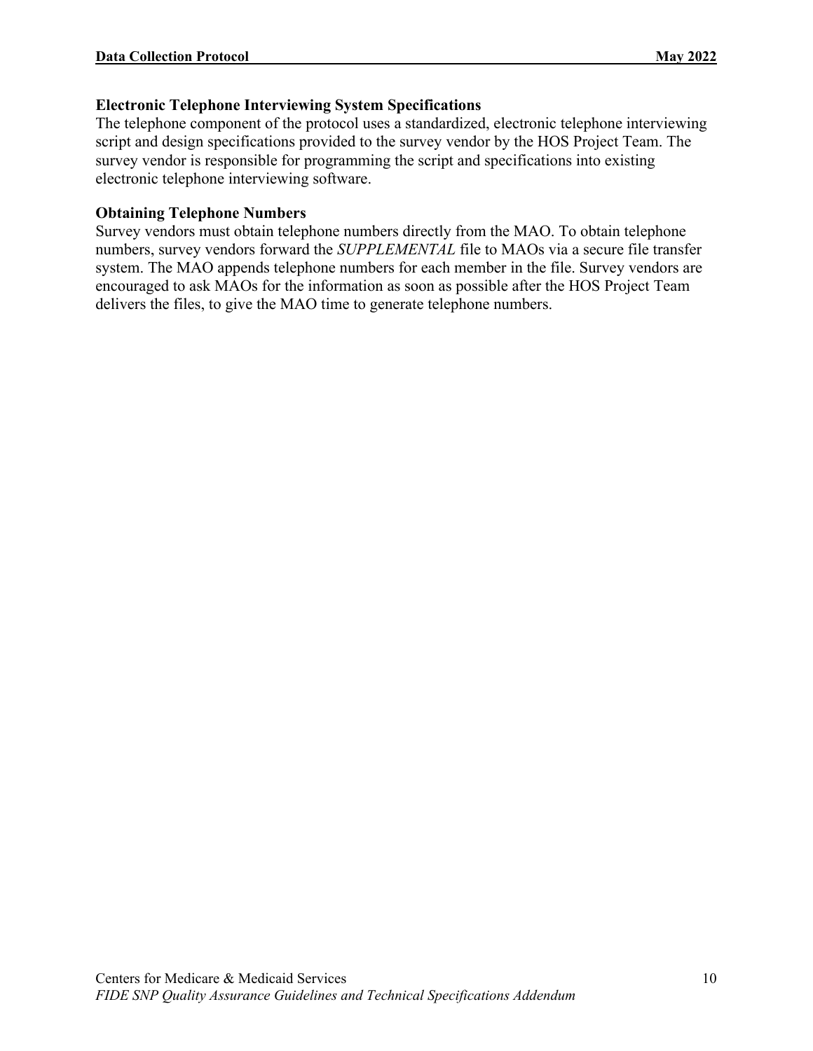### Electronic Telephone Interviewing System Specifications

The telephone component of the protocol uses a standardized, electronic telephone interviewing script and design specifications provided to the survey vendor by the HOS Project Team. The survey vendor is responsible for programming the script and specifications into existing electronic telephone interviewing software.

### Obtaining Telephone Numbers

Survey vendors must obtain telephone numbers directly from the MAO. To obtain telephone numbers, survey vendors forward the *SUPPLEMENTAL* file to MAOs via a secure file transfer system. The MAO appends telephone numbers for each member in the file. Survey vendors are encouraged to ask MAOs for the information as soon as possible after the HOS Project Team delivers the files, to give the MAO time to generate telephone numbers.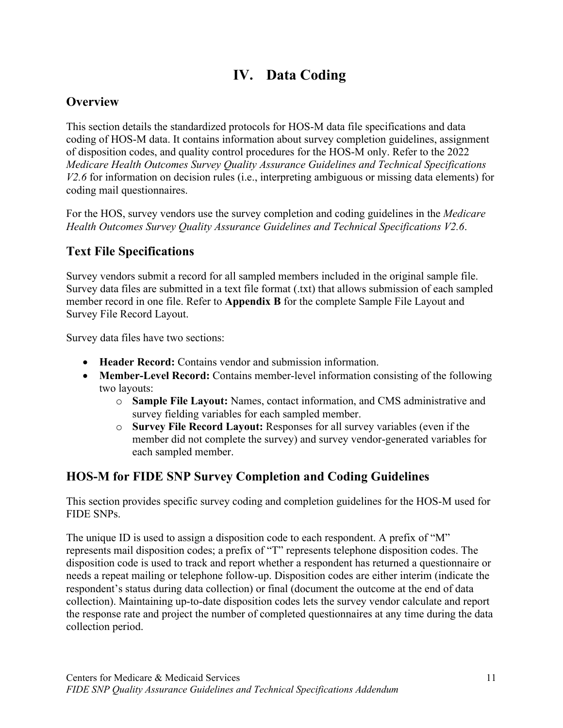# IV. Data Coding

## Overview

This section details the standardized protocols for HOS-M data file specifications and data coding of HOS-M data. It contains information about survey completion guidelines, assignment of disposition codes, and quality control procedures for the HOS-M only. Refer to the 2022 *Medicare Health Outcomes Survey Quality Assurance Guidelines and Technical Specifications V2.6* for information on decision rules (i.e., interpreting ambiguous or missing data elements) for coding mail questionnaires.

For the HOS, survey vendors use the survey completion and coding guidelines in the *Medicare Health Outcomes Survey Quality Assurance Guidelines and Technical Specifications V2.6*.

## Text File Specifications

Survey vendors submit a record for all sampled members included in the original sample file. Survey data files are submitted in a text file format (.txt) that allows submission of each sampled member record in one file. Refer to **Appendix B** for the complete Sample File Layout and Survey File Record Layout.

Survey data files have two sections:

- **Header Record:** Contains vendor and submission information.
- **Member-Level Record:** Contains member-level information consisting of the following two layouts:
  - **Sample File Layout:** Names, contact information, and CMS administrative and survey fielding variables for each sampled member.
  - **Survey File Record Layout:** Responses for all survey variables (even if the member did not complete the survey) and survey vendor-generated variables for each sampled member.

## HOS-M for FIDE SNP Survey Completion and Coding Guidelines

This section provides specific survey coding and completion guidelines for the HOS-M used for FIDE SNPs.

The unique ID is used to assign a disposition code to each respondent. A prefix of "M" represents mail disposition codes; a prefix of "T" represents telephone disposition codes. The disposition code is used to track and report whether a respondent has returned a questionnaire or needs a repeat mailing or telephone follow-up. Disposition codes are either interim (indicate the respondent's status during data collection) or final (document the outcome at the end of data collection). Maintaining up-to-date disposition codes lets the survey vendor calculate and report the response rate and project the number of completed questionnaires at any time during the data collection period.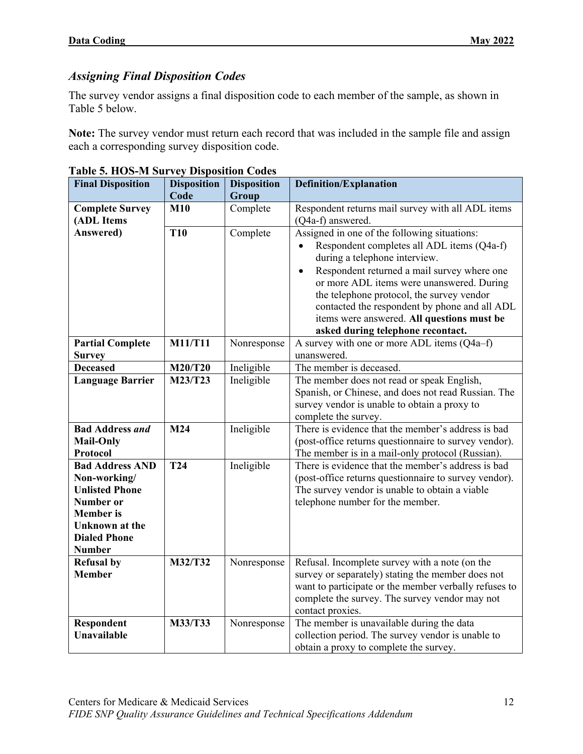### *Assigning Final Disposition Codes*

The survey vendor assigns a final disposition code to each member of the sample, as shown in Table 5 below.

**Note:** The survey vendor must return each record that was included in the sample file and assign each a corresponding survey disposition code.

**Table 5. HOS-M Survey Disposition Codes**

| Final Disposition | Disposition Code | Disposition Group | Definition/Explanation |
|---|---|---|---|
| **Complete Survey (ADL Items Answered)** | **M10** | Complete | Respondent returns mail survey with all ADL items (Q4a-f) answered. |
| | **T10** | Complete | Assigned in one of the following situations:<br>• Respondent completes all ADL items (Q4a-f) during a telephone interview.<br>• Respondent returned a mail survey where one or more ADL items were unanswered. During the telephone protocol, the survey vendor contacted the respondent by phone and all ADL items were answered. **All questions must be asked during telephone recontact.** |
| **Partial Complete Survey** | **M11/T11** | Nonresponse | A survey with one or more ADL items (Q4a–f) unanswered. |
| **Deceased** | **M20/T20** | Ineligible | The member is deceased. |
| **Language Barrier** | **M23/T23** | Ineligible | The member does not read or speak English, Spanish, or Chinese, and does not read Russian. The survey vendor is unable to obtain a proxy to complete the survey. |
| **Bad Address *and* Mail-Only Protocol** | **M24** | Ineligible | There is evidence that the member's address is bad (post-office returns questionnaire to survey vendor). The member is in a mail-only protocol (Russian). |
| **Bad Address AND Non-working/ Unlisted Phone Number or Member is Unknown at the Dialed Phone Number** | **T24** | Ineligible | There is evidence that the member's address is bad (post-office returns questionnaire to survey vendor). The survey vendor is unable to obtain a viable telephone number for the member. |
| **Refusal by Member** | **M32/T32** | Nonresponse | Refusal. Incomplete survey with a note (on the survey or separately) stating the member does not want to participate or the member verbally refuses to complete the survey. The survey vendor may not contact proxies. |
| **Respondent Unavailable** | **M33/T33** | Nonresponse | The member is unavailable during the data collection period. The survey vendor is unable to obtain a proxy to complete the survey. |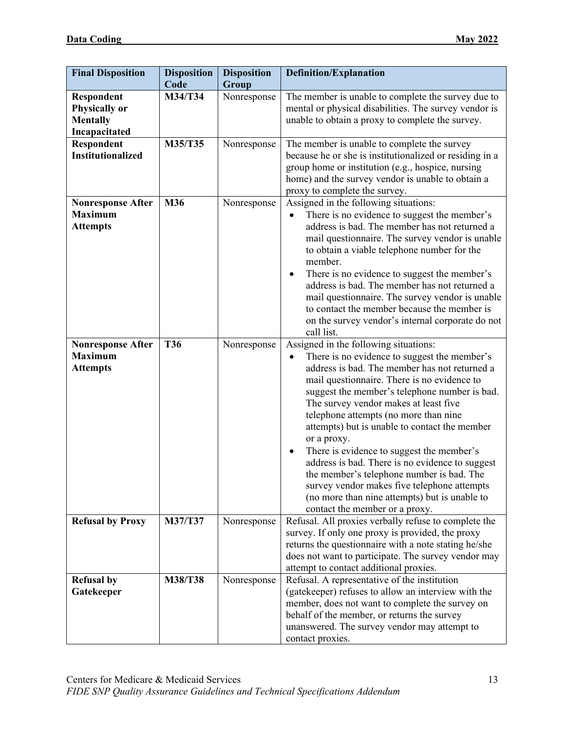| Final Disposition | Disposition Code | Disposition Group | Definition/Explanation |
|---|---|---|---|
| **Respondent Physically or Mentally Incapacitated** | **M34/T34** | Nonresponse | The member is unable to complete the survey due to mental or physical disabilities. The survey vendor is unable to obtain a proxy to complete the survey. |
| **Respondent Institutionalized** | **M35/T35** | Nonresponse | The member is unable to complete the survey because he or she is institutionalized or residing in a group home or institution (e.g., hospice, nursing home) and the survey vendor is unable to obtain a proxy to complete the survey. |
| **Nonresponse After Maximum Attempts** | **M36** | Nonresponse | Assigned in the following situations:<br>• There is no evidence to suggest the member's address is bad. The member has not returned a mail questionnaire. The survey vendor is unable to obtain a viable telephone number for the member.<br>• There is no evidence to suggest the member's address is bad. The member has not returned a mail questionnaire. The survey vendor is unable to contact the member because the member is on the survey vendor's internal corporate do not call list. |
| **Nonresponse After Maximum Attempts** | **T36** | Nonresponse | Assigned in the following situations:<br>• There is no evidence to suggest the member's address is bad. The member has not returned a mail questionnaire. There is no evidence to suggest the member's telephone number is bad. The survey vendor makes at least five telephone attempts (no more than nine attempts) but is unable to contact the member or a proxy.<br>• There is evidence to suggest the member's address is bad. There is no evidence to suggest the member's telephone number is bad. The survey vendor makes five telephone attempts (no more than nine attempts) but is unable to contact the member or a proxy. |
| **Refusal by Proxy** | **M37/T37** | Nonresponse | Refusal. All proxies verbally refuse to complete the survey. If only one proxy is provided, the proxy returns the questionnaire with a note stating he/she does not want to participate. The survey vendor may attempt to contact additional proxies. |
| **Refusal by Gatekeeper** | **M38/T38** | Nonresponse | Refusal. A representative of the institution (gatekeeper) refuses to allow an interview with the member, does not want to complete the survey on behalf of the member, or returns the survey unanswered. The survey vendor may attempt to contact proxies. |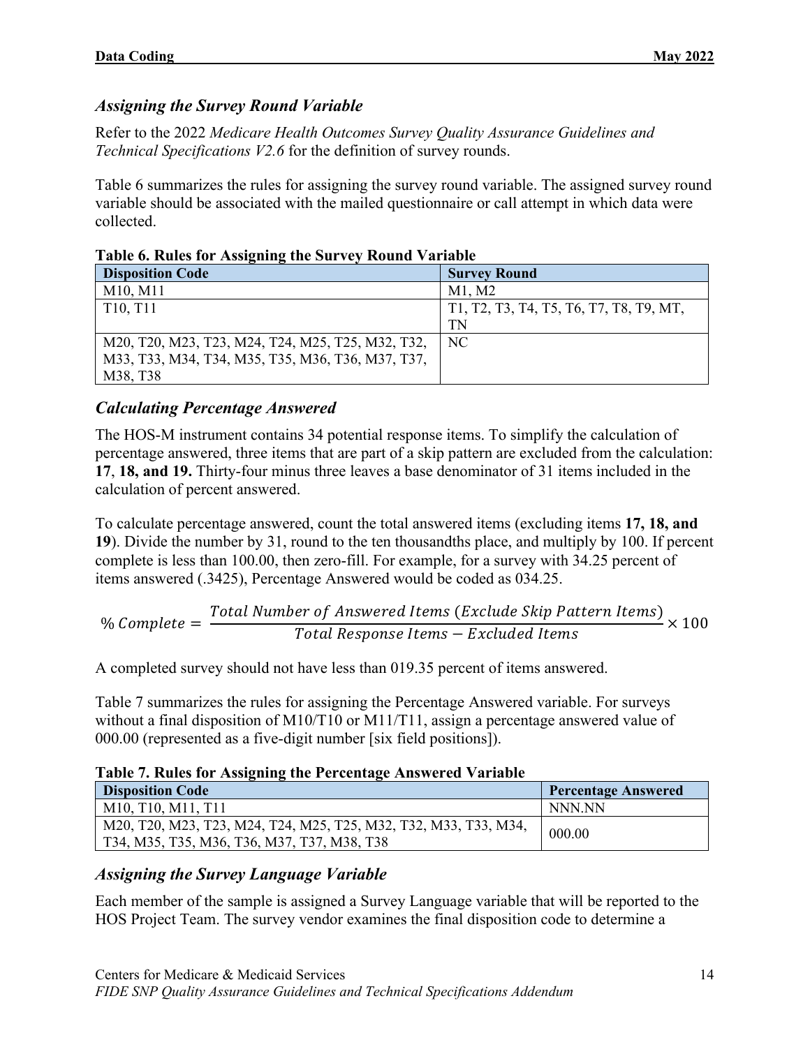### *Assigning the Survey Round Variable*

Refer to the 2022 *Medicare Health Outcomes Survey Quality Assurance Guidelines and Technical Specifications V2.6* for the definition of survey rounds.

Table 6 summarizes the rules for assigning the survey round variable. The assigned survey round variable should be associated with the mailed questionnaire or call attempt in which data were collected.

**Table 6. Rules for Assigning the Survey Round Variable**

| Disposition Code | Survey Round |
|---|---|
| M10, M11 | M1, M2 |
| T10, T11 | T1, T2, T3, T4, T5, T6, T7, T8, T9, MT, TN |
| M20, T20, M23, T23, M24, T24, M25, T25, M32, T32, M33, T33, M34, T34, M35, T35, M36, T36, M37, T37, M38, T38 | NC |

### *Calculating Percentage Answered*

The HOS-M instrument contains 34 potential response items. To simplify the calculation of percentage answered, three items that are part of a skip pattern are excluded from the calculation: **17**, **18, and 19.** Thirty-four minus three leaves a base denominator of 31 items included in the calculation of percent answered.

To calculate percentage answered, count the total answered items (excluding items **17, 18, and 19**). Divide the number by 31, round to the ten thousandths place, and multiply by 100. If percent complete is less than 100.00, then zero-fill. For example, for a survey with 34.25 percent of items answered (.3425), Percentage Answered would be coded as 034.25.

$$\% \, Complete = \frac{Total \; Number \; of \; Answered \; Items \; (Exclude \; Skip \; Pattern \; Items)}{Total \; Response \; Items - Excluded \; Items} \times 100$$

A completed survey should not have less than 019.35 percent of items answered.

Table 7 summarizes the rules for assigning the Percentage Answered variable. For surveys without a final disposition of M10/T10 or M11/T11, assign a percentage answered value of 000.00 (represented as a five-digit number [six field positions]).

**Table 7. Rules for Assigning the Percentage Answered Variable**

| Disposition Code | Percentage Answered |
|---|---|
| M10, T10, M11, T11 | NNN.NN |
| M20, T20, M23, T23, M24, T24, M25, T25, M32, T32, M33, T33, M34, T34, M35, T35, M36, T36, M37, T37, M38, T38 | 000.00 |

### *Assigning the Survey Language Variable*

Each member of the sample is assigned a Survey Language variable that will be reported to the HOS Project Team. The survey vendor examines the final disposition code to determine a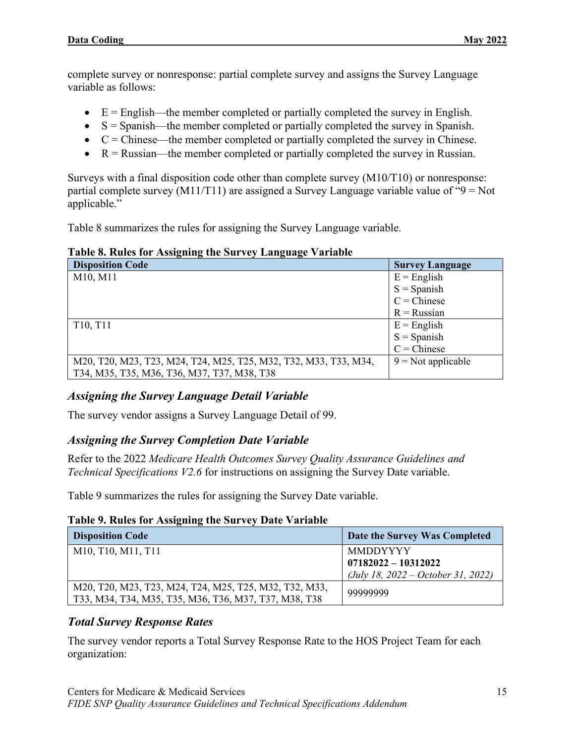complete survey or nonresponse: partial complete survey and assigns the Survey Language variable as follows:

- E = English—the member completed or partially completed the survey in English.
- S = Spanish—the member completed or partially completed the survey in Spanish.
- C = Chinese—the member completed or partially completed the survey in Chinese.
- R = Russian—the member completed or partially completed the survey in Russian.

Surveys with a final disposition code other than complete survey (M10/T10) or nonresponse: partial complete survey (M11/T11) are assigned a Survey Language variable value of "9 = Not applicable."

Table 8 summarizes the rules for assigning the Survey Language variable.

**Table 8. Rules for Assigning the Survey Language Variable**

| Disposition Code | Survey Language |
|---|---|
| M10, M11 | E = English<br>S = Spanish<br>C = Chinese<br>R = Russian |
| T10, T11 | E = English<br>S = Spanish<br>C = Chinese |
| M20, T20, M23, T23, M24, T24, M25, T25, M32, T32, M33, T33, M34, T34, M35, T35, M36, T36, M37, T37, M38, T38 | 9 = Not applicable |

### *Assigning the Survey Language Detail Variable*

The survey vendor assigns a Survey Language Detail of 99.

### *Assigning the Survey Completion Date Variable*

Refer to the 2022 *Medicare Health Outcomes Survey Quality Assurance Guidelines and Technical Specifications V2.6* for instructions on assigning the Survey Date variable.

Table 9 summarizes the rules for assigning the Survey Date variable.

**Table 9. Rules for Assigning the Survey Date Variable**

| Disposition Code | Date the Survey Was Completed |
|---|---|
| M10, T10, M11, T11 | MMDDYYYY<br>**07182022 – 10312022**<br>*(July 18, 2022 – October 31, 2022)* |
| M20, T20, M23, T23, M24, T24, M25, T25, M32, T32, M33, T33, M34, T34, M35, T35, M36, T36, M37, T37, M38, T38 | 99999999 |

### *Total Survey Response Rates*

The survey vendor reports a Total Survey Response Rate to the HOS Project Team for each organization: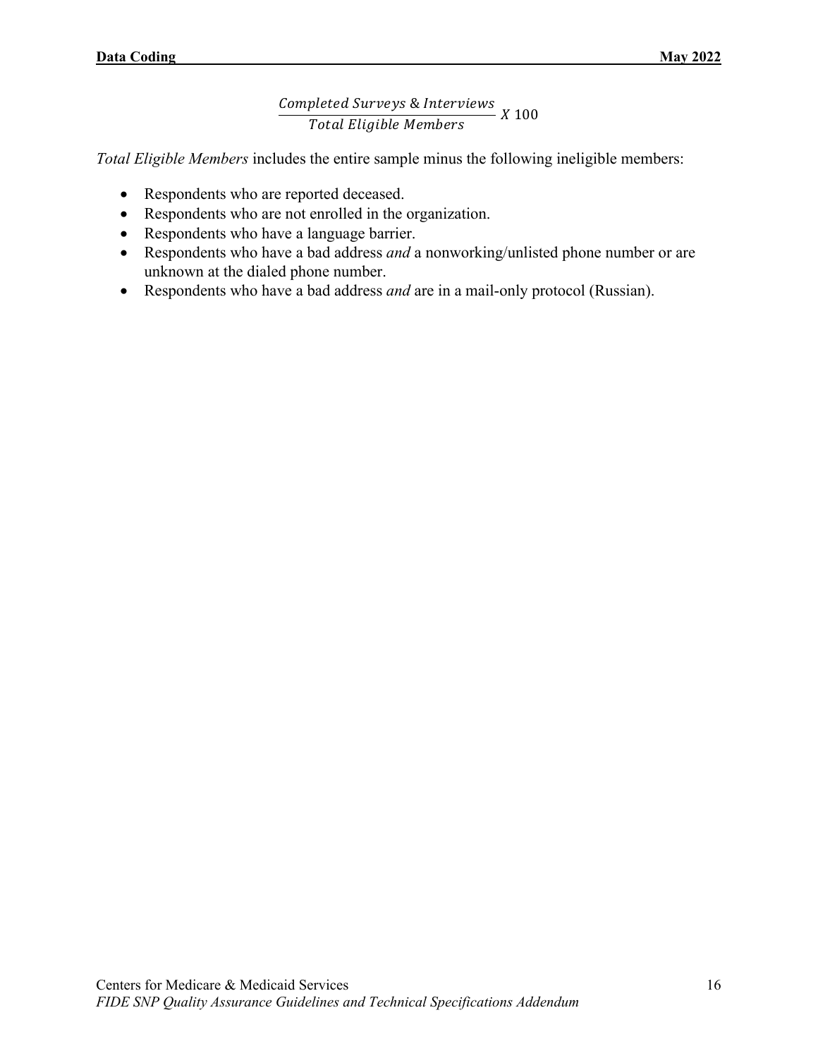$$\frac{Completed\ Surveys\ \&\ Interviews}{Total\ Eligible\ Members}\ X\ 100$$

*Total Eligible Members* includes the entire sample minus the following ineligible members:

- Respondents who are reported deceased.
- Respondents who are not enrolled in the organization.
- Respondents who have a language barrier.
- Respondents who have a bad address *and* a nonworking/unlisted phone number or are unknown at the dialed phone number.
- Respondents who have a bad address *and* are in a mail-only protocol (Russian).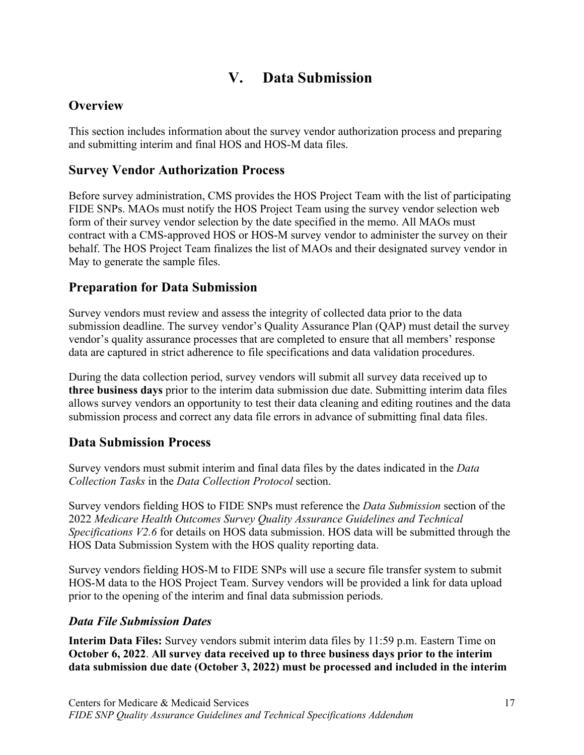# V. Data Submission

## Overview

This section includes information about the survey vendor authorization process and preparing and submitting interim and final HOS and HOS-M data files.

## Survey Vendor Authorization Process

Before survey administration, CMS provides the HOS Project Team with the list of participating FIDE SNPs. MAOs must notify the HOS Project Team using the survey vendor selection web form of their survey vendor selection by the date specified in the memo. All MAOs must contract with a CMS-approved HOS or HOS-M survey vendor to administer the survey on their behalf. The HOS Project Team finalizes the list of MAOs and their designated survey vendor in May to generate the sample files.

## Preparation for Data Submission

Survey vendors must review and assess the integrity of collected data prior to the data submission deadline. The survey vendor's Quality Assurance Plan (QAP) must detail the survey vendor's quality assurance processes that are completed to ensure that all members' response data are captured in strict adherence to file specifications and data validation procedures.

During the data collection period, survey vendors will submit all survey data received up to **three business days** prior to the interim data submission due date. Submitting interim data files allows survey vendors an opportunity to test their data cleaning and editing routines and the data submission process and correct any data file errors in advance of submitting final data files.

## Data Submission Process

Survey vendors must submit interim and final data files by the dates indicated in the *Data Collection Tasks* in the *Data Collection Protocol* section.

Survey vendors fielding HOS to FIDE SNPs must reference the *Data Submission* section of the 2022 *Medicare Health Outcomes Survey Quality Assurance Guidelines and Technical Specifications V2.6* for details on HOS data submission. HOS data will be submitted through the HOS Data Submission System with the HOS quality reporting data.

Survey vendors fielding HOS-M to FIDE SNPs will use a secure file transfer system to submit HOS-M data to the HOS Project Team. Survey vendors will be provided a link for data upload prior to the opening of the interim and final data submission periods.

### *Data File Submission Dates*

**Interim Data Files:** Survey vendors submit interim data files by 11:59 p.m. Eastern Time on **October 6, 2022**. **All survey data received up to three business days prior to the interim data submission due date (October 3, 2022) must be processed and included in the interim**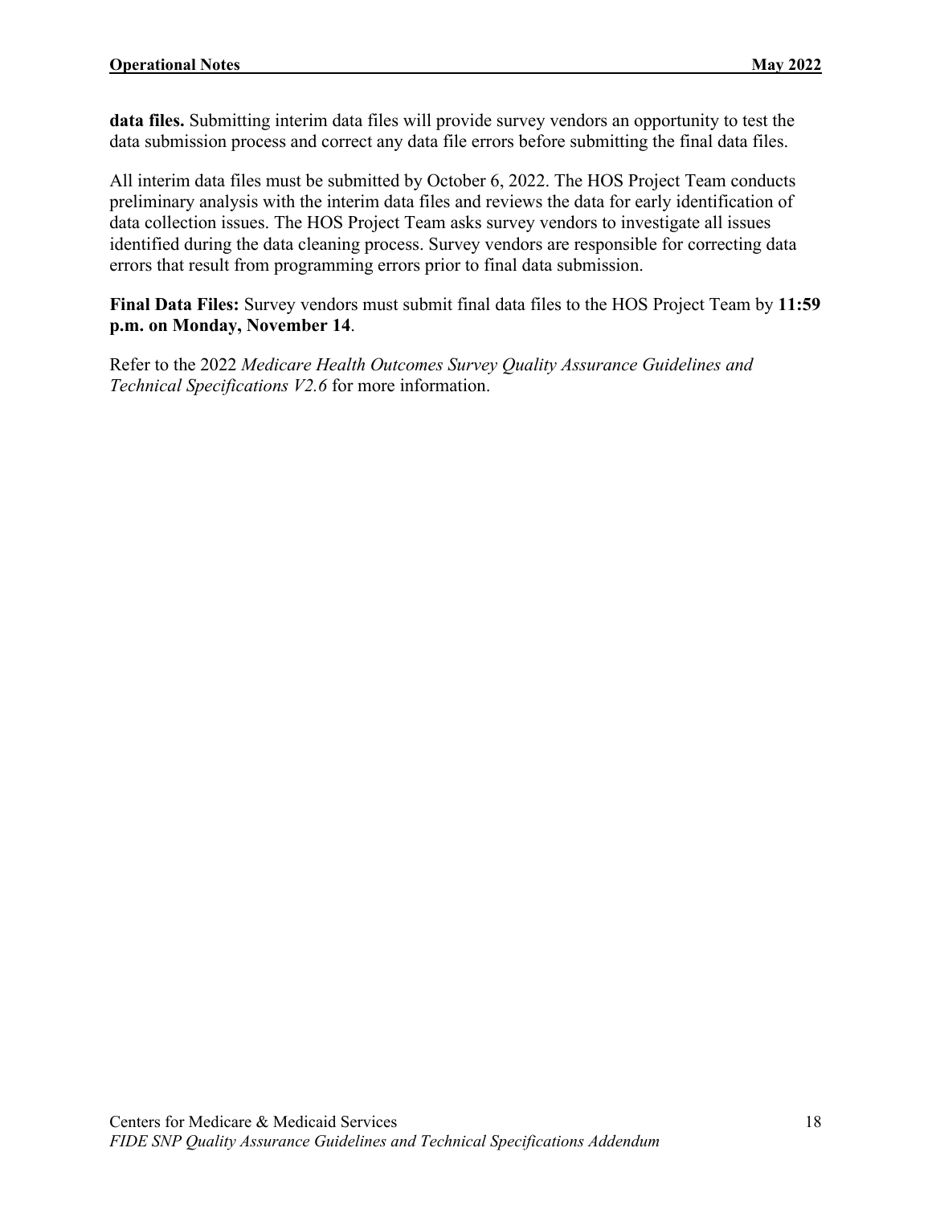**data files.** Submitting interim data files will provide survey vendors an opportunity to test the data submission process and correct any data file errors before submitting the final data files.

All interim data files must be submitted by October 6, 2022. The HOS Project Team conducts preliminary analysis with the interim data files and reviews the data for early identification of data collection issues. The HOS Project Team asks survey vendors to investigate all issues identified during the data cleaning process. Survey vendors are responsible for correcting data errors that result from programming errors prior to final data submission.

**Final Data Files:** Survey vendors must submit final data files to the HOS Project Team by **11:59 p.m. on Monday, November 14**.

Refer to the 2022 *Medicare Health Outcomes Survey Quality Assurance Guidelines and Technical Specifications V2.6* for more information.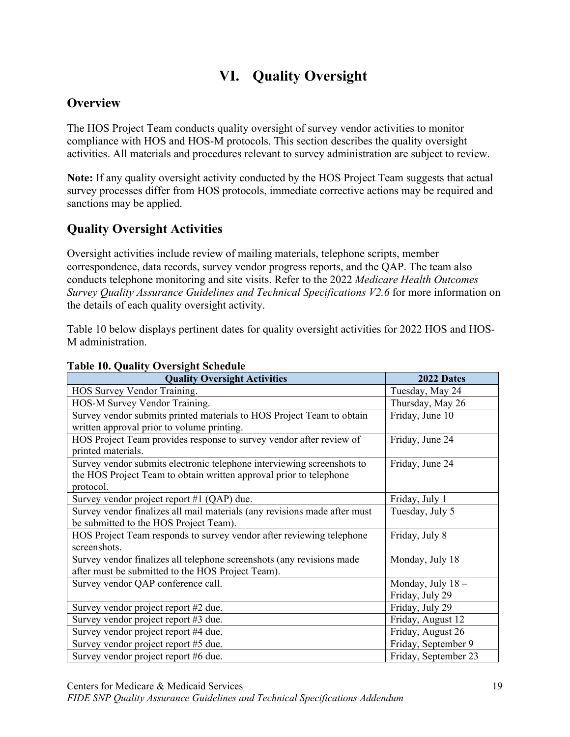# VI. Quality Oversight

## Overview

The HOS Project Team conducts quality oversight of survey vendor activities to monitor compliance with HOS and HOS-M protocols. This section describes the quality oversight activities. All materials and procedures relevant to survey administration are subject to review.

**Note:** If any quality oversight activity conducted by the HOS Project Team suggests that actual survey processes differ from HOS protocols, immediate corrective actions may be required and sanctions may be applied.

## Quality Oversight Activities

Oversight activities include review of mailing materials, telephone scripts, member correspondence, data records, survey vendor progress reports, and the QAP. The team also conducts telephone monitoring and site visits. Refer to the 2022 *Medicare Health Outcomes Survey Quality Assurance Guidelines and Technical Specifications V2.6* for more information on the details of each quality oversight activity.

Table 10 below displays pertinent dates for quality oversight activities for 2022 HOS and HOS-M administration.

**Table 10. Quality Oversight Schedule**

| Quality Oversight Activities | 2022 Dates |
|---|---|
| HOS Survey Vendor Training. | Tuesday, May 24 |
| HOS-M Survey Vendor Training. | Thursday, May 26 |
| Survey vendor submits printed materials to HOS Project Team to obtain written approval prior to volume printing. | Friday, June 10 |
| HOS Project Team provides response to survey vendor after review of printed materials. | Friday, June 24 |
| Survey vendor submits electronic telephone interviewing screenshots to the HOS Project Team to obtain written approval prior to telephone protocol. | Friday, June 24 |
| Survey vendor project report #1 (QAP) due. | Friday, July 1 |
| Survey vendor finalizes all mail materials (any revisions made after must be submitted to the HOS Project Team). | Tuesday, July 5 |
| HOS Project Team responds to survey vendor after reviewing telephone screenshots. | Friday, July 8 |
| Survey vendor finalizes all telephone screenshots (any revisions made after must be submitted to the HOS Project Team). | Monday, July 18 |
| Survey vendor QAP conference call. | Monday, July 18 – Friday, July 29 |
| Survey vendor project report #2 due. | Friday, July 29 |
| Survey vendor project report #3 due. | Friday, August 12 |
| Survey vendor project report #4 due. | Friday, August 26 |
| Survey vendor project report #5 due. | Friday, September 9 |
| Survey vendor project report #6 due. | Friday, September 23 |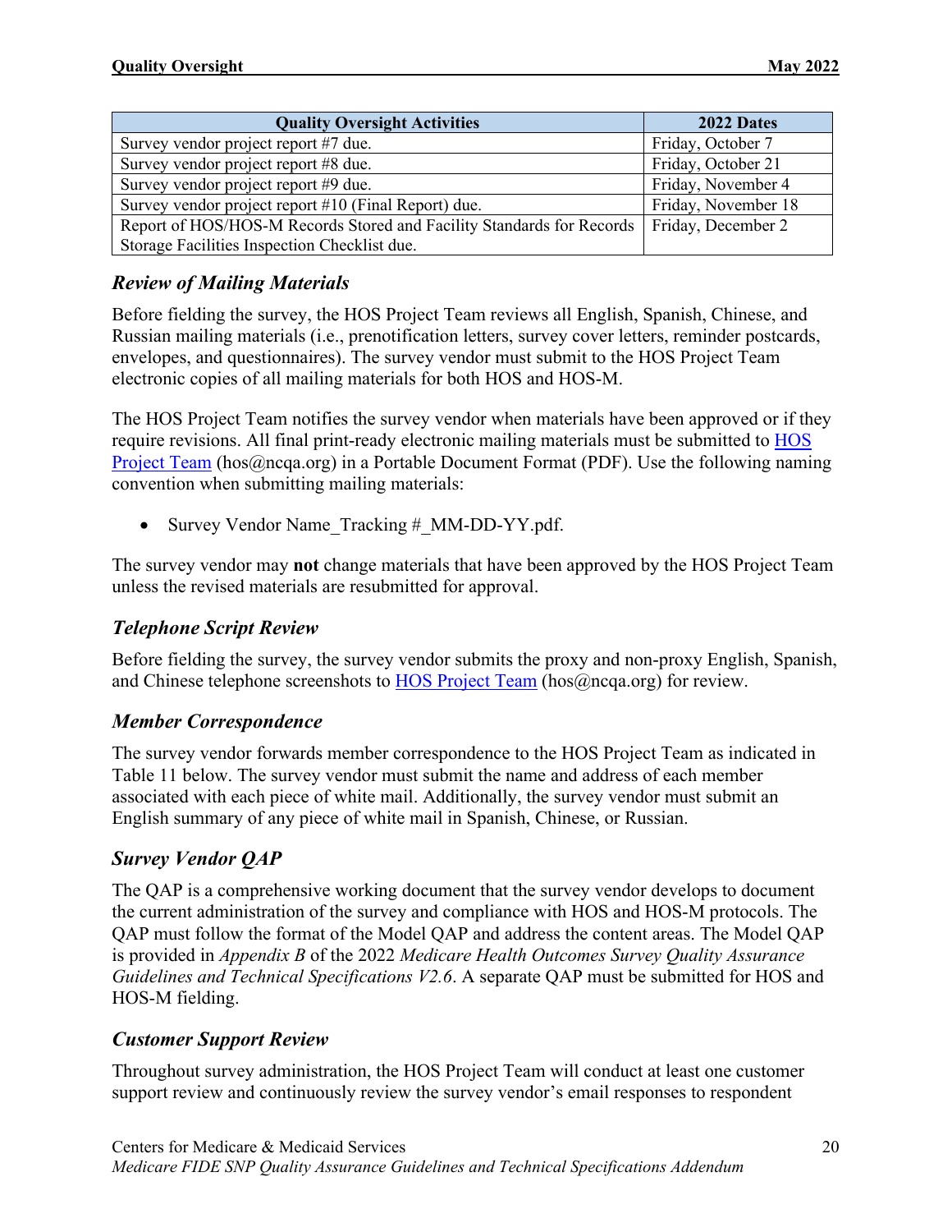| Quality Oversight Activities | 2022 Dates |
| --- | --- |
| Survey vendor project report #7 due. | Friday, October 7 |
| Survey vendor project report #8 due. | Friday, October 21 |
| Survey vendor project report #9 due. | Friday, November 4 |
| Survey vendor project report #10 (Final Report) due. | Friday, November 18 |
| Report of HOS/HOS-M Records Stored and Facility Standards for Records Storage Facilities Inspection Checklist due. | Friday, December 2 |

### *Review of Mailing Materials*

Before fielding the survey, the HOS Project Team reviews all English, Spanish, Chinese, and Russian mailing materials (i.e., prenotification letters, survey cover letters, reminder postcards, envelopes, and questionnaires). The survey vendor must submit to the HOS Project Team electronic copies of all mailing materials for both HOS and HOS-M.

The HOS Project Team notifies the survey vendor when materials have been approved or if they require revisions. All final print-ready electronic mailing materials must be submitted to HOS Project Team (hos@ncqa.org) in a Portable Document Format (PDF). Use the following naming convention when submitting mailing materials:

- Survey Vendor Name_Tracking #_MM-DD-YY.pdf.

The survey vendor may **not** change materials that have been approved by the HOS Project Team unless the revised materials are resubmitted for approval.

### *Telephone Script Review*

Before fielding the survey, the survey vendor submits the proxy and non-proxy English, Spanish, and Chinese telephone screenshots to HOS Project Team (hos@ncqa.org) for review.

### *Member Correspondence*

The survey vendor forwards member correspondence to the HOS Project Team as indicated in Table 11 below. The survey vendor must submit the name and address of each member associated with each piece of white mail. Additionally, the survey vendor must submit an English summary of any piece of white mail in Spanish, Chinese, or Russian.

### *Survey Vendor QAP*

The QAP is a comprehensive working document that the survey vendor develops to document the current administration of the survey and compliance with HOS and HOS-M protocols. The QAP must follow the format of the Model QAP and address the content areas. The Model QAP is provided in *Appendix B* of the 2022 *Medicare Health Outcomes Survey Quality Assurance Guidelines and Technical Specifications V2.6*. A separate QAP must be submitted for HOS and HOS-M fielding.

### *Customer Support Review*

Throughout survey administration, the HOS Project Team will conduct at least one customer support review and continuously review the survey vendor's email responses to respondent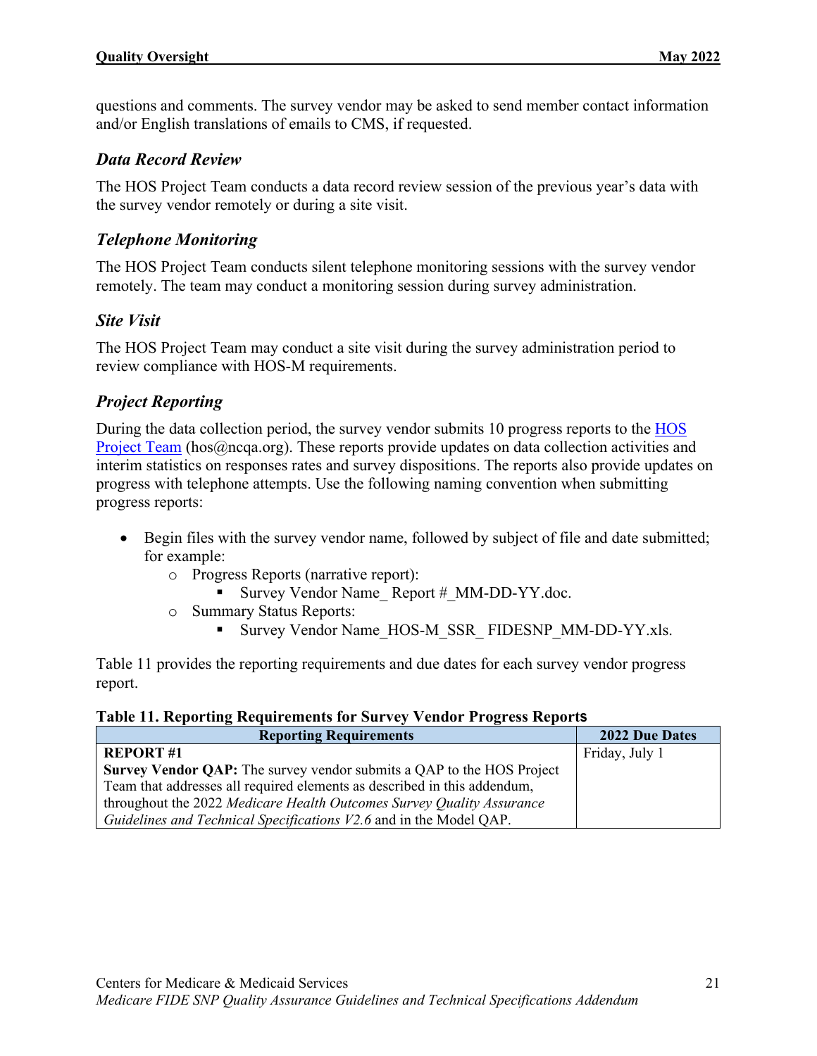questions and comments. The survey vendor may be asked to send member contact information and/or English translations of emails to CMS, if requested.

### *Data Record Review*

The HOS Project Team conducts a data record review session of the previous year's data with the survey vendor remotely or during a site visit.

### *Telephone Monitoring*

The HOS Project Team conducts silent telephone monitoring sessions with the survey vendor remotely. The team may conduct a monitoring session during survey administration.

### *Site Visit*

The HOS Project Team may conduct a site visit during the survey administration period to review compliance with HOS-M requirements.

### *Project Reporting*

During the data collection period, the survey vendor submits 10 progress reports to the HOS Project Team (hos@ncqa.org). These reports provide updates on data collection activities and interim statistics on responses rates and survey dispositions. The reports also provide updates on progress with telephone attempts. Use the following naming convention when submitting progress reports:

- Begin files with the survey vendor name, followed by subject of file and date submitted; for example:
  - Progress Reports (narrative report):
    - Survey Vendor Name_ Report #_MM-DD-YY.doc.
  - Summary Status Reports:
    - Survey Vendor Name_HOS-M_SSR_ FIDESNP_MM-DD-YY.xls.

Table 11 provides the reporting requirements and due dates for each survey vendor progress report.

**Table 11. Reporting Requirements for Survey Vendor Progress Reports**

| Reporting Requirements | 2022 Due Dates |
|---|---|
| **REPORT #1**<br>**Survey Vendor QAP:** The survey vendor submits a QAP to the HOS Project Team that addresses all required elements as described in this addendum, throughout the 2022 *Medicare Health Outcomes Survey Quality Assurance Guidelines and Technical Specifications V2.6* and in the Model QAP. | Friday, July 1 |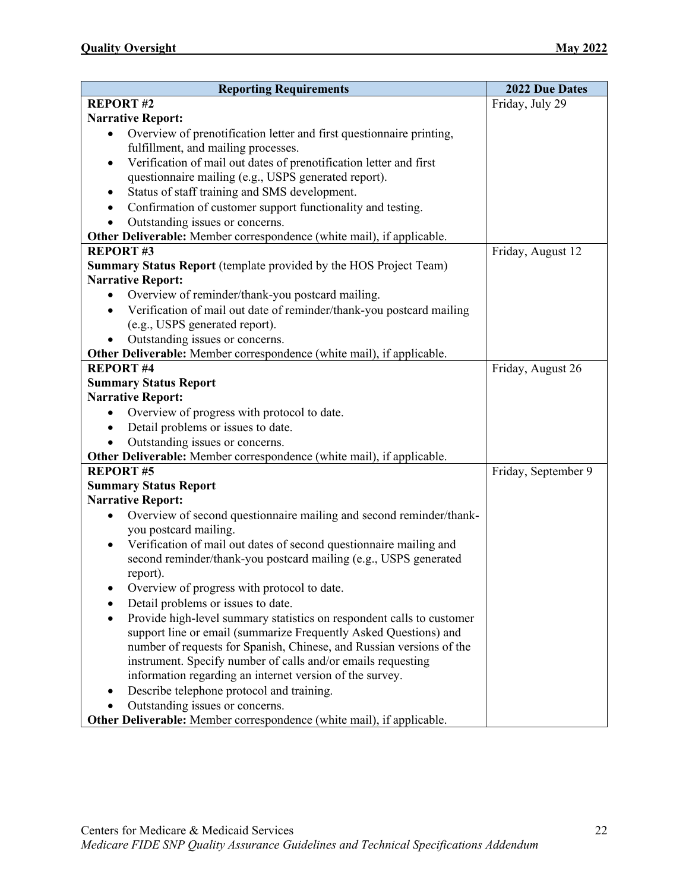| Reporting Requirements | 2022 Due Dates |
|---|---|
| **REPORT #2**<br>**Narrative Report:**<br>• Overview of prenotification letter and first questionnaire printing, fulfillment, and mailing processes.<br>• Verification of mail out dates of prenotification letter and first questionnaire mailing (e.g., USPS generated report).<br>• Status of staff training and SMS development.<br>• Confirmation of customer support functionality and testing.<br>• Outstanding issues or concerns.<br>**Other Deliverable:** Member correspondence (white mail), if applicable. | Friday, July 29 |
| **REPORT #3**<br>**Summary Status Report** (template provided by the HOS Project Team)<br>**Narrative Report:**<br>• Overview of reminder/thank-you postcard mailing.<br>• Verification of mail out date of reminder/thank-you postcard mailing (e.g., USPS generated report).<br>• Outstanding issues or concerns.<br>**Other Deliverable:** Member correspondence (white mail), if applicable. | Friday, August 12 |
| **REPORT #4**<br>**Summary Status Report**<br>**Narrative Report:**<br>• Overview of progress with protocol to date.<br>• Detail problems or issues to date.<br>• Outstanding issues or concerns.<br>**Other Deliverable:** Member correspondence (white mail), if applicable. | Friday, August 26 |
| **REPORT #5**<br>**Summary Status Report**<br>**Narrative Report:**<br>• Overview of second questionnaire mailing and second reminder/thank-you postcard mailing.<br>• Verification of mail out dates of second questionnaire mailing and second reminder/thank-you postcard mailing (e.g., USPS generated report).<br>• Overview of progress with protocol to date.<br>• Detail problems or issues to date.<br>• Provide high-level summary statistics on respondent calls to customer support line or email (summarize Frequently Asked Questions) and number of requests for Spanish, Chinese, and Russian versions of the instrument. Specify number of calls and/or emails requesting information regarding an internet version of the survey.<br>• Describe telephone protocol and training.<br>• Outstanding issues or concerns.<br>**Other Deliverable:** Member correspondence (white mail), if applicable. | Friday, September 9 |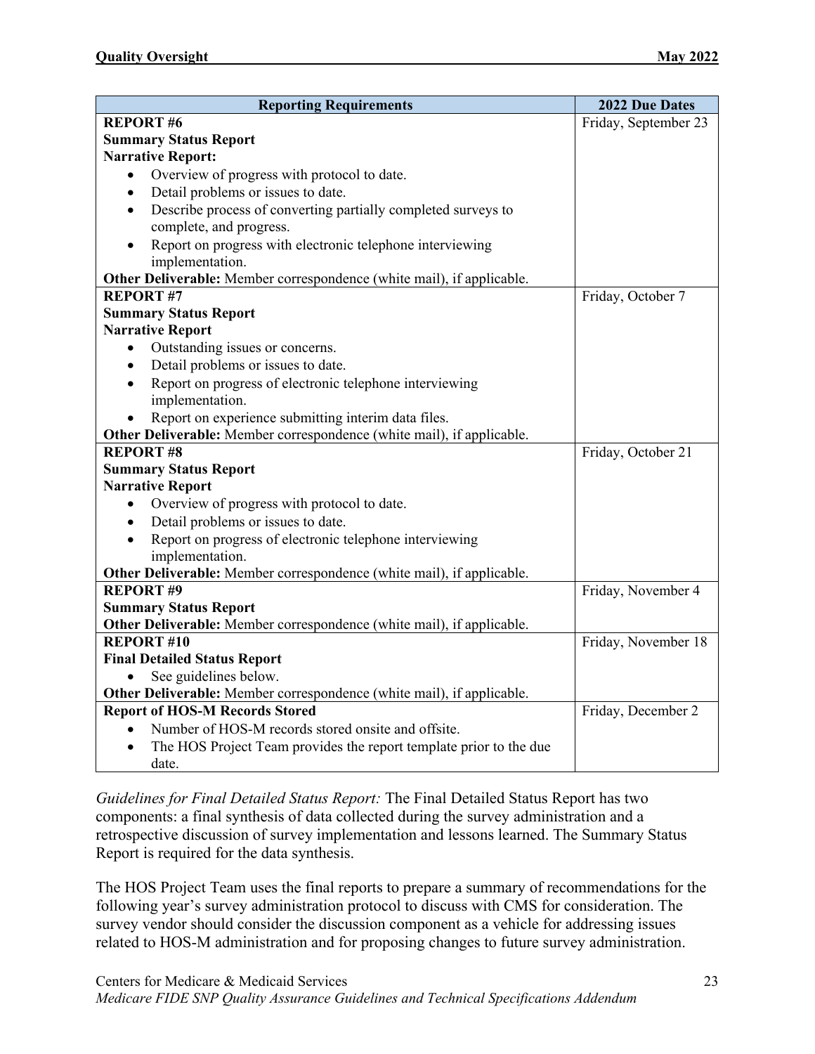| Reporting Requirements | 2022 Due Dates |
|---|---|
| **REPORT #6**<br>**Summary Status Report**<br>**Narrative Report:**<br>• Overview of progress with protocol to date.<br>• Detail problems or issues to date.<br>• Describe process of converting partially completed surveys to complete, and progress.<br>• Report on progress with electronic telephone interviewing implementation.<br>**Other Deliverable:** Member correspondence (white mail), if applicable. | Friday, September 23 |
| **REPORT #7**<br>**Summary Status Report**<br>**Narrative Report**<br>• Outstanding issues or concerns.<br>• Detail problems or issues to date.<br>• Report on progress of electronic telephone interviewing implementation.<br>• Report on experience submitting interim data files.<br>**Other Deliverable:** Member correspondence (white mail), if applicable. | Friday, October 7 |
| **REPORT #8**<br>**Summary Status Report**<br>**Narrative Report**<br>• Overview of progress with protocol to date.<br>• Detail problems or issues to date.<br>• Report on progress of electronic telephone interviewing implementation.<br>**Other Deliverable:** Member correspondence (white mail), if applicable. | Friday, October 21 |
| **REPORT #9**<br>**Summary Status Report**<br>**Other Deliverable:** Member correspondence (white mail), if applicable. | Friday, November 4 |
| **REPORT #10**<br>**Final Detailed Status Report**<br>• See guidelines below.<br>**Other Deliverable:** Member correspondence (white mail), if applicable. | Friday, November 18 |
| **Report of HOS-M Records Stored**<br>• Number of HOS-M records stored onsite and offsite.<br>• The HOS Project Team provides the report template prior to the due date. | Friday, December 2 |

*Guidelines for Final Detailed Status Report:* The Final Detailed Status Report has two components: a final synthesis of data collected during the survey administration and a retrospective discussion of survey implementation and lessons learned. The Summary Status Report is required for the data synthesis.

The HOS Project Team uses the final reports to prepare a summary of recommendations for the following year's survey administration protocol to discuss with CMS for consideration. The survey vendor should consider the discussion component as a vehicle for addressing issues related to HOS-M administration and for proposing changes to future survey administration.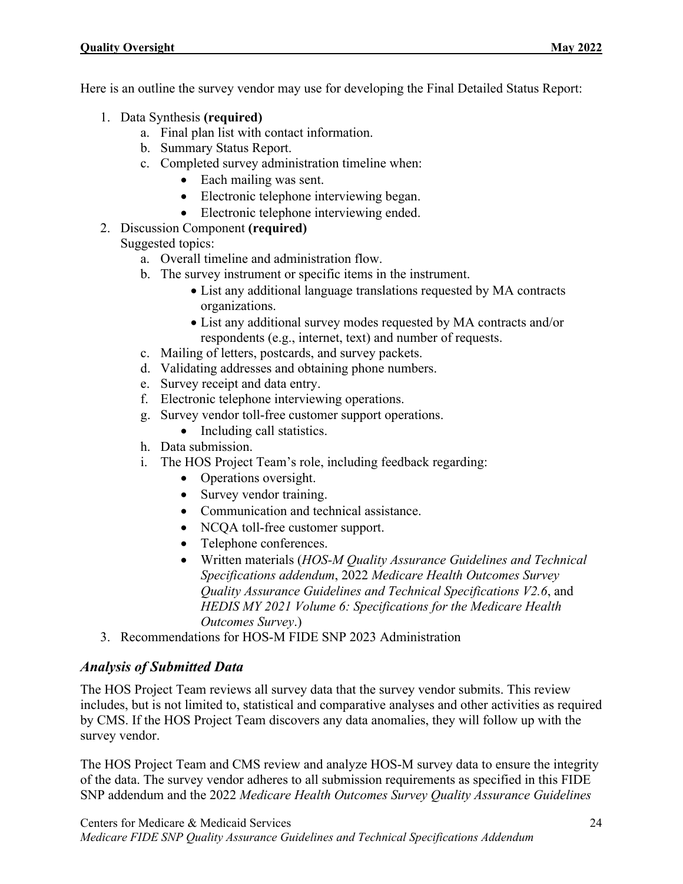Here is an outline the survey vendor may use for developing the Final Detailed Status Report:

1. Data Synthesis **(required)**
   a. Final plan list with contact information.
   b. Summary Status Report.
   c. Completed survey administration timeline when:
      - Each mailing was sent.
      - Electronic telephone interviewing began.
      - Electronic telephone interviewing ended.
2. Discussion Component **(required)**
   Suggested topics:
   a. Overall timeline and administration flow.
   b. The survey instrument or specific items in the instrument.
      - List any additional language translations requested by MA contracts organizations.
      - List any additional survey modes requested by MA contracts and/or respondents (e.g., internet, text) and number of requests.
   c. Mailing of letters, postcards, and survey packets.
   d. Validating addresses and obtaining phone numbers.
   e. Survey receipt and data entry.
   f. Electronic telephone interviewing operations.
   g. Survey vendor toll-free customer support operations.
      - Including call statistics.
   h. Data submission.
   i. The HOS Project Team's role, including feedback regarding:
      - Operations oversight.
      - Survey vendor training.
      - Communication and technical assistance.
      - NCQA toll-free customer support.
      - Telephone conferences.
      - Written materials (*HOS-M Quality Assurance Guidelines and Technical Specifications addendum*, 2022 *Medicare Health Outcomes Survey Quality Assurance Guidelines and Technical Specifications V2.6*, and *HEDIS MY 2021 Volume 6: Specifications for the Medicare Health Outcomes Survey*.)
3. Recommendations for HOS-M FIDE SNP 2023 Administration

### *Analysis of Submitted Data*

The HOS Project Team reviews all survey data that the survey vendor submits. This review includes, but is not limited to, statistical and comparative analyses and other activities as required by CMS. If the HOS Project Team discovers any data anomalies, they will follow up with the survey vendor.

The HOS Project Team and CMS review and analyze HOS-M survey data to ensure the integrity of the data. The survey vendor adheres to all submission requirements as specified in this FIDE SNP addendum and the 2022 *Medicare Health Outcomes Survey Quality Assurance Guidelines*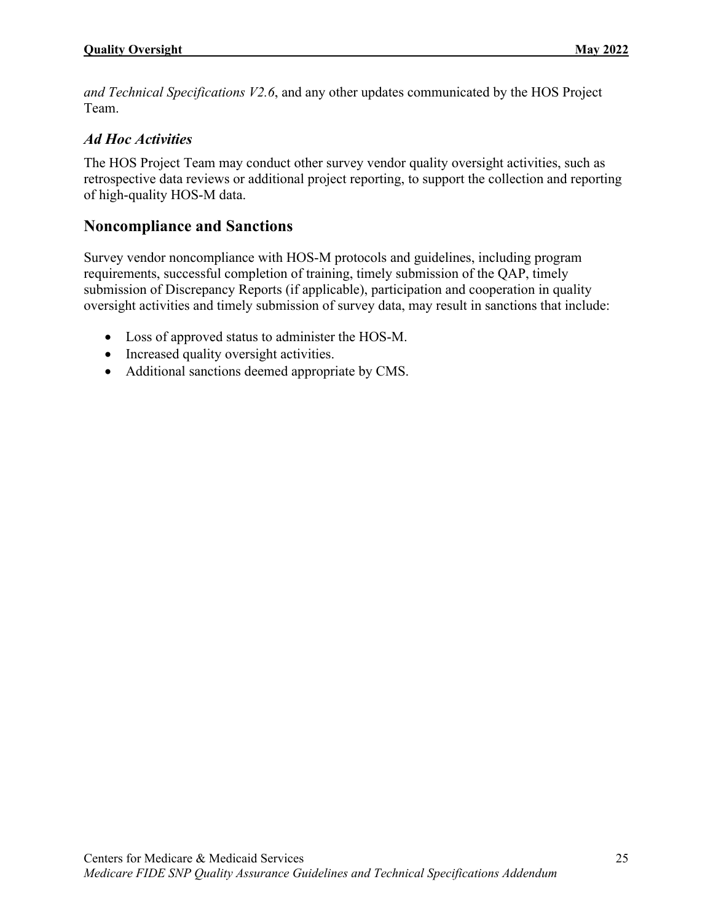*and Technical Specifications V2.6*, and any other updates communicated by the HOS Project Team.

### *Ad Hoc Activities*

The HOS Project Team may conduct other survey vendor quality oversight activities, such as retrospective data reviews or additional project reporting, to support the collection and reporting of high-quality HOS-M data.

## Noncompliance and Sanctions

Survey vendor noncompliance with HOS-M protocols and guidelines, including program requirements, successful completion of training, timely submission of the QAP, timely submission of Discrepancy Reports (if applicable), participation and cooperation in quality oversight activities and timely submission of survey data, may result in sanctions that include:

- Loss of approved status to administer the HOS-M.
- Increased quality oversight activities.
- Additional sanctions deemed appropriate by CMS.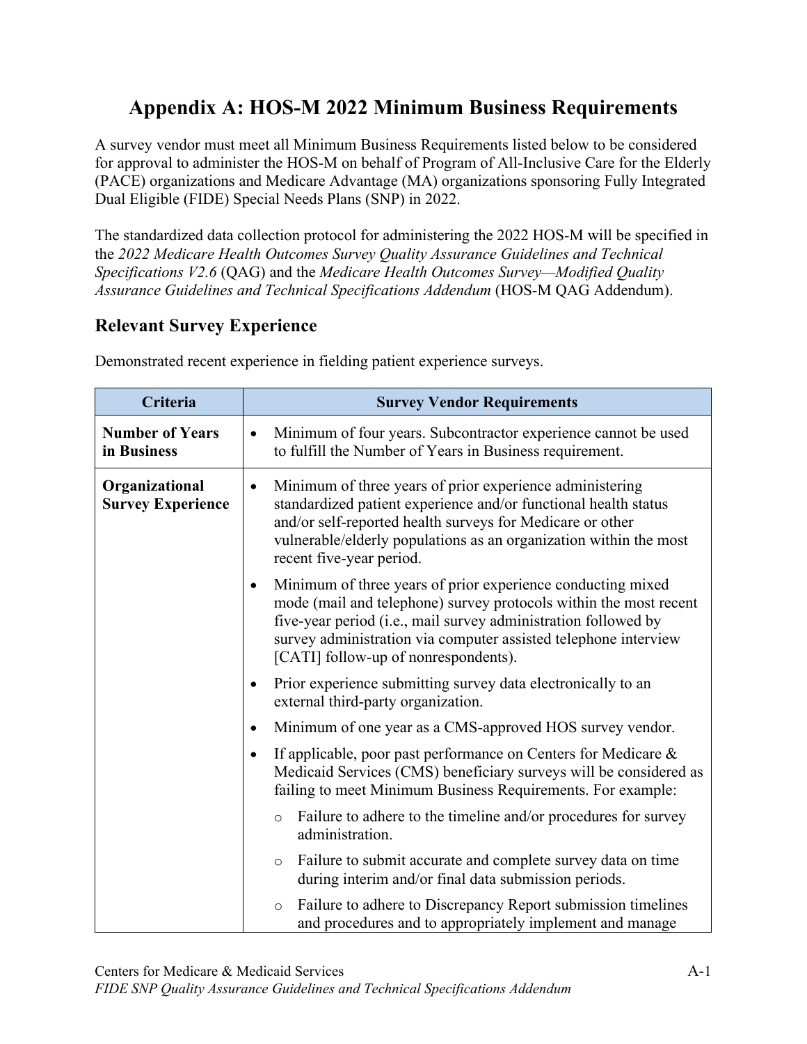# Appendix A: HOS-M 2022 Minimum Business Requirements

A survey vendor must meet all Minimum Business Requirements listed below to be considered for approval to administer the HOS-M on behalf of Program of All-Inclusive Care for the Elderly (PACE) organizations and Medicare Advantage (MA) organizations sponsoring Fully Integrated Dual Eligible (FIDE) Special Needs Plans (SNP) in 2022.

The standardized data collection protocol for administering the 2022 HOS-M will be specified in the *2022 Medicare Health Outcomes Survey Quality Assurance Guidelines and Technical Specifications V2.6* (QAG) and the *Medicare Health Outcomes Survey—Modified Quality Assurance Guidelines and Technical Specifications Addendum* (HOS-M QAG Addendum).

## Relevant Survey Experience

Demonstrated recent experience in fielding patient experience surveys.

| Criteria | Survey Vendor Requirements |
|---|---|
| **Number of Years in Business** | • Minimum of four years. Subcontractor experience cannot be used to fulfill the Number of Years in Business requirement. |
| **Organizational Survey Experience** | • Minimum of three years of prior experience administering standardized patient experience and/or functional health status and/or self-reported health surveys for Medicare or other vulnerable/elderly populations as an organization within the most recent five-year period.<br>• Minimum of three years of prior experience conducting mixed mode (mail and telephone) survey protocols within the most recent five-year period (i.e., mail survey administration followed by survey administration via computer assisted telephone interview [CATI] follow-up of nonrespondents).<br>• Prior experience submitting survey data electronically to an external third-party organization.<br>• Minimum of one year as a CMS-approved HOS survey vendor.<br>• If applicable, poor past performance on Centers for Medicare & Medicaid Services (CMS) beneficiary surveys will be considered as failing to meet Minimum Business Requirements. For example:<br>  ○ Failure to adhere to the timeline and/or procedures for survey administration.<br>  ○ Failure to submit accurate and complete survey data on time during interim and/or final data submission periods.<br>  ○ Failure to adhere to Discrepancy Report submission timelines and procedures and to appropriately implement and manage |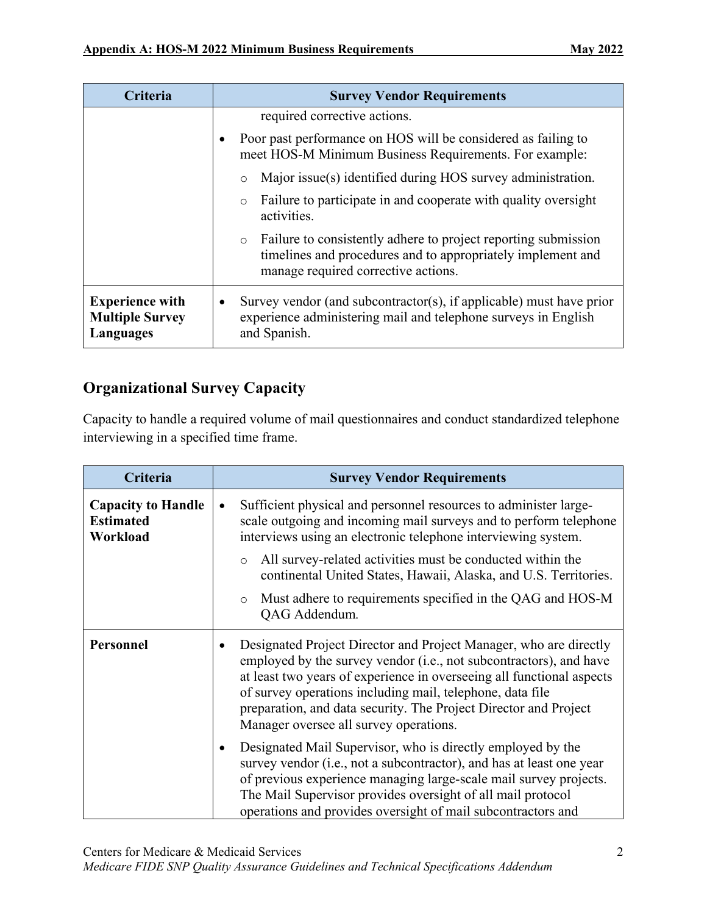| Criteria | Survey Vendor Requirements |
|---|---|
| | required corrective actions.<br>• Poor past performance on HOS will be considered as failing to meet HOS-M Minimum Business Requirements. For example:<br>  ○ Major issue(s) identified during HOS survey administration.<br>  ○ Failure to participate in and cooperate with quality oversight activities.<br>  ○ Failure to consistently adhere to project reporting submission timelines and procedures and to appropriately implement and manage required corrective actions. |
| **Experience with Multiple Survey Languages** | • Survey vendor (and subcontractor(s), if applicable) must have prior experience administering mail and telephone surveys in English and Spanish. |

## Organizational Survey Capacity

Capacity to handle a required volume of mail questionnaires and conduct standardized telephone interviewing in a specified time frame.

| Criteria | Survey Vendor Requirements |
|---|---|
| **Capacity to Handle Estimated Workload** | • Sufficient physical and personnel resources to administer large-scale outgoing and incoming mail surveys and to perform telephone interviews using an electronic telephone interviewing system.<br>  ○ All survey-related activities must be conducted within the continental United States, Hawaii, Alaska, and U.S. Territories.<br>  ○ Must adhere to requirements specified in the QAG and HOS-M QAG Addendum. |
| **Personnel** | • Designated Project Director and Project Manager, who are directly employed by the survey vendor (i.e., not subcontractors), and have at least two years of experience in overseeing all functional aspects of survey operations including mail, telephone, data file preparation, and data security. The Project Director and Project Manager oversee all survey operations.<br>• Designated Mail Supervisor, who is directly employed by the survey vendor (i.e., not a subcontractor), and has at least one year of previous experience managing large-scale mail survey projects. The Mail Supervisor provides oversight of all mail protocol operations and provides oversight of mail subcontractors and |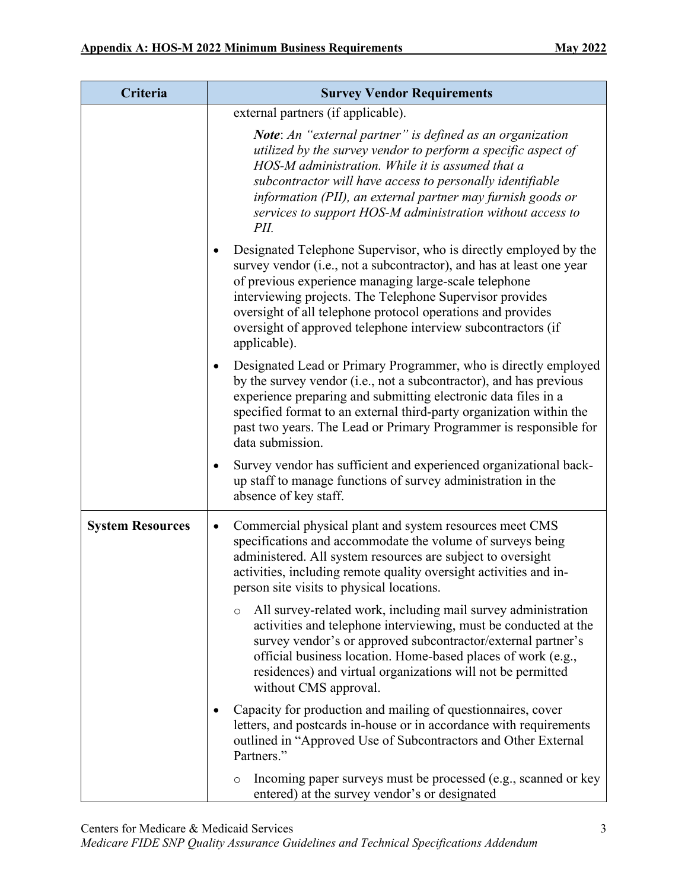| Criteria | Survey Vendor Requirements |
| --- | --- |
| | external partners (if applicable).<br><br>***Note***: *An "external partner" is defined as an organization utilized by the survey vendor to perform a specific aspect of HOS-M administration. While it is assumed that a subcontractor will have access to personally identifiable information (PII), an external partner may furnish goods or services to support HOS-M administration without access to PII.*<br><br>• Designated Telephone Supervisor, who is directly employed by the survey vendor (i.e., not a subcontractor), and has at least one year of previous experience managing large-scale telephone interviewing projects. The Telephone Supervisor provides oversight of all telephone protocol operations and provides oversight of approved telephone interview subcontractors (if applicable).<br><br>• Designated Lead or Primary Programmer, who is directly employed by the survey vendor (i.e., not a subcontractor), and has previous experience preparing and submitting electronic data files in a specified format to an external third-party organization within the past two years. The Lead or Primary Programmer is responsible for data submission.<br><br>• Survey vendor has sufficient and experienced organizational back-up staff to manage functions of survey administration in the absence of key staff. |
| **System Resources** | • Commercial physical plant and system resources meet CMS specifications and accommodate the volume of surveys being administered. All system resources are subject to oversight activities, including remote quality oversight activities and in-person site visits to physical locations.<br><br>  ○ All survey-related work, including mail survey administration activities and telephone interviewing, must be conducted at the survey vendor's or approved subcontractor/external partner's official business location. Home-based places of work (e.g., residences) and virtual organizations will not be permitted without CMS approval.<br><br>• Capacity for production and mailing of questionnaires, cover letters, and postcards in-house or in accordance with requirements outlined in "Approved Use of Subcontractors and Other External Partners."<br><br>  ○ Incoming paper surveys must be processed (e.g., scanned or key entered) at the survey vendor's or designated |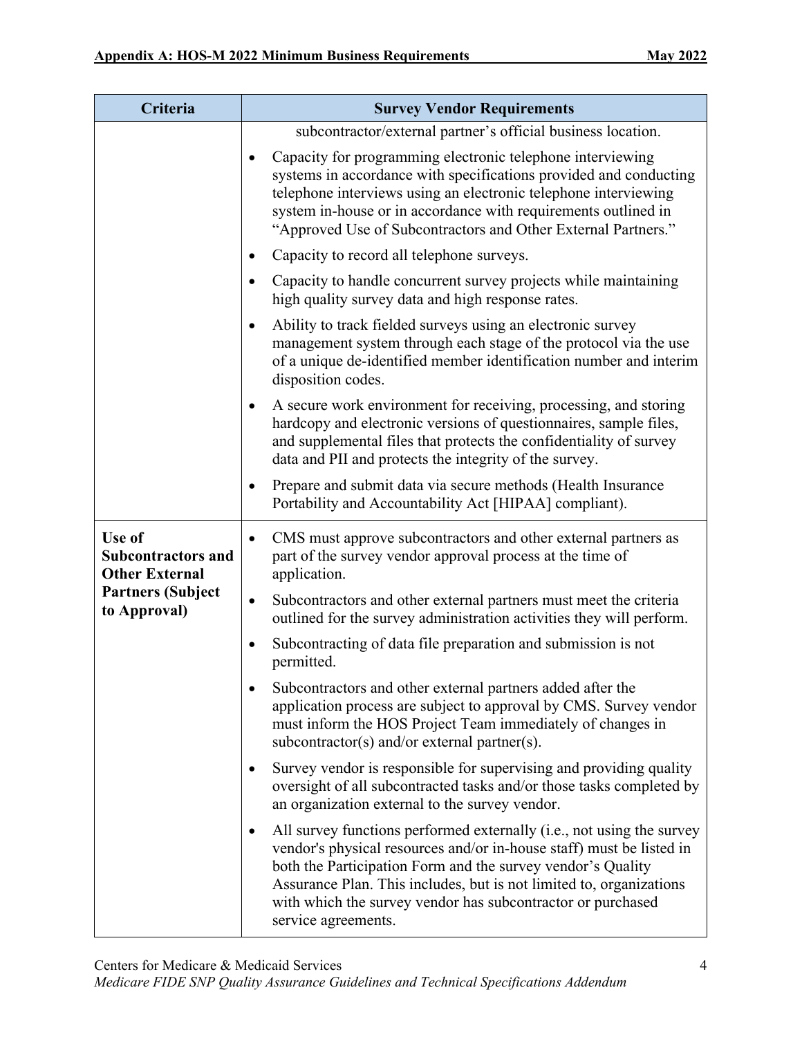| Criteria | Survey Vendor Requirements |
|---|---|
| | subcontractor/external partner's official business location.<br>• Capacity for programming electronic telephone interviewing systems in accordance with specifications provided and conducting telephone interviews using an electronic telephone interviewing system in-house or in accordance with requirements outlined in "Approved Use of Subcontractors and Other External Partners."<br>• Capacity to record all telephone surveys.<br>• Capacity to handle concurrent survey projects while maintaining high quality survey data and high response rates.<br>• Ability to track fielded surveys using an electronic survey management system through each stage of the protocol via the use of a unique de-identified member identification number and interim disposition codes.<br>• A secure work environment for receiving, processing, and storing hardcopy and electronic versions of questionnaires, sample files, and supplemental files that protects the confidentiality of survey data and PII and protects the integrity of the survey.<br>• Prepare and submit data via secure methods (Health Insurance Portability and Accountability Act [HIPAA] compliant). |
| **Use of Subcontractors and Other External Partners (Subject to Approval)** | • CMS must approve subcontractors and other external partners as part of the survey vendor approval process at the time of application.<br>• Subcontractors and other external partners must meet the criteria outlined for the survey administration activities they will perform.<br>• Subcontracting of data file preparation and submission is not permitted.<br>• Subcontractors and other external partners added after the application process are subject to approval by CMS. Survey vendor must inform the HOS Project Team immediately of changes in subcontractor(s) and/or external partner(s).<br>• Survey vendor is responsible for supervising and providing quality oversight of all subcontracted tasks and/or those tasks completed by an organization external to the survey vendor.<br>• All survey functions performed externally (i.e., not using the survey vendor's physical resources and/or in-house staff) must be listed in both the Participation Form and the survey vendor's Quality Assurance Plan. This includes, but is not limited to, organizations with which the survey vendor has subcontractor or purchased service agreements. |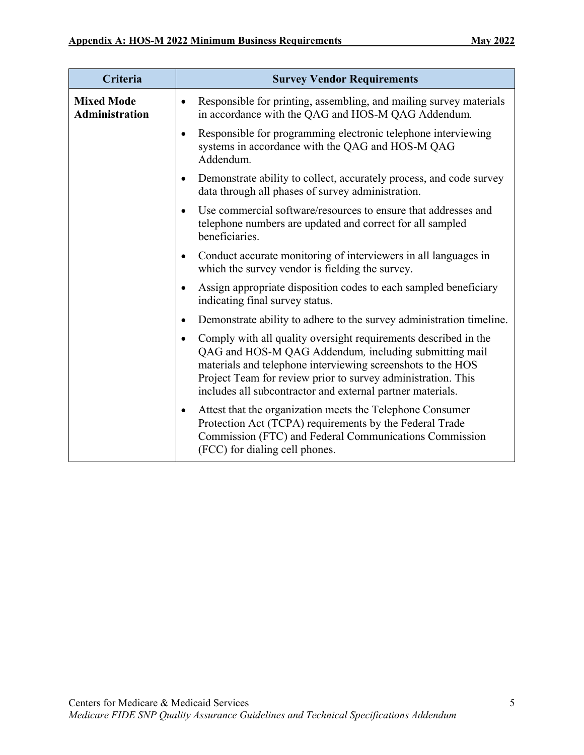| Criteria | Survey Vendor Requirements |
| --- | --- |
| **Mixed Mode Administration** | • Responsible for printing, assembling, and mailing survey materials in accordance with the QAG and HOS-M QAG Addendum. <br> • Responsible for programming electronic telephone interviewing systems in accordance with the QAG and HOS-M QAG Addendum. <br> • Demonstrate ability to collect, accurately process, and code survey data through all phases of survey administration. <br> • Use commercial software/resources to ensure that addresses and telephone numbers are updated and correct for all sampled beneficiaries. <br> • Conduct accurate monitoring of interviewers in all languages in which the survey vendor is fielding the survey. <br> • Assign appropriate disposition codes to each sampled beneficiary indicating final survey status. <br> • Demonstrate ability to adhere to the survey administration timeline. <br> • Comply with all quality oversight requirements described in the QAG and HOS-M QAG Addendum, including submitting mail materials and telephone interviewing screenshots to the HOS Project Team for review prior to survey administration. This includes all subcontractor and external partner materials. <br> • Attest that the organization meets the Telephone Consumer Protection Act (TCPA) requirements by the Federal Trade Commission (FTC) and Federal Communications Commission (FCC) for dialing cell phones. |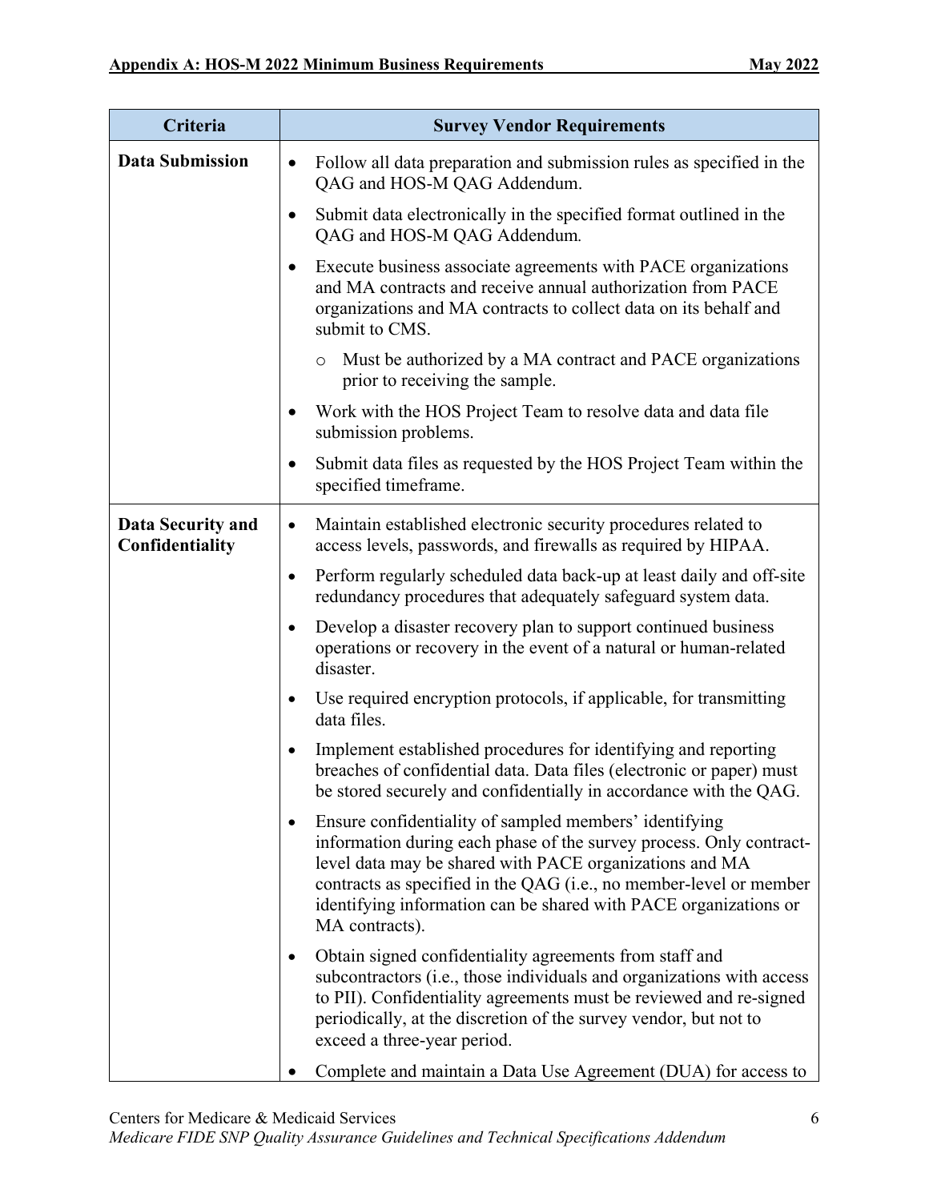| Criteria | Survey Vendor Requirements |
|---|---|
| **Data Submission** | • Follow all data preparation and submission rules as specified in the QAG and HOS-M QAG Addendum.<br>• Submit data electronically in the specified format outlined in the QAG and HOS-M QAG Addendum.<br>• Execute business associate agreements with PACE organizations and MA contracts and receive annual authorization from PACE organizations and MA contracts to collect data on its behalf and submit to CMS.<br>  ○ Must be authorized by a MA contract and PACE organizations prior to receiving the sample.<br>• Work with the HOS Project Team to resolve data and data file submission problems.<br>• Submit data files as requested by the HOS Project Team within the specified timeframe. |
| **Data Security and Confidentiality** | • Maintain established electronic security procedures related to access levels, passwords, and firewalls as required by HIPAA.<br>• Perform regularly scheduled data back-up at least daily and off-site redundancy procedures that adequately safeguard system data.<br>• Develop a disaster recovery plan to support continued business operations or recovery in the event of a natural or human-related disaster.<br>• Use required encryption protocols, if applicable, for transmitting data files.<br>• Implement established procedures for identifying and reporting breaches of confidential data. Data files (electronic or paper) must be stored securely and confidentially in accordance with the QAG.<br>• Ensure confidentiality of sampled members' identifying information during each phase of the survey process. Only contract-level data may be shared with PACE organizations and MA contracts as specified in the QAG (i.e., no member-level or member identifying information can be shared with PACE organizations or MA contracts).<br>• Obtain signed confidentiality agreements from staff and subcontractors (i.e., those individuals and organizations with access to PII). Confidentiality agreements must be reviewed and re-signed periodically, at the discretion of the survey vendor, but not to exceed a three-year period.<br>• Complete and maintain a Data Use Agreement (DUA) for access to |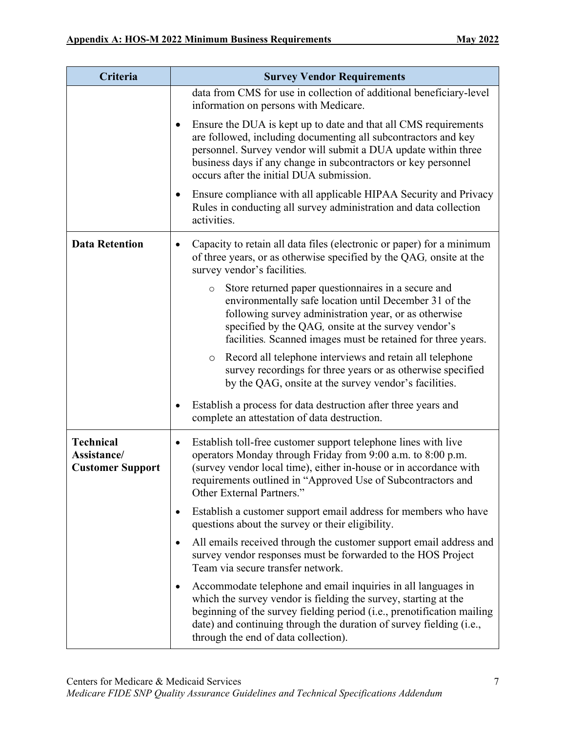| Criteria | Survey Vendor Requirements |
| --- | --- |
| | data from CMS for use in collection of additional beneficiary-level information on persons with Medicare.<br>• Ensure the DUA is kept up to date and that all CMS requirements are followed, including documenting all subcontractors and key personnel. Survey vendor will submit a DUA update within three business days if any change in subcontractors or key personnel occurs after the initial DUA submission.<br>• Ensure compliance with all applicable HIPAA Security and Privacy Rules in conducting all survey administration and data collection activities. |
| **Data Retention** | • Capacity to retain all data files (electronic or paper) for a minimum of three years, or as otherwise specified by the QAG, onsite at the survey vendor's facilities.<br>  o Store returned paper questionnaires in a secure and environmentally safe location until December 31 of the following survey administration year, or as otherwise specified by the QAG, onsite at the survey vendor's facilities. Scanned images must be retained for three years.<br>  o Record all telephone interviews and retain all telephone survey recordings for three years or as otherwise specified by the QAG, onsite at the survey vendor's facilities.<br>• Establish a process for data destruction after three years and complete an attestation of data destruction. |
| **Technical Assistance/ Customer Support** | • Establish toll-free customer support telephone lines with live operators Monday through Friday from 9:00 a.m. to 8:00 p.m. (survey vendor local time), either in-house or in accordance with requirements outlined in "Approved Use of Subcontractors and Other External Partners."<br>• Establish a customer support email address for members who have questions about the survey or their eligibility.<br>• All emails received through the customer support email address and survey vendor responses must be forwarded to the HOS Project Team via secure transfer network.<br>• Accommodate telephone and email inquiries in all languages in which the survey vendor is fielding the survey, starting at the beginning of the survey fielding period (i.e., prenotification mailing date) and continuing through the duration of survey fielding (i.e., through the end of data collection). |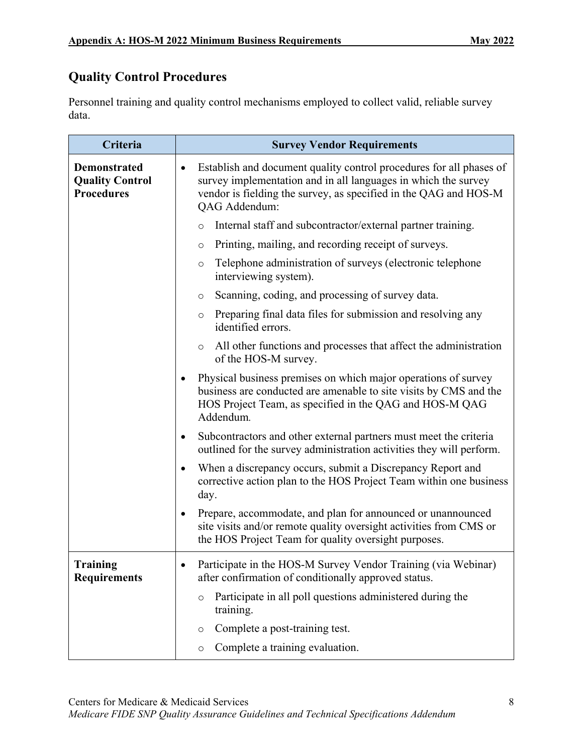## Quality Control Procedures

Personnel training and quality control mechanisms employed to collect valid, reliable survey data.

| Criteria | Survey Vendor Requirements |
|---|---|
| **Demonstrated Quality Control Procedures** | • Establish and document quality control procedures for all phases of survey implementation and in all languages in which the survey vendor is fielding the survey, as specified in the QAG and HOS-M QAG Addendum:<br>  ○ Internal staff and subcontractor/external partner training.<br>  ○ Printing, mailing, and recording receipt of surveys.<br>  ○ Telephone administration of surveys (electronic telephone interviewing system).<br>  ○ Scanning, coding, and processing of survey data.<br>  ○ Preparing final data files for submission and resolving any identified errors.<br>  ○ All other functions and processes that affect the administration of the HOS-M survey.<br>• Physical business premises on which major operations of survey business are conducted are amenable to site visits by CMS and the HOS Project Team, as specified in the QAG and HOS-M QAG Addendum.<br>• Subcontractors and other external partners must meet the criteria outlined for the survey administration activities they will perform.<br>• When a discrepancy occurs, submit a Discrepancy Report and corrective action plan to the HOS Project Team within one business day.<br>• Prepare, accommodate, and plan for announced or unannounced site visits and/or remote quality oversight activities from CMS or the HOS Project Team for quality oversight purposes. |
| **Training Requirements** | • Participate in the HOS-M Survey Vendor Training (via Webinar) after confirmation of conditionally approved status.<br>  ○ Participate in all poll questions administered during the training.<br>  ○ Complete a post-training test.<br>  ○ Complete a training evaluation. |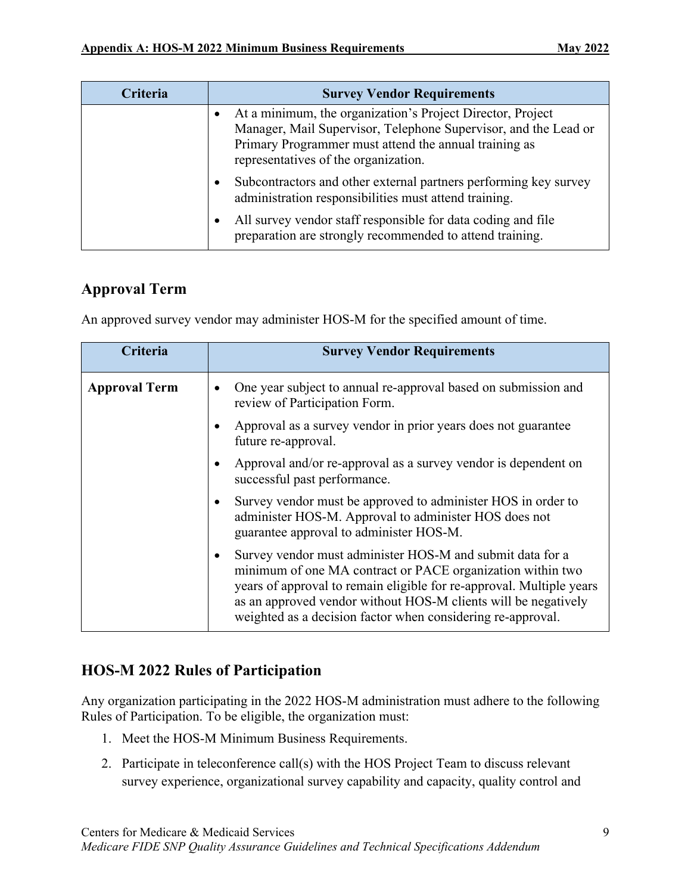| Criteria | Survey Vendor Requirements |
| --- | --- |
| | • At a minimum, the organization's Project Director, Project Manager, Mail Supervisor, Telephone Supervisor, and the Lead or Primary Programmer must attend the annual training as representatives of the organization.<br>• Subcontractors and other external partners performing key survey administration responsibilities must attend training.<br>• All survey vendor staff responsible for data coding and file preparation are strongly recommended to attend training. |

## Approval Term

An approved survey vendor may administer HOS-M for the specified amount of time.

| Criteria | Survey Vendor Requirements |
| --- | --- |
| **Approval Term** | • One year subject to annual re-approval based on submission and review of Participation Form.<br>• Approval as a survey vendor in prior years does not guarantee future re-approval.<br>• Approval and/or re-approval as a survey vendor is dependent on successful past performance.<br>• Survey vendor must be approved to administer HOS in order to administer HOS-M. Approval to administer HOS does not guarantee approval to administer HOS-M.<br>• Survey vendor must administer HOS-M and submit data for a minimum of one MA contract or PACE organization within two years of approval to remain eligible for re-approval. Multiple years as an approved vendor without HOS-M clients will be negatively weighted as a decision factor when considering re-approval. |

## HOS-M 2022 Rules of Participation

Any organization participating in the 2022 HOS-M administration must adhere to the following Rules of Participation. To be eligible, the organization must:

1. Meet the HOS-M Minimum Business Requirements.
2. Participate in teleconference call(s) with the HOS Project Team to discuss relevant survey experience, organizational survey capability and capacity, quality control and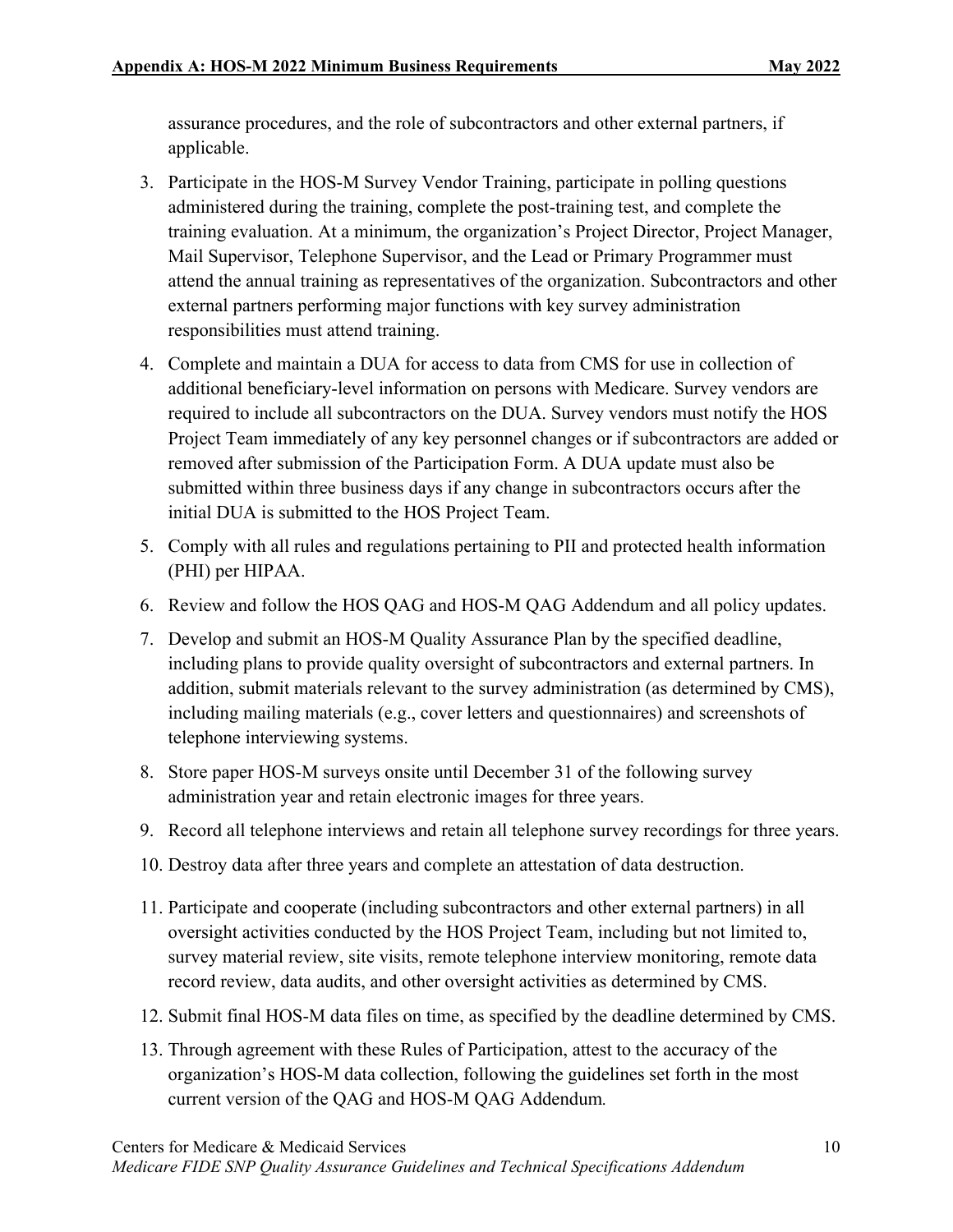assurance procedures, and the role of subcontractors and other external partners, if applicable.

3. Participate in the HOS-M Survey Vendor Training, participate in polling questions administered during the training, complete the post-training test, and complete the training evaluation. At a minimum, the organization's Project Director, Project Manager, Mail Supervisor, Telephone Supervisor, and the Lead or Primary Programmer must attend the annual training as representatives of the organization. Subcontractors and other external partners performing major functions with key survey administration responsibilities must attend training.
4. Complete and maintain a DUA for access to data from CMS for use in collection of additional beneficiary-level information on persons with Medicare. Survey vendors are required to include all subcontractors on the DUA. Survey vendors must notify the HOS Project Team immediately of any key personnel changes or if subcontractors are added or removed after submission of the Participation Form. A DUA update must also be submitted within three business days if any change in subcontractors occurs after the initial DUA is submitted to the HOS Project Team.
5. Comply with all rules and regulations pertaining to PII and protected health information (PHI) per HIPAA.
6. Review and follow the HOS QAG and HOS-M QAG Addendum and all policy updates.
7. Develop and submit an HOS-M Quality Assurance Plan by the specified deadline, including plans to provide quality oversight of subcontractors and external partners. In addition, submit materials relevant to the survey administration (as determined by CMS), including mailing materials (e.g., cover letters and questionnaires) and screenshots of telephone interviewing systems.
8. Store paper HOS-M surveys onsite until December 31 of the following survey administration year and retain electronic images for three years.
9. Record all telephone interviews and retain all telephone survey recordings for three years.
10. Destroy data after three years and complete an attestation of data destruction.
11. Participate and cooperate (including subcontractors and other external partners) in all oversight activities conducted by the HOS Project Team, including but not limited to, survey material review, site visits, remote telephone interview monitoring, remote data record review, data audits, and other oversight activities as determined by CMS.
12. Submit final HOS-M data files on time, as specified by the deadline determined by CMS.
13. Through agreement with these Rules of Participation, attest to the accuracy of the organization's HOS-M data collection, following the guidelines set forth in the most current version of the QAG and HOS-M QAG Addendum.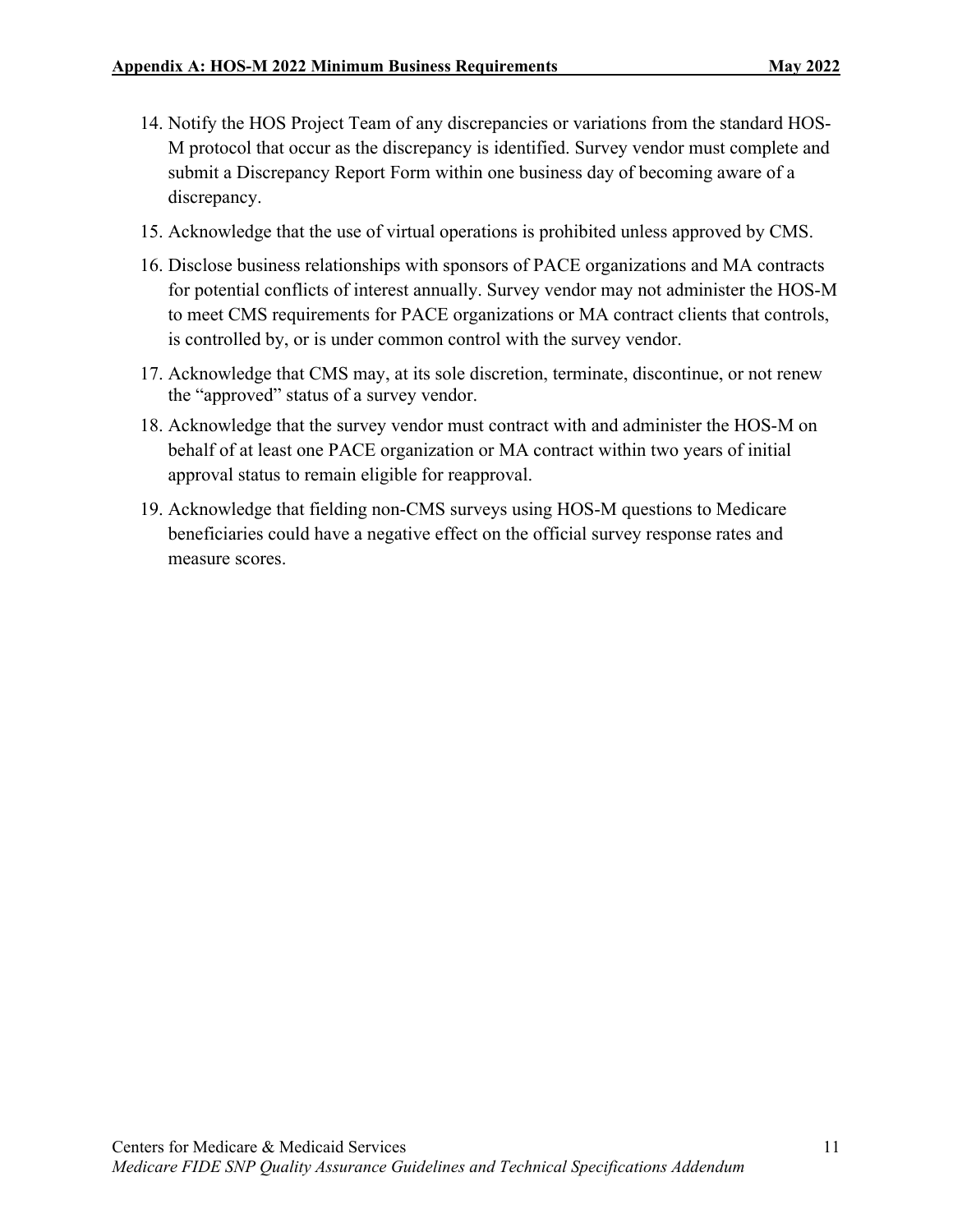14. Notify the HOS Project Team of any discrepancies or variations from the standard HOS-M protocol that occur as the discrepancy is identified. Survey vendor must complete and submit a Discrepancy Report Form within one business day of becoming aware of a discrepancy.
15. Acknowledge that the use of virtual operations is prohibited unless approved by CMS.
16. Disclose business relationships with sponsors of PACE organizations and MA contracts for potential conflicts of interest annually. Survey vendor may not administer the HOS-M to meet CMS requirements for PACE organizations or MA contract clients that controls, is controlled by, or is under common control with the survey vendor.
17. Acknowledge that CMS may, at its sole discretion, terminate, discontinue, or not renew the "approved" status of a survey vendor.
18. Acknowledge that the survey vendor must contract with and administer the HOS-M on behalf of at least one PACE organization or MA contract within two years of initial approval status to remain eligible for reapproval.
19. Acknowledge that fielding non-CMS surveys using HOS-M questions to Medicare beneficiaries could have a negative effect on the official survey response rates and measure scores.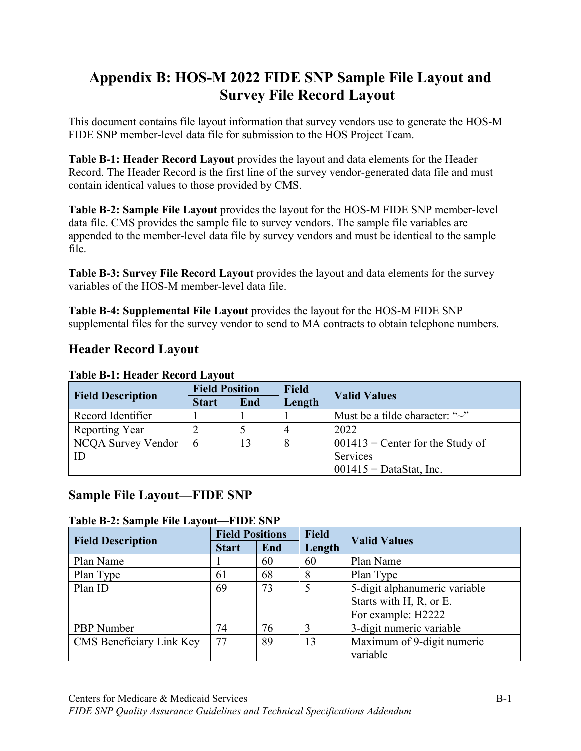# Appendix B: HOS-M 2022 FIDE SNP Sample File Layout and Survey File Record Layout

This document contains file layout information that survey vendors use to generate the HOS-M FIDE SNP member-level data file for submission to the HOS Project Team.

**Table B-1: Header Record Layout** provides the layout and data elements for the Header Record. The Header Record is the first line of the survey vendor-generated data file and must contain identical values to those provided by CMS.

**Table B-2: Sample File Layout** provides the layout for the HOS-M FIDE SNP member-level data file. CMS provides the sample file to survey vendors. The sample file variables are appended to the member-level data file by survey vendors and must be identical to the sample file.

**Table B-3: Survey File Record Layout** provides the layout and data elements for the survey variables of the HOS-M member-level data file.

**Table B-4: Supplemental File Layout** provides the layout for the HOS-M FIDE SNP supplemental files for the survey vendor to send to MA contracts to obtain telephone numbers.

## Header Record Layout

**Table B-1: Header Record Layout**

| Field Description | Field Position | | Field Length | Valid Values |
|---|---|---|---|---|
| | Start | End | | |
| Record Identifier | 1 | 1 | 1 | Must be a tilde character: "~" |
| Reporting Year | 2 | 5 | 4 | 2022 |
| NCQA Survey Vendor ID | 6 | 13 | 8 | 001413 = Center for the Study of Services<br>001415 = DataStat, Inc. |

## Sample File Layout—FIDE SNP

**Table B-2: Sample File Layout—FIDE SNP**

| Field Description | Field Positions | | Field Length | Valid Values |
|---|---|---|---|---|
| | Start | End | | |
| Plan Name | 1 | 60 | 60 | Plan Name |
| Plan Type | 61 | 68 | 8 | Plan Type |
| Plan ID | 69 | 73 | 5 | 5-digit alphanumeric variable<br>Starts with H, R, or E.<br>For example: H2222 |
| PBP Number | 74 | 76 | 3 | 3-digit numeric variable |
| CMS Beneficiary Link Key | 77 | 89 | 13 | Maximum of 9-digit numeric variable |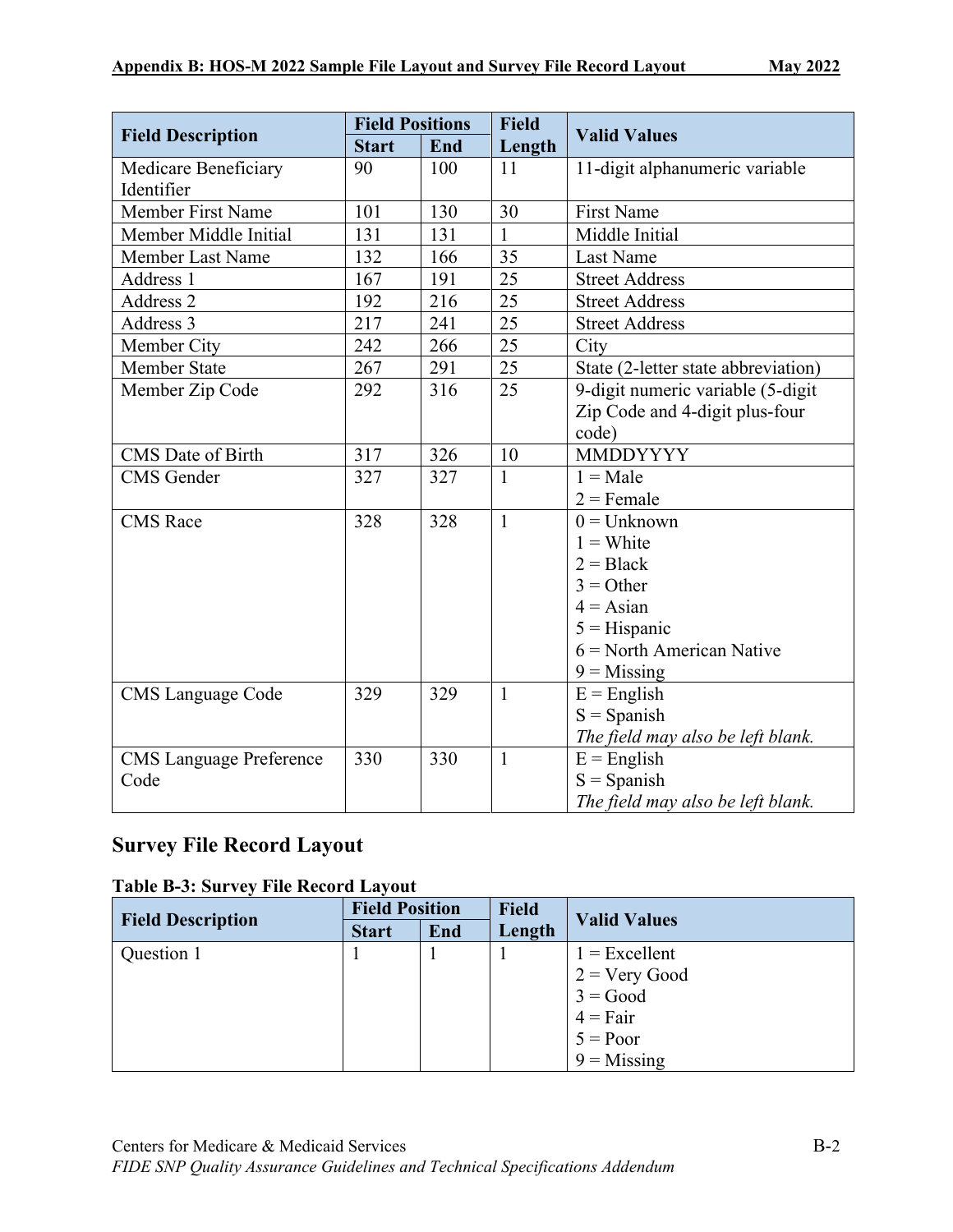| Field Description | Field Positions | | Field Length | Valid Values |
|---|---|---|---|---|
| | Start | End | | |
| Medicare Beneficiary Identifier | 90 | 100 | 11 | 11-digit alphanumeric variable |
| Member First Name | 101 | 130 | 30 | First Name |
| Member Middle Initial | 131 | 131 | 1 | Middle Initial |
| Member Last Name | 132 | 166 | 35 | Last Name |
| Address 1 | 167 | 191 | 25 | Street Address |
| Address 2 | 192 | 216 | 25 | Street Address |
| Address 3 | 217 | 241 | 25 | Street Address |
| Member City | 242 | 266 | 25 | City |
| Member State | 267 | 291 | 25 | State (2-letter state abbreviation) |
| Member Zip Code | 292 | 316 | 25 | 9-digit numeric variable (5-digit Zip Code and 4-digit plus-four code) |
| CMS Date of Birth | 317 | 326 | 10 | MMDDYYYY |
| CMS Gender | 327 | 327 | 1 | 1 = Male<br>2 = Female |
| CMS Race | 328 | 328 | 1 | 0 = Unknown<br>1 = White<br>2 = Black<br>3 = Other<br>4 = Asian<br>5 = Hispanic<br>6 = North American Native<br>9 = Missing |
| CMS Language Code | 329 | 329 | 1 | E = English<br>S = Spanish<br>*The field may also be left blank.* |
| CMS Language Preference Code | 330 | 330 | 1 | E = English<br>S = Spanish<br>*The field may also be left blank.* |

## Survey File Record Layout

**Table B-3: Survey File Record Layout**

| Field Description | Field Position | | Field Length | Valid Values |
|---|---|---|---|---|
| | Start | End | | |
| Question 1 | 1 | 1 | 1 | 1 = Excellent<br>2 = Very Good<br>3 = Good<br>4 = Fair<br>5 = Poor<br>9 = Missing |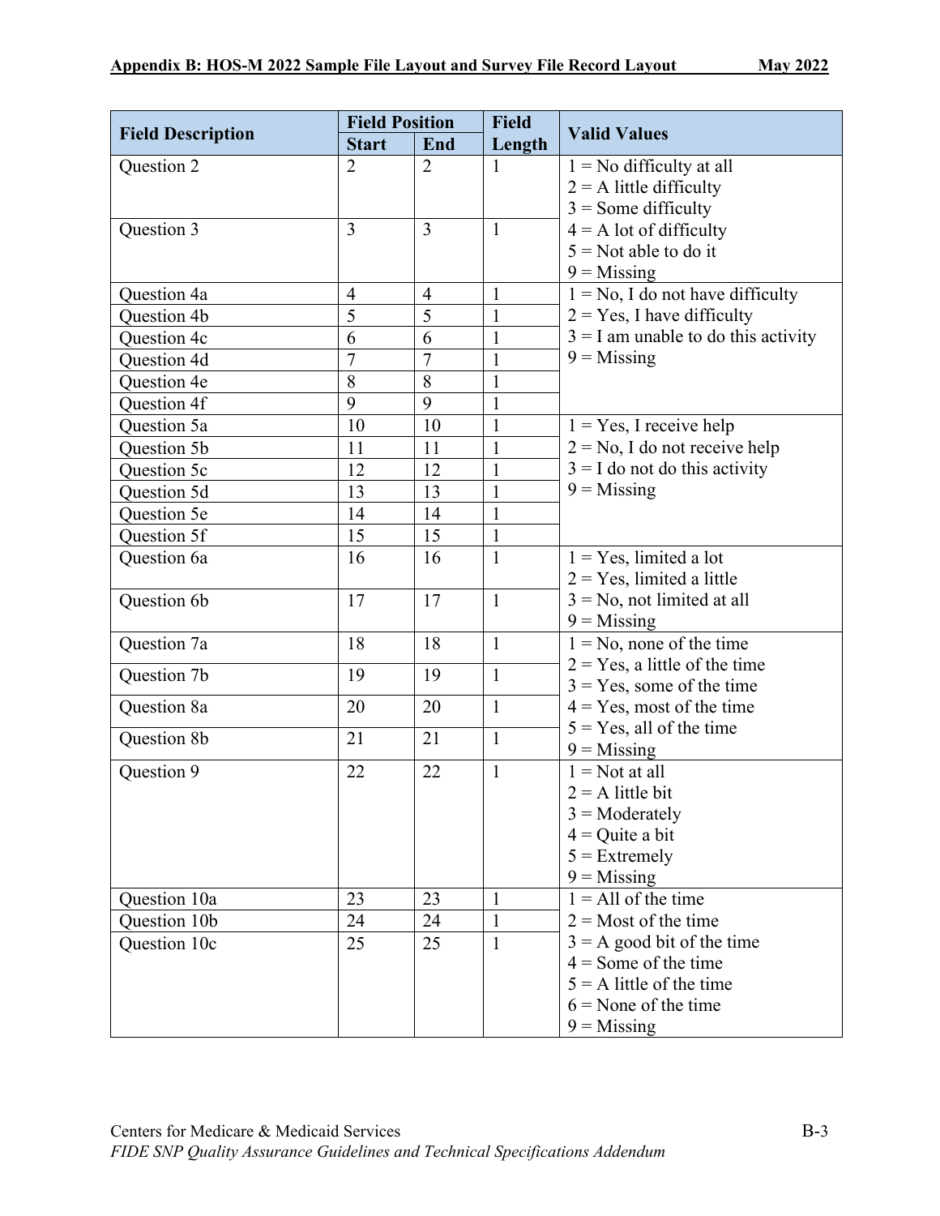| Field Description | Field Position | | Field Length | Valid Values |
|---|---|---|---|---|
| | Start | End | | |
| Question 2 | 2 | 2 | 1 | 1 = No difficulty at all<br>2 = A little difficulty<br>3 = Some difficulty<br>4 = A lot of difficulty<br>5 = Not able to do it<br>9 = Missing |
| Question 3 | 3 | 3 | 1 | |
| Question 4a | 4 | 4 | 1 | 1 = No, I do not have difficulty<br>2 = Yes, I have difficulty<br>3 = I am unable to do this activity<br>9 = Missing |
| Question 4b | 5 | 5 | 1 | |
| Question 4c | 6 | 6 | 1 | |
| Question 4d | 7 | 7 | 1 | |
| Question 4e | 8 | 8 | 1 | |
| Question 4f | 9 | 9 | 1 | |
| Question 5a | 10 | 10 | 1 | 1 = Yes, I receive help<br>2 = No, I do not receive help<br>3 = I do not do this activity<br>9 = Missing |
| Question 5b | 11 | 11 | 1 | |
| Question 5c | 12 | 12 | 1 | |
| Question 5d | 13 | 13 | 1 | |
| Question 5e | 14 | 14 | 1 | |
| Question 5f | 15 | 15 | 1 | |
| Question 6a | 16 | 16 | 1 | 1 = Yes, limited a lot<br>2 = Yes, limited a little<br>3 = No, not limited at all<br>9 = Missing |
| Question 6b | 17 | 17 | 1 | |
| Question 7a | 18 | 18 | 1 | 1 = No, none of the time<br>2 = Yes, a little of the time<br>3 = Yes, some of the time<br>4 = Yes, most of the time<br>5 = Yes, all of the time<br>9 = Missing |
| Question 7b | 19 | 19 | 1 | |
| Question 8a | 20 | 20 | 1 | |
| Question 8b | 21 | 21 | 1 | |
| Question 9 | 22 | 22 | 1 | 1 = Not at all<br>2 = A little bit<br>3 = Moderately<br>4 = Quite a bit<br>5 = Extremely<br>9 = Missing |
| Question 10a | 23 | 23 | 1 | 1 = All of the time<br>2 = Most of the time<br>3 = A good bit of the time<br>4 = Some of the time<br>5 = A little of the time<br>6 = None of the time<br>9 = Missing |
| Question 10b | 24 | 24 | 1 | |
| Question 10c | 25 | 25 | 1 | |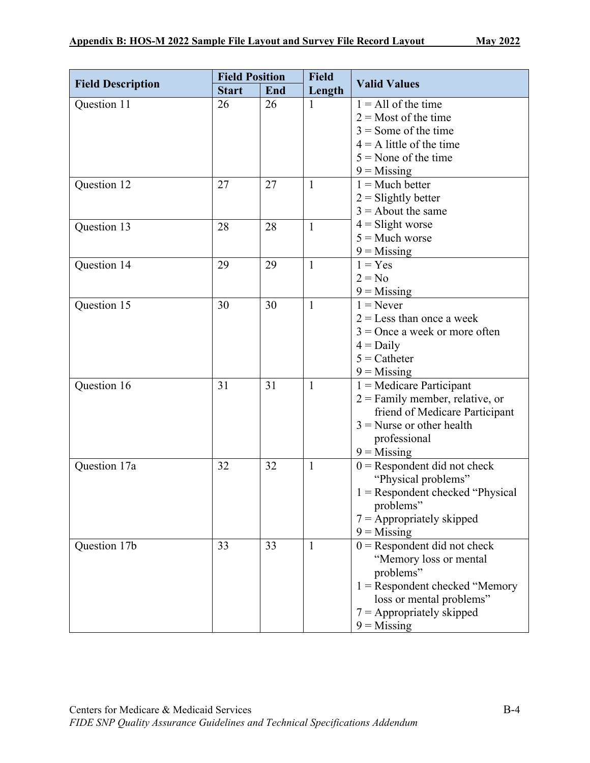| Field Description | Field Position | | Field Length | Valid Values |
|---|---|---|---|---|
| | Start | End | | |
| Question 11 | 26 | 26 | 1 | 1 = All of the time<br>2 = Most of the time<br>3 = Some of the time<br>4 = A little of the time<br>5 = None of the time<br>9 = Missing |
| Question 12 | 27 | 27 | 1 | 1 = Much better<br>2 = Slightly better<br>3 = About the same<br>4 = Slight worse<br>5 = Much worse<br>9 = Missing |
| Question 13 | 28 | 28 | 1 | |
| Question 14 | 29 | 29 | 1 | 1 = Yes<br>2 = No<br>9 = Missing |
| Question 15 | 30 | 30 | 1 | 1 = Never<br>2 = Less than once a week<br>3 = Once a week or more often<br>4 = Daily<br>5 = Catheter<br>9 = Missing |
| Question 16 | 31 | 31 | 1 | 1 = Medicare Participant<br>2 = Family member, relative, or friend of Medicare Participant<br>3 = Nurse or other health professional<br>9 = Missing |
| Question 17a | 32 | 32 | 1 | 0 = Respondent did not check "Physical problems"<br>1 = Respondent checked "Physical problems"<br>7 = Appropriately skipped<br>9 = Missing |
| Question 17b | 33 | 33 | 1 | 0 = Respondent did not check "Memory loss or mental problems"<br>1 = Respondent checked "Memory loss or mental problems"<br>7 = Appropriately skipped<br>9 = Missing |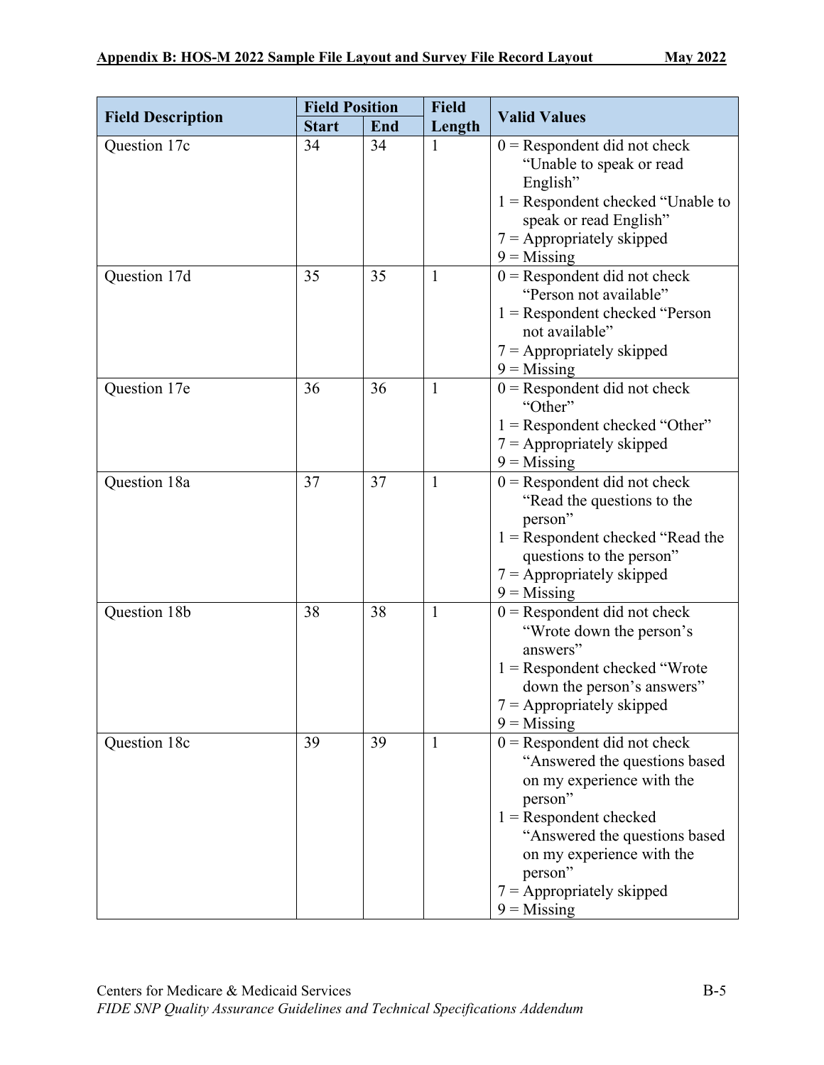| Field Description | Field Position | | Field Length | Valid Values |
|---|---|---|---|---|
| | Start | End | | |
| Question 17c | 34 | 34 | 1 | 0 = Respondent did not check “Unable to speak or read English”<br>1 = Respondent checked “Unable to speak or read English”<br>7 = Appropriately skipped<br>9 = Missing |
| Question 17d | 35 | 35 | 1 | 0 = Respondent did not check “Person not available”<br>1 = Respondent checked “Person not available”<br>7 = Appropriately skipped<br>9 = Missing |
| Question 17e | 36 | 36 | 1 | 0 = Respondent did not check “Other”<br>1 = Respondent checked “Other”<br>7 = Appropriately skipped<br>9 = Missing |
| Question 18a | 37 | 37 | 1 | 0 = Respondent did not check “Read the questions to the person”<br>1 = Respondent checked “Read the questions to the person”<br>7 = Appropriately skipped<br>9 = Missing |
| Question 18b | 38 | 38 | 1 | 0 = Respondent did not check “Wrote down the person’s answers”<br>1 = Respondent checked “Wrote down the person’s answers”<br>7 = Appropriately skipped<br>9 = Missing |
| Question 18c | 39 | 39 | 1 | 0 = Respondent did not check “Answered the questions based on my experience with the person”<br>1 = Respondent checked “Answered the questions based on my experience with the person”<br>7 = Appropriately skipped<br>9 = Missing |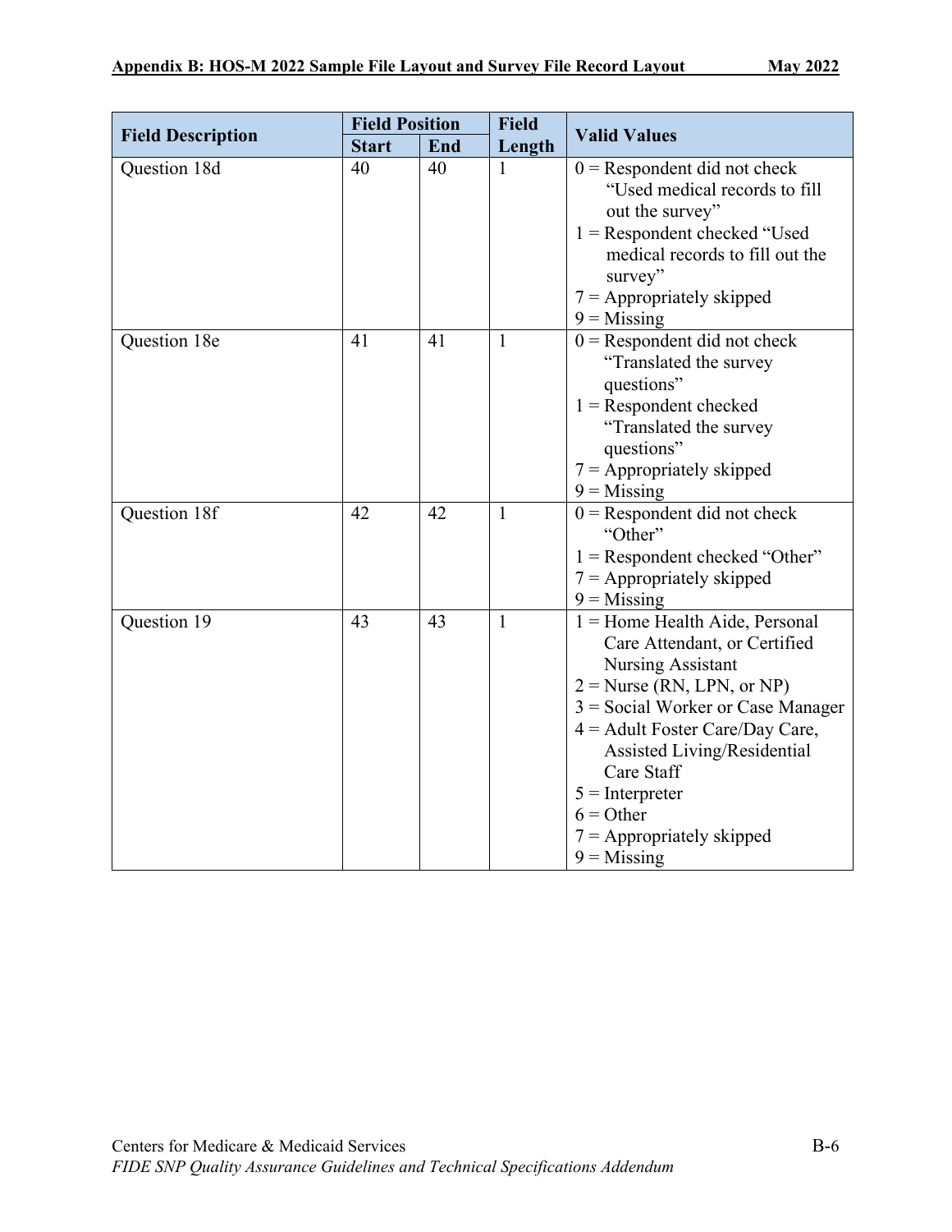| Field Description | Field Position | | Field Length | Valid Values |
|---|---|---|---|---|
| | Start | End | | |
| Question 18d | 40 | 40 | 1 | 0 = Respondent did not check "Used medical records to fill out the survey"<br>1 = Respondent checked "Used medical records to fill out the survey"<br>7 = Appropriately skipped<br>9 = Missing |
| Question 18e | 41 | 41 | 1 | 0 = Respondent did not check "Translated the survey questions"<br>1 = Respondent checked "Translated the survey questions"<br>7 = Appropriately skipped<br>9 = Missing |
| Question 18f | 42 | 42 | 1 | 0 = Respondent did not check "Other"<br>1 = Respondent checked "Other"<br>7 = Appropriately skipped<br>9 = Missing |
| Question 19 | 43 | 43 | 1 | 1 = Home Health Aide, Personal Care Attendant, or Certified Nursing Assistant<br>2 = Nurse (RN, LPN, or NP)<br>3 = Social Worker or Case Manager<br>4 = Adult Foster Care/Day Care, Assisted Living/Residential Care Staff<br>5 = Interpreter<br>6 = Other<br>7 = Appropriately skipped<br>9 = Missing |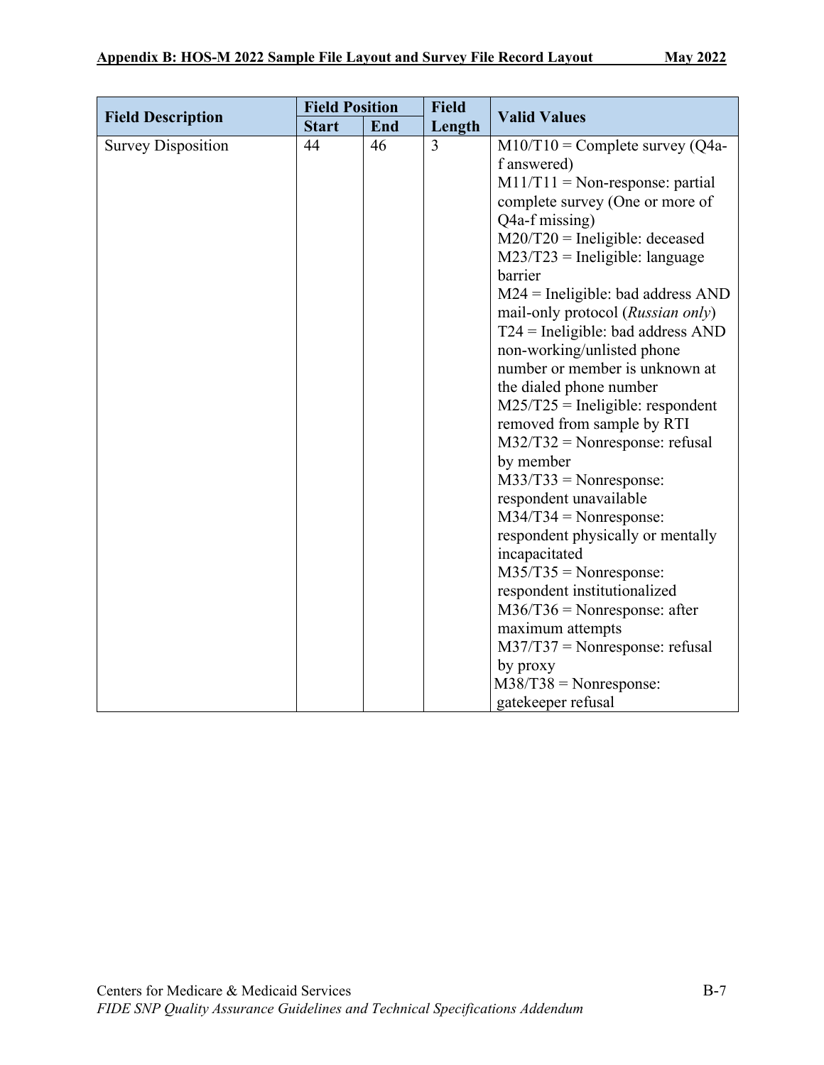| Field Description | Field Position | | Field Length | Valid Values |
|---|---|---|---|---|
| | Start | End | | |
| Survey Disposition | 44 | 46 | 3 | M10/T10 = Complete survey (Q4a-f answered)<br>M11/T11 = Non-response: partial complete survey (One or more of Q4a-f missing)<br>M20/T20 = Ineligible: deceased<br>M23/T23 = Ineligible: language barrier<br>M24 = Ineligible: bad address AND mail-only protocol (*Russian only*)<br>T24 = Ineligible: bad address AND non-working/unlisted phone number or member is unknown at the dialed phone number<br>M25/T25 = Ineligible: respondent removed from sample by RTI<br>M32/T32 = Nonresponse: refusal by member<br>M33/T33 = Nonresponse: respondent unavailable<br>M34/T34 = Nonresponse: respondent physically or mentally incapacitated<br>M35/T35 = Nonresponse: respondent institutionalized<br>M36/T36 = Nonresponse: after maximum attempts<br>M37/T37 = Nonresponse: refusal by proxy<br>M38/T38 = Nonresponse: gatekeeper refusal |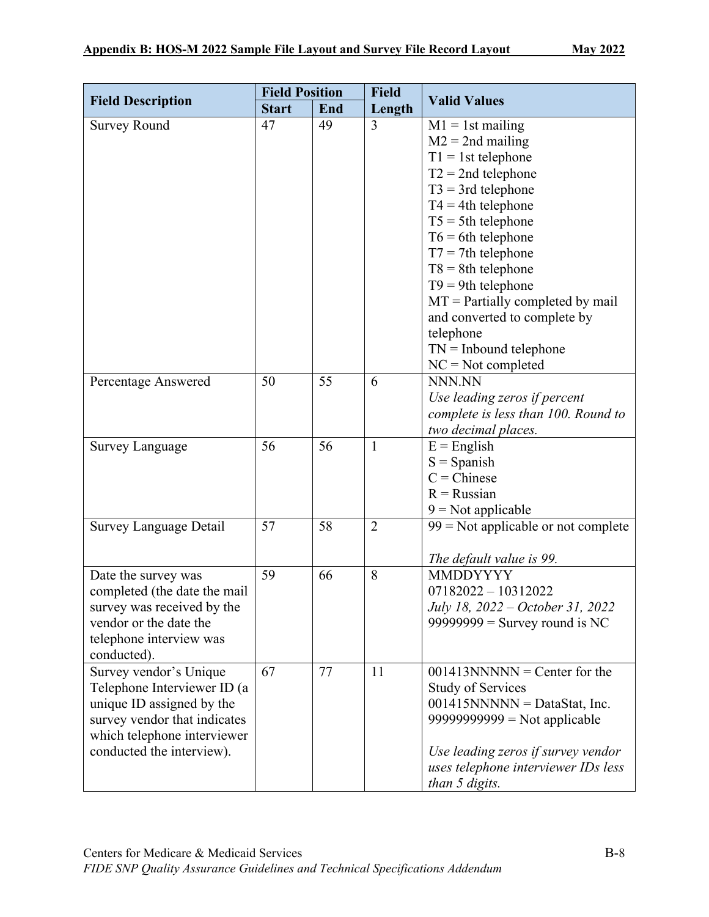| Field Description | Field Position | | Field Length | Valid Values |
|---|---|---|---|---|
| | Start | End | | |
| Survey Round | 47 | 49 | 3 | M1 = 1st mailing<br>M2 = 2nd mailing<br>T1 = 1st telephone<br>T2 = 2nd telephone<br>T3 = 3rd telephone<br>T4 = 4th telephone<br>T5 = 5th telephone<br>T6 = 6th telephone<br>T7 = 7th telephone<br>T8 = 8th telephone<br>T9 = 9th telephone<br>MT = Partially completed by mail and converted to complete by telephone<br>TN = Inbound telephone<br>NC = Not completed |
| Percentage Answered | 50 | 55 | 6 | NNN.NN<br>*Use leading zeros if percent complete is less than 100. Round to two decimal places.* |
| Survey Language | 56 | 56 | 1 | E = English<br>S = Spanish<br>C = Chinese<br>R = Russian<br>9 = Not applicable |
| Survey Language Detail | 57 | 58 | 2 | 99 = Not applicable or not complete<br><br>*The default value is 99.* |
| Date the survey was completed (the date the mail survey was received by the vendor or the date the telephone interview was conducted). | 59 | 66 | 8 | MMDDYYYY<br>07182022 – 10312022<br>*July 18, 2022 – October 31, 2022*<br>99999999 = Survey round is NC |
| Survey vendor's Unique Telephone Interviewer ID (a unique ID assigned by the survey vendor that indicates which telephone interviewer conducted the interview). | 67 | 77 | 11 | 001413NNNNN = Center for the Study of Services<br>001415NNNNN = DataStat, Inc.<br>99999999999 = Not applicable<br><br>*Use leading zeros if survey vendor uses telephone interviewer IDs less than 5 digits.* |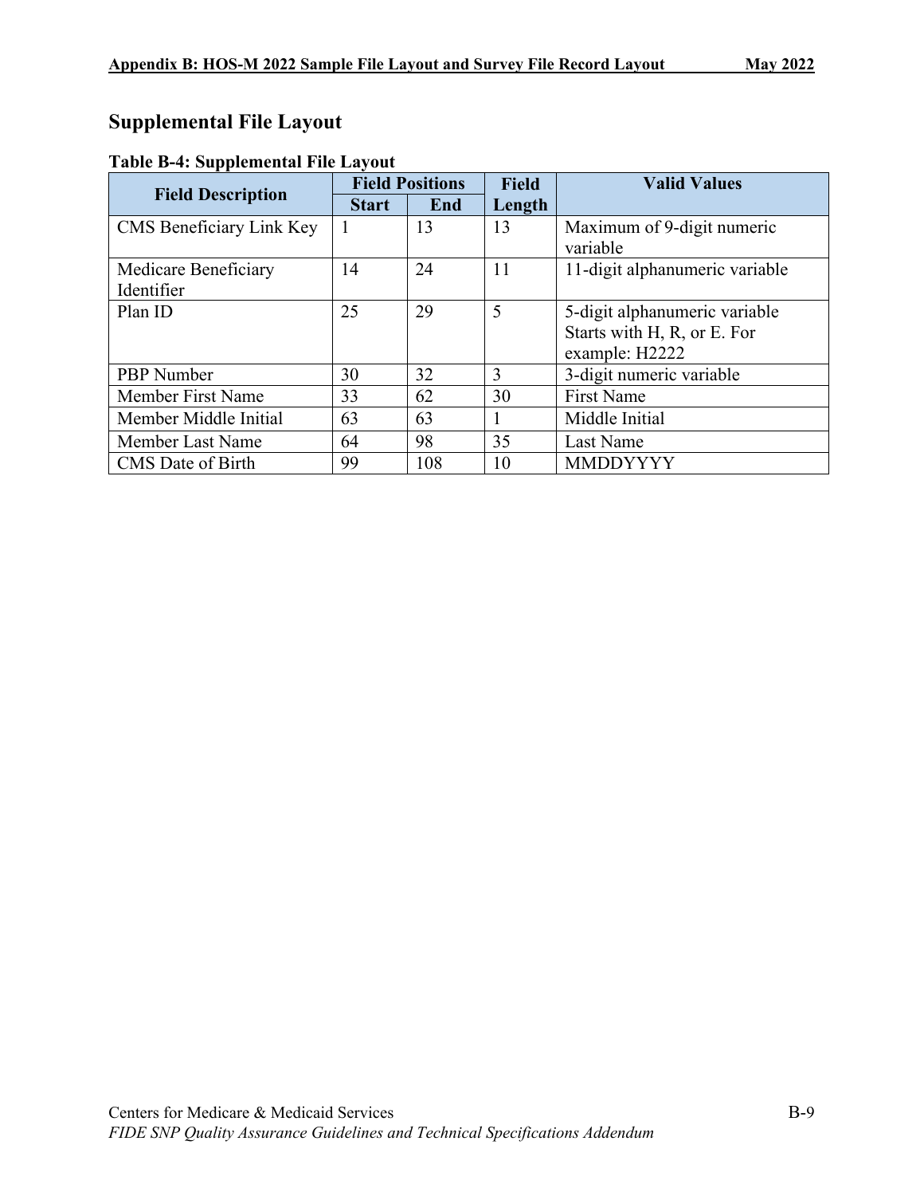## Supplemental File Layout

**Table B-4: Supplemental File Layout**

| Field Description | Field Positions | | Field Length | Valid Values |
|---|---|---|---|---|
| | Start | End | | |
| CMS Beneficiary Link Key | 1 | 13 | 13 | Maximum of 9-digit numeric variable |
| Medicare Beneficiary Identifier | 14 | 24 | 11 | 11-digit alphanumeric variable |
| Plan ID | 25 | 29 | 5 | 5-digit alphanumeric variable Starts with H, R, or E. For example: H2222 |
| PBP Number | 30 | 32 | 3 | 3-digit numeric variable |
| Member First Name | 33 | 62 | 30 | First Name |
| Member Middle Initial | 63 | 63 | 1 | Middle Initial |
| Member Last Name | 64 | 98 | 35 | Last Name |
| CMS Date of Birth | 99 | 108 | 10 | MMDDYYYY |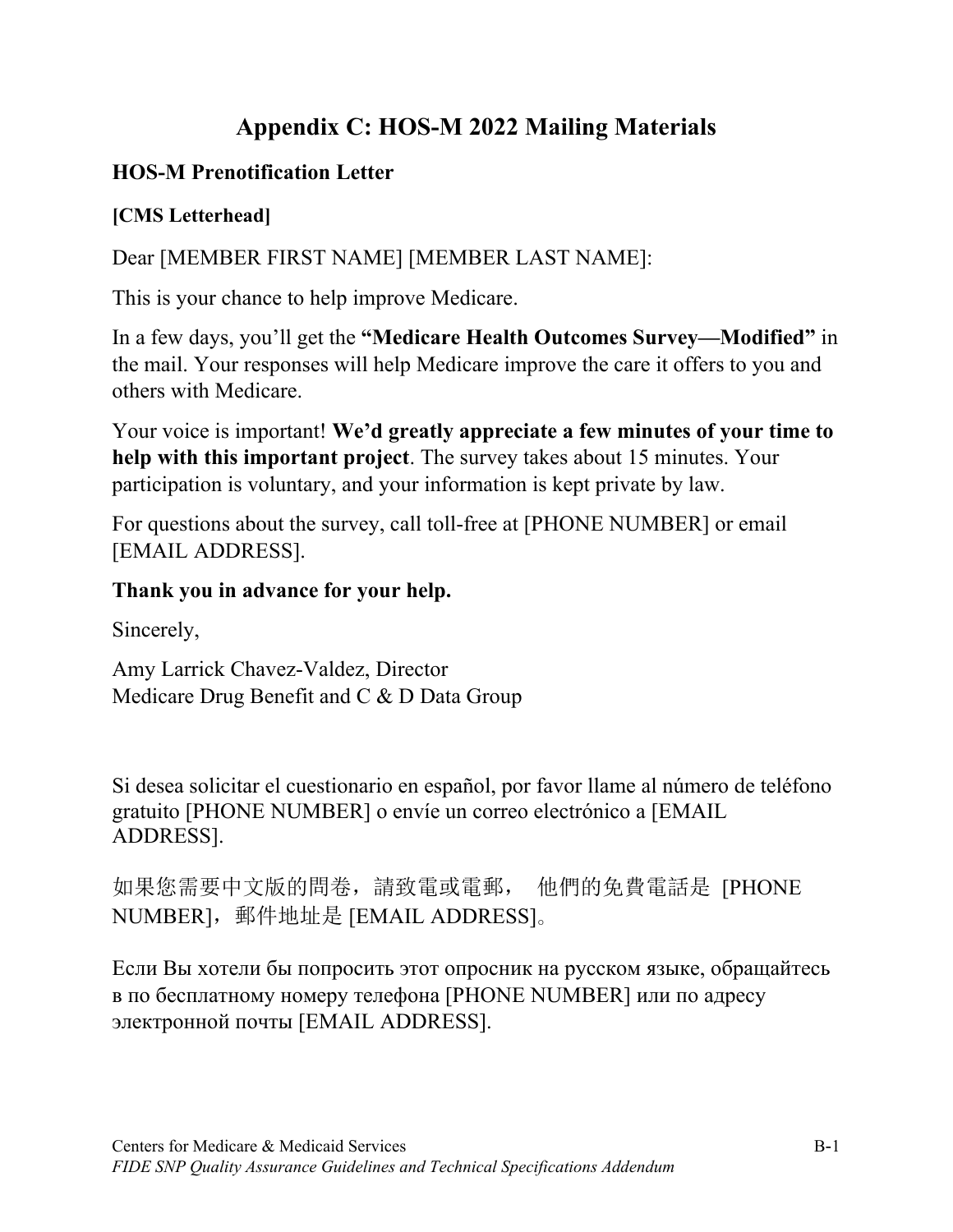# Appendix C: HOS-M 2022 Mailing Materials

## HOS-M Prenotification Letter

**[CMS Letterhead]**

Dear [MEMBER FIRST NAME] [MEMBER LAST NAME]:

This is your chance to help improve Medicare.

In a few days, you'll get the **"Medicare Health Outcomes Survey—Modified"** in the mail. Your responses will help Medicare improve the care it offers to you and others with Medicare.

Your voice is important! **We'd greatly appreciate a few minutes of your time to help with this important project**. The survey takes about 15 minutes. Your participation is voluntary, and your information is kept private by law.

For questions about the survey, call toll-free at [PHONE NUMBER] or email [EMAIL ADDRESS].

**Thank you in advance for your help.**

Sincerely,

Amy Larrick Chavez-Valdez, Director
Medicare Drug Benefit and C & D Data Group

Si desea solicitar el cuestionario en español, por favor llame al número de teléfono gratuito [PHONE NUMBER] o envíe un correo electrónico a [EMAIL ADDRESS].

如果您需要中文版的問卷，請致電或電郵， 他們的免費電話是 [PHONE NUMBER]，郵件地址是 [EMAIL ADDRESS]。

Если Вы хотели бы попросить этот опросник на русском языке, обращайтесь в по бесплатному номеру телефона [PHONE NUMBER] или по адресу электронной почты [EMAIL ADDRESS].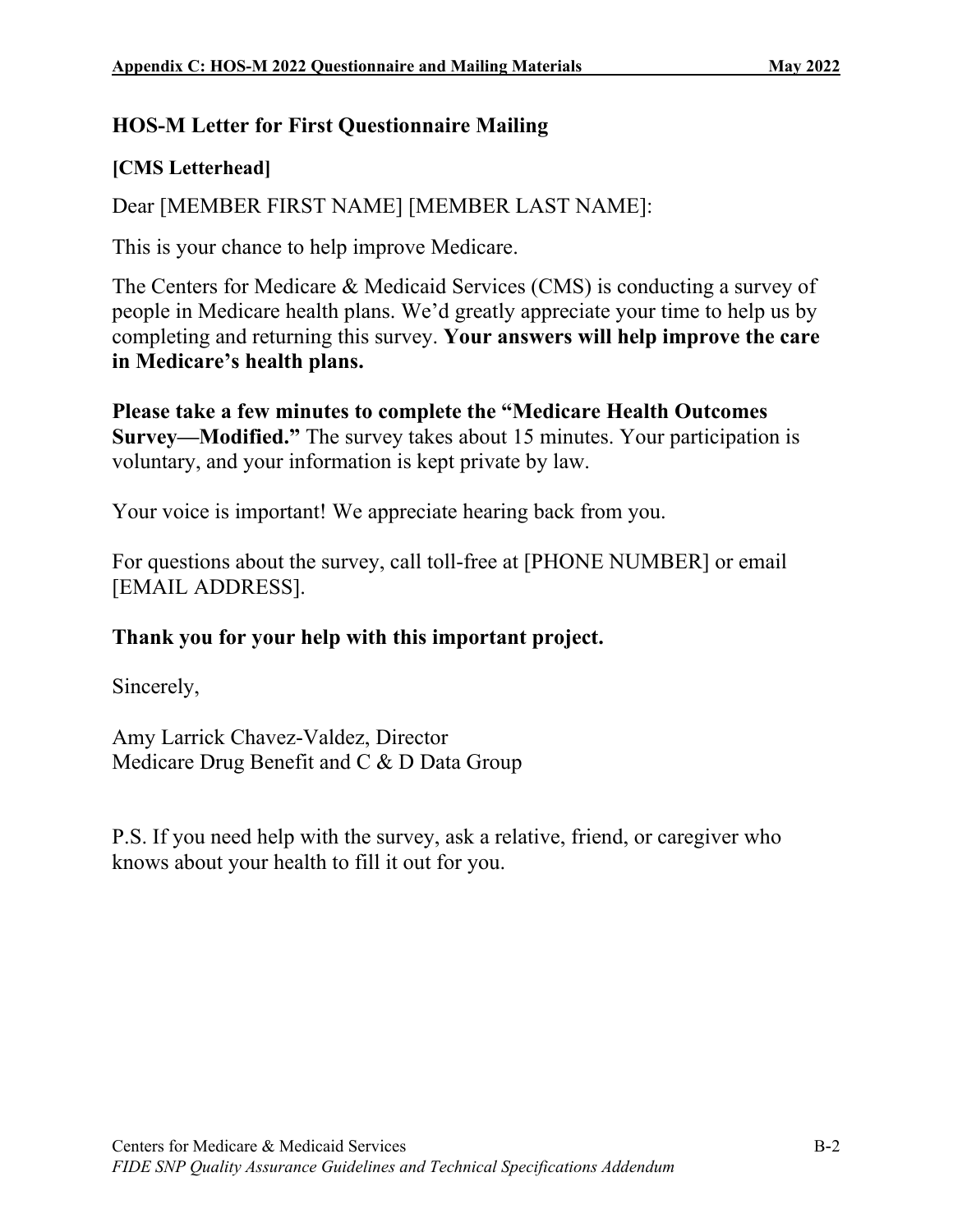## HOS-M Letter for First Questionnaire Mailing

**[CMS Letterhead]**

Dear [MEMBER FIRST NAME] [MEMBER LAST NAME]:

This is your chance to help improve Medicare.

The Centers for Medicare & Medicaid Services (CMS) is conducting a survey of people in Medicare health plans. We'd greatly appreciate your time to help us by completing and returning this survey. **Your answers will help improve the care in Medicare's health plans.**

**Please take a few minutes to complete the "Medicare Health Outcomes Survey—Modified."** The survey takes about 15 minutes. Your participation is voluntary, and your information is kept private by law.

Your voice is important! We appreciate hearing back from you.

For questions about the survey, call toll-free at [PHONE NUMBER] or email [EMAIL ADDRESS].

**Thank you for your help with this important project.**

Sincerely,

Amy Larrick Chavez-Valdez, Director
Medicare Drug Benefit and C & D Data Group

P.S. If you need help with the survey, ask a relative, friend, or caregiver who knows about your health to fill it out for you.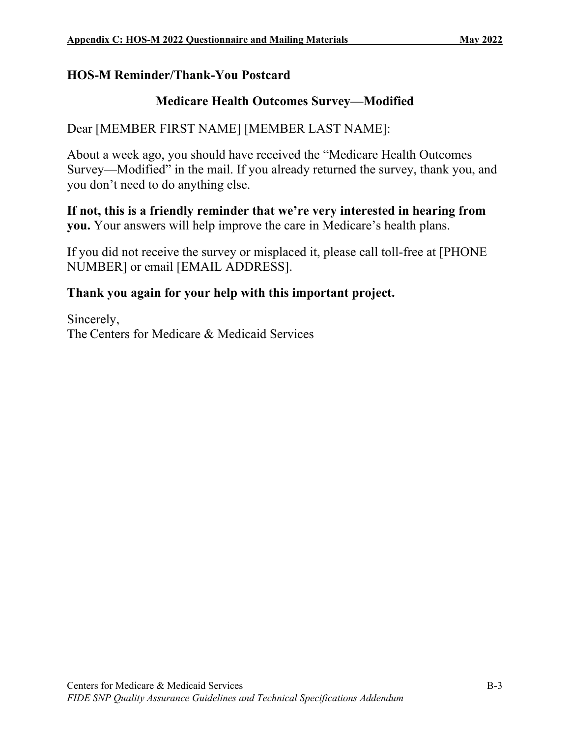## HOS-M Reminder/Thank-You Postcard

### Medicare Health Outcomes Survey—Modified

Dear [MEMBER FIRST NAME] [MEMBER LAST NAME]:

About a week ago, you should have received the "Medicare Health Outcomes Survey—Modified" in the mail. If you already returned the survey, thank you, and you don't need to do anything else.

**If not, this is a friendly reminder that we're very interested in hearing from you.** Your answers will help improve the care in Medicare's health plans.

If you did not receive the survey or misplaced it, please call toll-free at [PHONE NUMBER] or email [EMAIL ADDRESS].

**Thank you again for your help with this important project.**

Sincerely,
The Centers for Medicare & Medicaid Services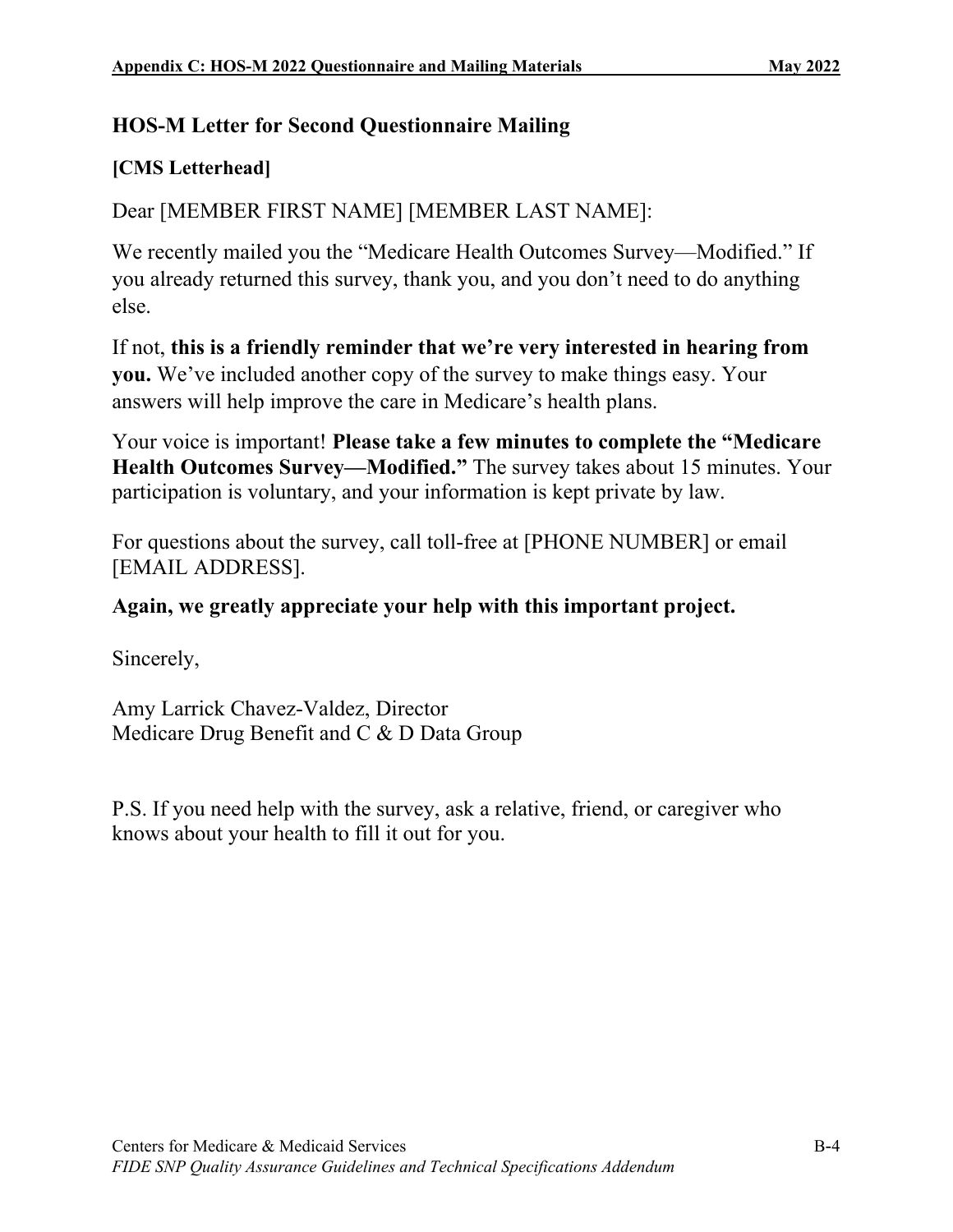## HOS-M Letter for Second Questionnaire Mailing

**[CMS Letterhead]**

Dear [MEMBER FIRST NAME] [MEMBER LAST NAME]:

We recently mailed you the "Medicare Health Outcomes Survey—Modified." If you already returned this survey, thank you, and you don't need to do anything else.

If not, **this is a friendly reminder that we're very interested in hearing from you.** We've included another copy of the survey to make things easy. Your answers will help improve the care in Medicare's health plans.

Your voice is important! **Please take a few minutes to complete the "Medicare Health Outcomes Survey—Modified."** The survey takes about 15 minutes. Your participation is voluntary, and your information is kept private by law.

For questions about the survey, call toll-free at [PHONE NUMBER] or email [EMAIL ADDRESS].

**Again, we greatly appreciate your help with this important project.**

Sincerely,

Amy Larrick Chavez-Valdez, Director
Medicare Drug Benefit and C & D Data Group

P.S. If you need help with the survey, ask a relative, friend, or caregiver who knows about your health to fill it out for you.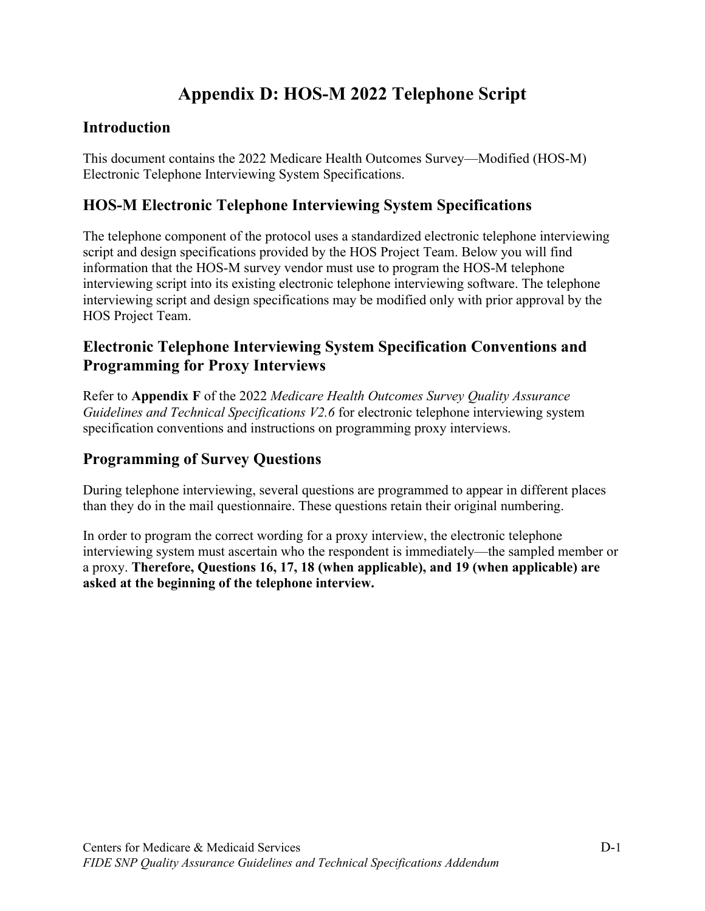# Appendix D: HOS-M 2022 Telephone Script

## Introduction

This document contains the 2022 Medicare Health Outcomes Survey—Modified (HOS-M) Electronic Telephone Interviewing System Specifications.

## HOS-M Electronic Telephone Interviewing System Specifications

The telephone component of the protocol uses a standardized electronic telephone interviewing script and design specifications provided by the HOS Project Team. Below you will find information that the HOS-M survey vendor must use to program the HOS-M telephone interviewing script into its existing electronic telephone interviewing software. The telephone interviewing script and design specifications may be modified only with prior approval by the HOS Project Team.

## Electronic Telephone Interviewing System Specification Conventions and Programming for Proxy Interviews

Refer to **Appendix F** of the 2022 *Medicare Health Outcomes Survey Quality Assurance Guidelines and Technical Specifications V2.6* for electronic telephone interviewing system specification conventions and instructions on programming proxy interviews.

## Programming of Survey Questions

During telephone interviewing, several questions are programmed to appear in different places than they do in the mail questionnaire. These questions retain their original numbering.

In order to program the correct wording for a proxy interview, the electronic telephone interviewing system must ascertain who the respondent is immediately—the sampled member or a proxy. **Therefore, Questions 16, 17, 18 (when applicable), and 19 (when applicable) are asked at the beginning of the telephone interview.**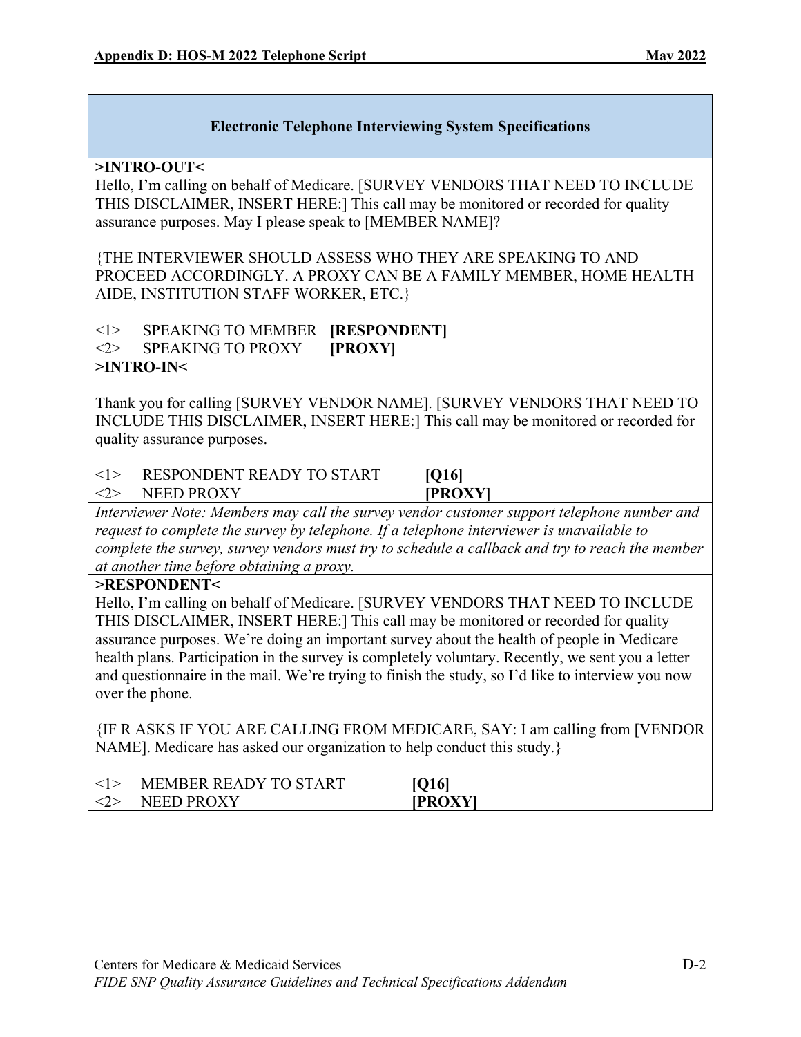### Electronic Telephone Interviewing System Specifications

**>INTRO-OUT<**

Hello, I'm calling on behalf of Medicare. [SURVEY VENDORS THAT NEED TO INCLUDE THIS DISCLAIMER, INSERT HERE:] This call may be monitored or recorded for quality assurance purposes. May I please speak to [MEMBER NAME]?

{THE INTERVIEWER SHOULD ASSESS WHO THEY ARE SPEAKING TO AND PROCEED ACCORDINGLY. A PROXY CAN BE A FAMILY MEMBER, HOME HEALTH AIDE, INSTITUTION STAFF WORKER, ETC.}

<1> SPEAKING TO MEMBER **[RESPONDENT]**
<2> SPEAKING TO PROXY **[PROXY]**

**>INTRO-IN<**

Thank you for calling [SURVEY VENDOR NAME]. [SURVEY VENDORS THAT NEED TO INCLUDE THIS DISCLAIMER, INSERT HERE:] This call may be monitored or recorded for quality assurance purposes.

<1> RESPONDENT READY TO START **[Q16]**
<2> NEED PROXY **[PROXY]**

*Interviewer Note: Members may call the survey vendor customer support telephone number and request to complete the survey by telephone. If a telephone interviewer is unavailable to complete the survey, survey vendors must try to schedule a callback and try to reach the member at another time before obtaining a proxy.*

**>RESPONDENT<**

Hello, I'm calling on behalf of Medicare. [SURVEY VENDORS THAT NEED TO INCLUDE THIS DISCLAIMER, INSERT HERE:] This call may be monitored or recorded for quality assurance purposes. We're doing an important survey about the health of people in Medicare health plans. Participation in the survey is completely voluntary. Recently, we sent you a letter and questionnaire in the mail. We're trying to finish the study, so I'd like to interview you now over the phone.

{IF R ASKS IF YOU ARE CALLING FROM MEDICARE, SAY: I am calling from [VENDOR NAME]. Medicare has asked our organization to help conduct this study.}

<1> MEMBER READY TO START **[Q16]**
<2> NEED PROXY **[PROXY]**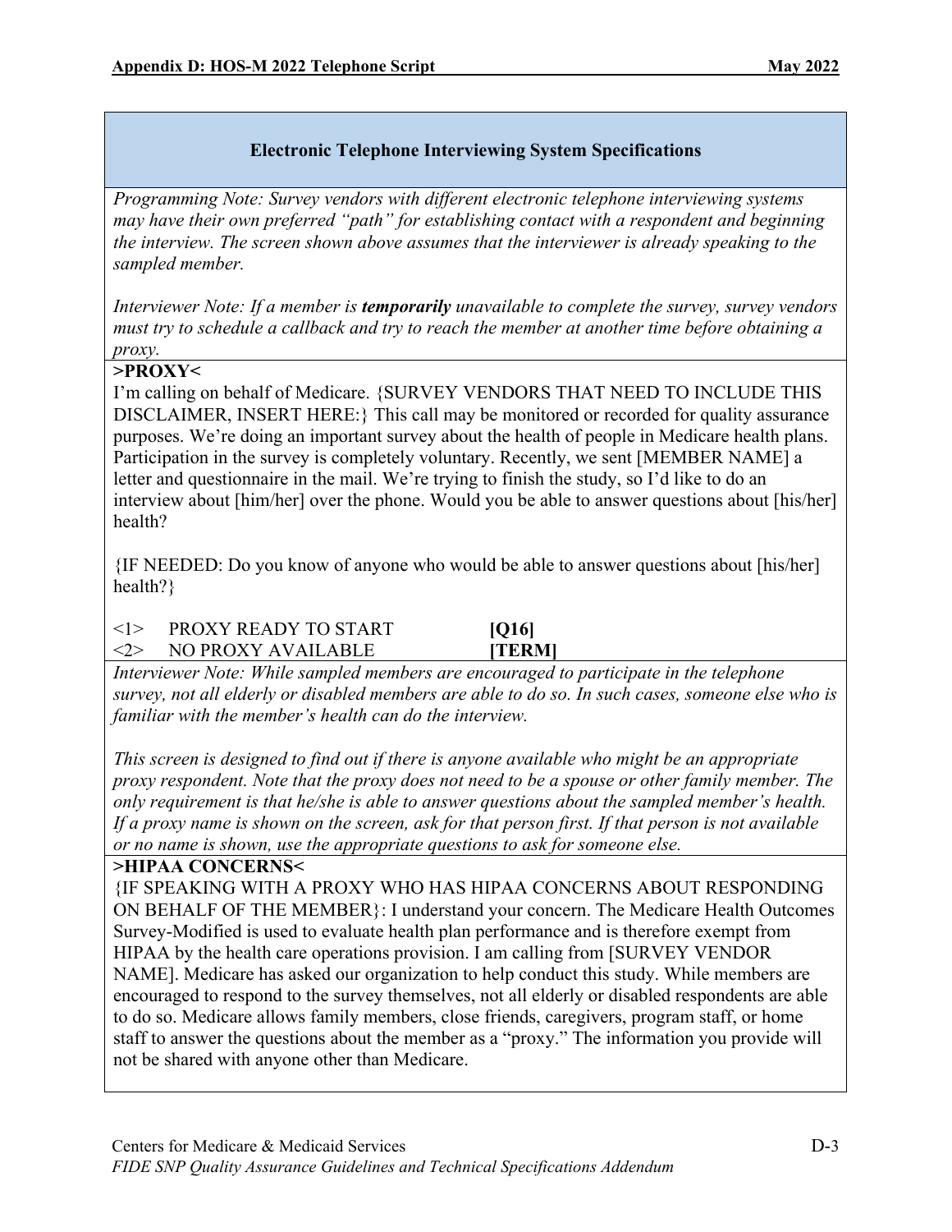### Electronic Telephone Interviewing System Specifications

*Programming Note: Survey vendors with different electronic telephone interviewing systems may have their own preferred "path" for establishing contact with a respondent and beginning the interview. The screen shown above assumes that the interviewer is already speaking to the sampled member.*

*Interviewer Note: If a member is* ***temporarily*** *unavailable to complete the survey, survey vendors must try to schedule a callback and try to reach the member at another time before obtaining a proxy.*

**>PROXY<**

I'm calling on behalf of Medicare. {SURVEY VENDORS THAT NEED TO INCLUDE THIS DISCLAIMER, INSERT HERE:} This call may be monitored or recorded for quality assurance purposes. We're doing an important survey about the health of people in Medicare health plans. Participation in the survey is completely voluntary. Recently, we sent [MEMBER NAME] a letter and questionnaire in the mail. We're trying to finish the study, so I'd like to do an interview about [him/her] over the phone. Would you be able to answer questions about [his/her] health?

{IF NEEDED: Do you know of anyone who would be able to answer questions about [his/her] health?}

| | | |
|---|---|---|
| <1> | PROXY READY TO START | **[Q16]** |
| <2> | NO PROXY AVAILABLE | **[TERM]** |

*Interviewer Note: While sampled members are encouraged to participate in the telephone survey, not all elderly or disabled members are able to do so. In such cases, someone else who is familiar with the member's health can do the interview.*

*This screen is designed to find out if there is anyone available who might be an appropriate proxy respondent. Note that the proxy does not need to be a spouse or other family member. The only requirement is that he/she is able to answer questions about the sampled member's health. If a proxy name is shown on the screen, ask for that person first. If that person is not available or no name is shown, use the appropriate questions to ask for someone else.*

**>HIPAA CONCERNS<**

{IF SPEAKING WITH A PROXY WHO HAS HIPAA CONCERNS ABOUT RESPONDING ON BEHALF OF THE MEMBER}: I understand your concern. The Medicare Health Outcomes Survey-Modified is used to evaluate health plan performance and is therefore exempt from HIPAA by the health care operations provision. I am calling from [SURVEY VENDOR NAME]. Medicare has asked our organization to help conduct this study. While members are encouraged to respond to the survey themselves, not all elderly or disabled respondents are able to do so. Medicare allows family members, close friends, caregivers, program staff, or home staff to answer the questions about the member as a "proxy." The information you provide will not be shared with anyone other than Medicare.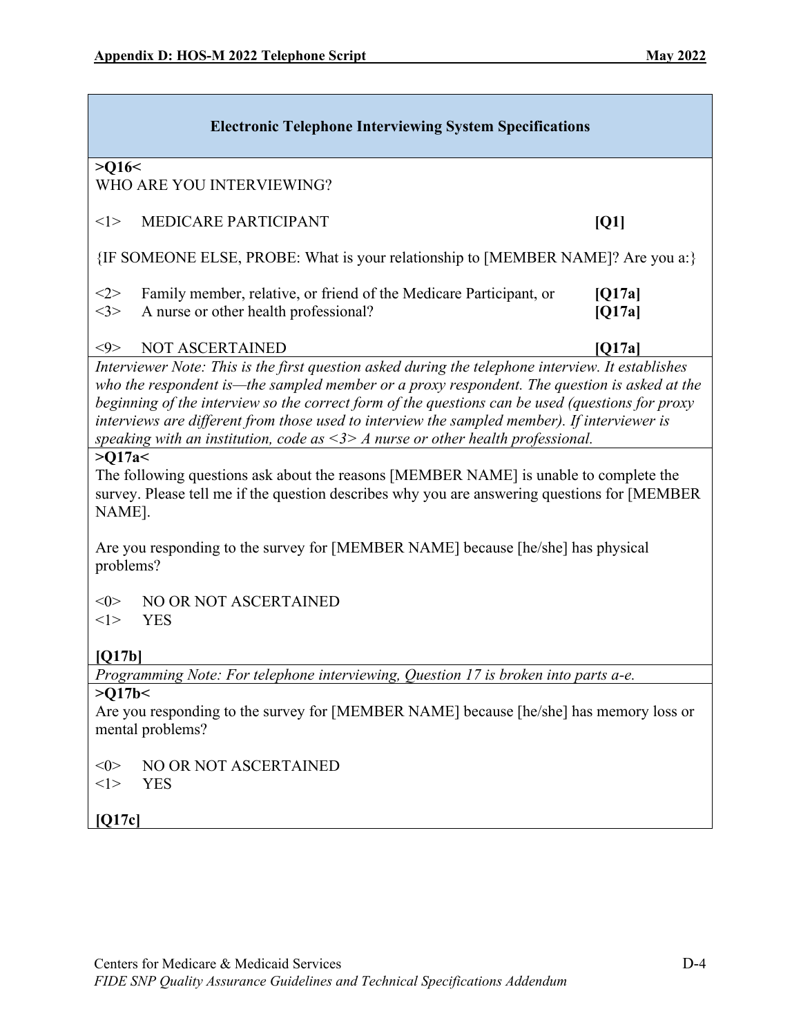**Electronic Telephone Interviewing System Specifications**

**>Q16<**

WHO ARE YOU INTERVIEWING?

| | | |
|---|---|---|
| <1> | MEDICARE PARTICIPANT | **[Q1]** |

{IF SOMEONE ELSE, PROBE: What is your relationship to [MEMBER NAME]? Are you a:}

| | | |
|---|---|---|
| <2> | Family member, relative, or friend of the Medicare Participant, or | **[Q17a]** |
| <3> | A nurse or other health professional? | **[Q17a]** |
| <9> | NOT ASCERTAINED | **[Q17a]** |

*Interviewer Note: This is the first question asked during the telephone interview. It establishes who the respondent is—the sampled member or a proxy respondent. The question is asked at the beginning of the interview so the correct form of the questions can be used (questions for proxy interviews are different from those used to interview the sampled member). If interviewer is speaking with an institution, code as <3> A nurse or other health professional.*

**>Q17a<**

The following questions ask about the reasons [MEMBER NAME] is unable to complete the survey. Please tell me if the question describes why you are answering questions for [MEMBER NAME].

Are you responding to the survey for [MEMBER NAME] because [he/she] has physical problems?

<0> NO OR NOT ASCERTAINED
<1> YES

**[Q17b]**

*Programming Note: For telephone interviewing, Question 17 is broken into parts a-e.*

**>Q17b<**

Are you responding to the survey for [MEMBER NAME] because [he/she] has memory loss or mental problems?

<0> NO OR NOT ASCERTAINED
<1> YES

**[Q17c]**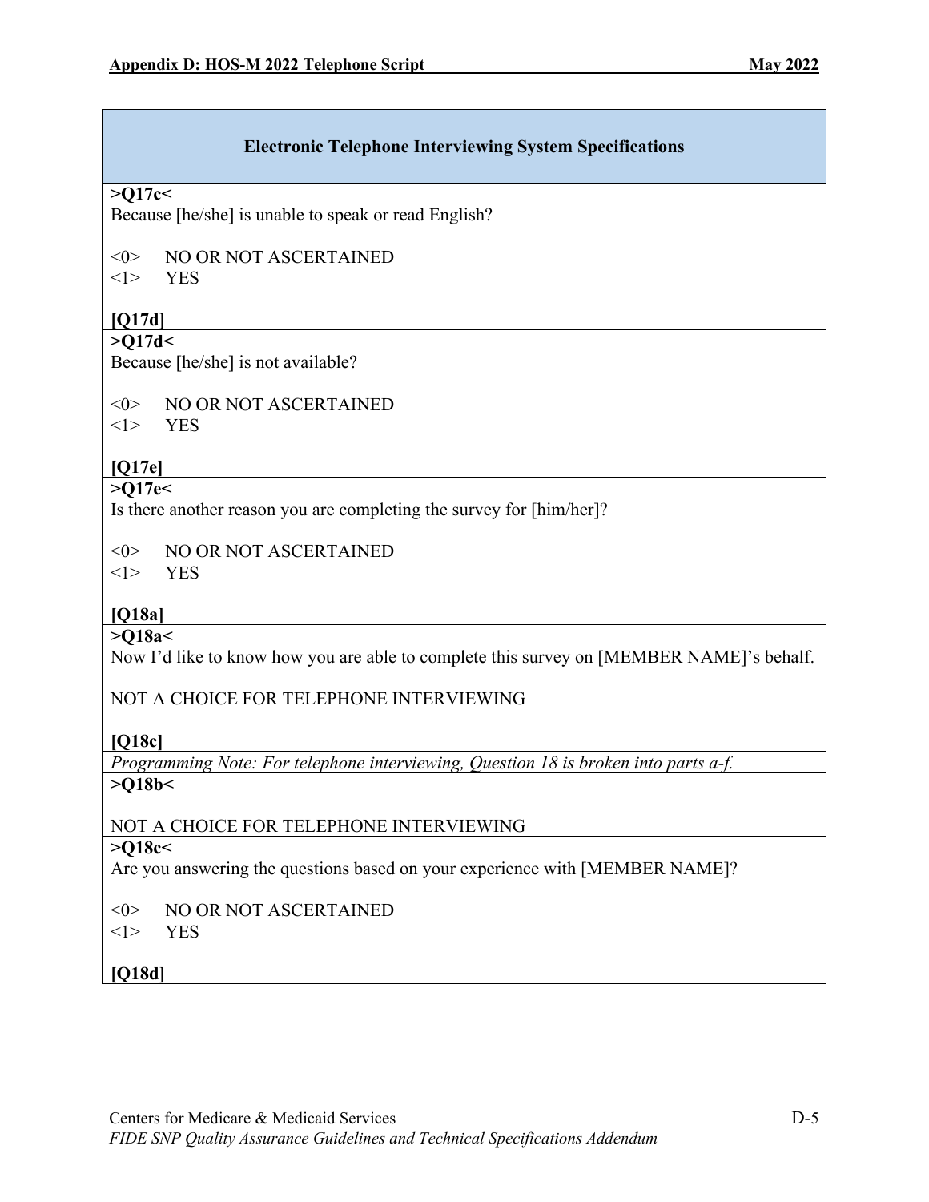| Electronic Telephone Interviewing System Specifications |
|---|
| **>Q17c<**<br>Because [he/she] is unable to speak or read English?<br><br><0> NO OR NOT ASCERTAINED<br><1> YES<br><br>**[Q17d]** |
| **>Q17d<**<br>Because [he/she] is not available?<br><br><0> NO OR NOT ASCERTAINED<br><1> YES<br><br>**[Q17e]** |
| **>Q17e<**<br>Is there another reason you are completing the survey for [him/her]?<br><br><0> NO OR NOT ASCERTAINED<br><1> YES<br><br>**[Q18a]** |
| **>Q18a<**<br>Now I'd like to know how you are able to complete this survey on [MEMBER NAME]'s behalf.<br><br>NOT A CHOICE FOR TELEPHONE INTERVIEWING<br><br>**[Q18c]** |
| *Programming Note: For telephone interviewing, Question 18 is broken into parts a-f.* |
| **>Q18b<**<br><br>NOT A CHOICE FOR TELEPHONE INTERVIEWING |
| **>Q18c<**<br>Are you answering the questions based on your experience with [MEMBER NAME]?<br><br><0> NO OR NOT ASCERTAINED<br><1> YES<br><br>**[Q18d]** |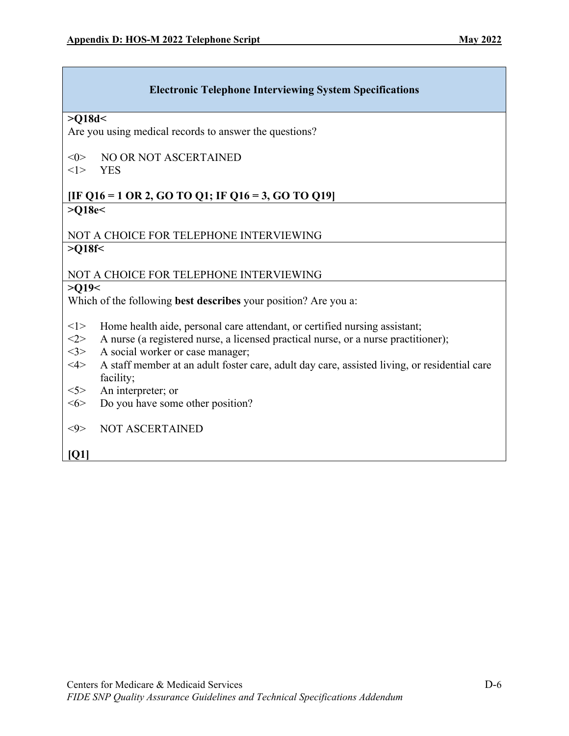**Electronic Telephone Interviewing System Specifications**

**>Q18d<**
Are you using medical records to answer the questions?

<0> NO OR NOT ASCERTAINED
<1> YES

**[IF Q16 = 1 OR 2, GO TO Q1; IF Q16 = 3, GO TO Q19]**

**>Q18e<**

NOT A CHOICE FOR TELEPHONE INTERVIEWING

**>Q18f<**

NOT A CHOICE FOR TELEPHONE INTERVIEWING

**>Q19<**
Which of the following **best describes** your position? Are you a:

<1> Home health aide, personal care attendant, or certified nursing assistant;
<2> A nurse (a registered nurse, a licensed practical nurse, or a nurse practitioner);
<3> A social worker or case manager;
<4> A staff member at an adult foster care, adult day care, assisted living, or residential care facility;
<5> An interpreter; or
<6> Do you have some other position?

<9> NOT ASCERTAINED

**[Q1]**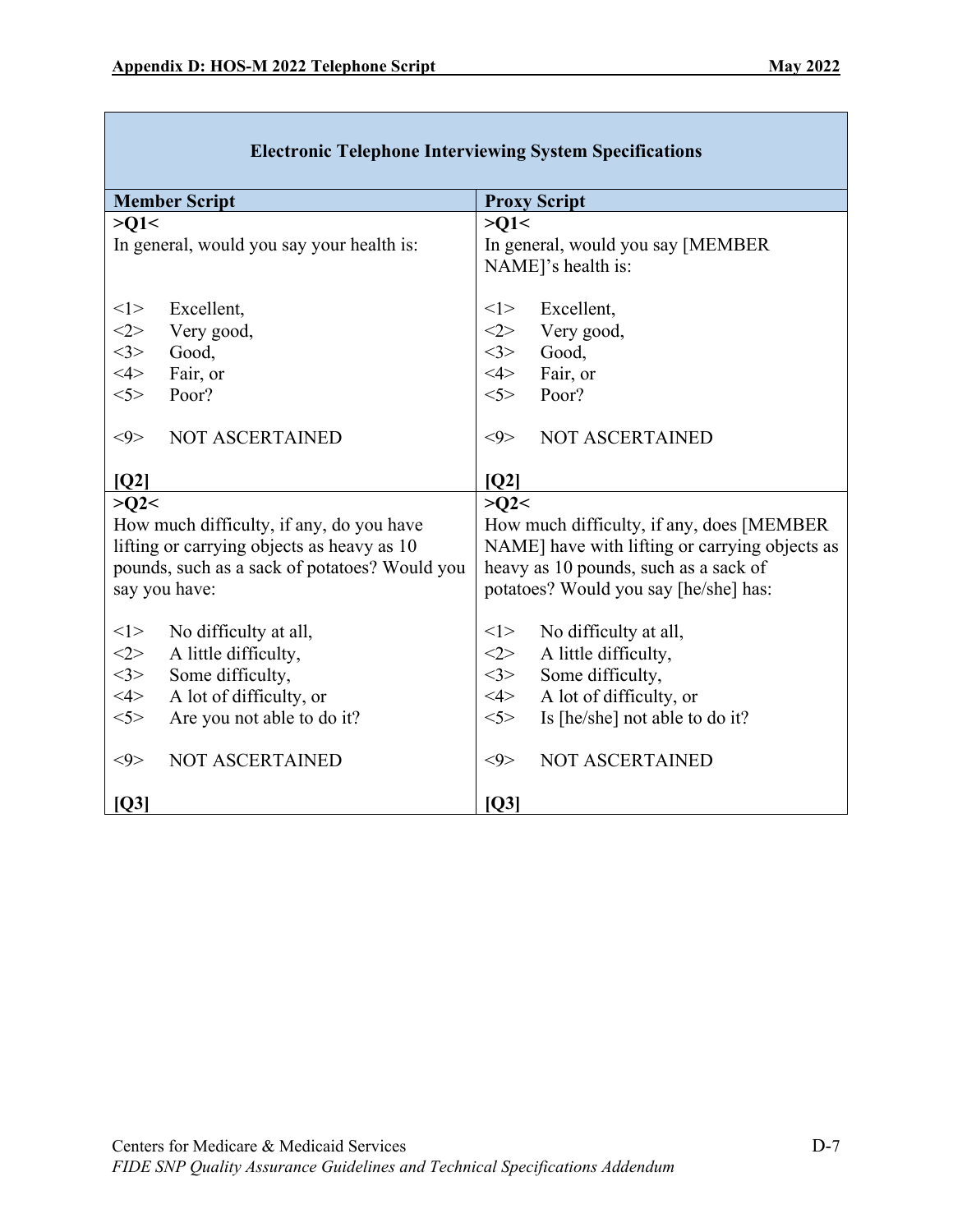<table>
<tr><th colspan="2">Electronic Telephone Interviewing System Specifications</th></tr>
<tr><th>Member Script</th><th>Proxy Script</th></tr>
<tr><td>

**>Q1<**
In general, would you say your health is:

<1> Excellent,
<2> Very good,
<3> Good,
<4> Fair, or
<5> Poor?

<9> NOT ASCERTAINED

**[Q2]**

</td><td>

**>Q1<**
In general, would you say [MEMBER NAME]'s health is:

<1> Excellent,
<2> Very good,
<3> Good,
<4> Fair, or
<5> Poor?

<9> NOT ASCERTAINED

**[Q2]**

</td></tr>
<tr><td>

**>Q2<**
How much difficulty, if any, do you have lifting or carrying objects as heavy as 10 pounds, such as a sack of potatoes? Would you say you have:

<1> No difficulty at all,
<2> A little difficulty,
<3> Some difficulty,
<4> A lot of difficulty, or
<5> Are you not able to do it?

<9> NOT ASCERTAINED

**[Q3]**

</td><td>

**>Q2<**
How much difficulty, if any, does [MEMBER NAME] have with lifting or carrying objects as heavy as 10 pounds, such as a sack of potatoes? Would you say [he/she] has:

<1> No difficulty at all,
<2> A little difficulty,
<3> Some difficulty,
<4> A lot of difficulty, or
<5> Is [he/she] not able to do it?

<9> NOT ASCERTAINED

**[Q3]**

</td></tr>
</table>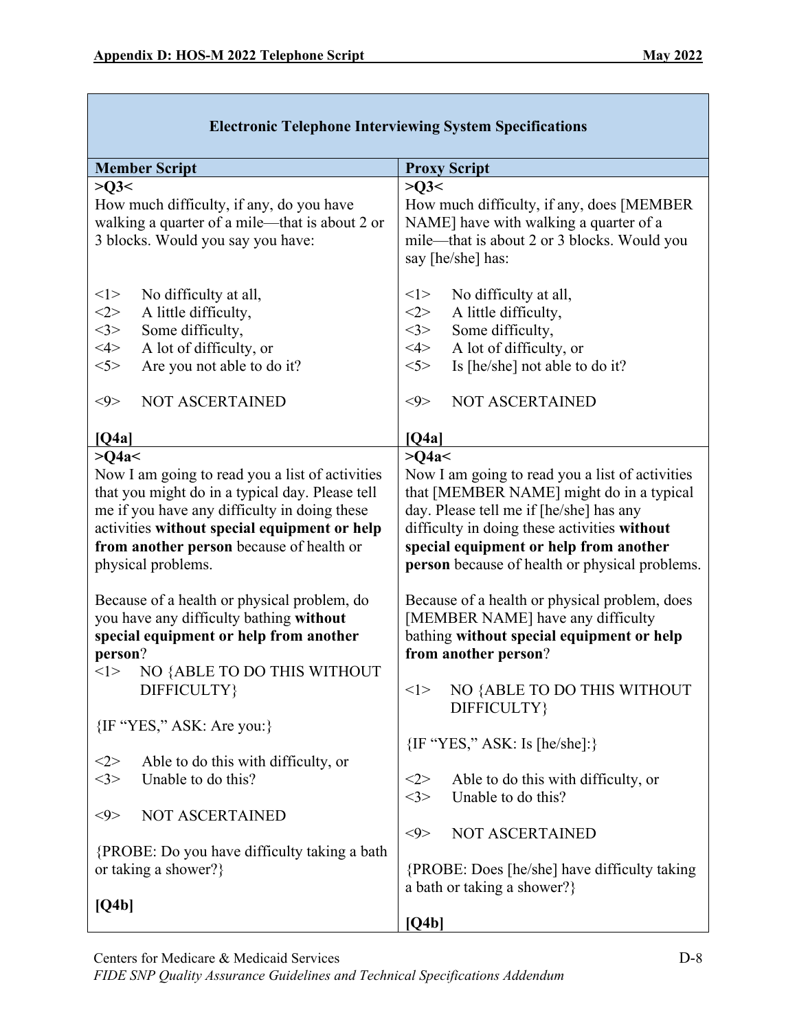| Electronic Telephone Interviewing System Specifications | |
|---|---|
| **Member Script** | **Proxy Script** |
| **>Q3<**<br>How much difficulty, if any, do you have walking a quarter of a mile—that is about 2 or 3 blocks. Would you say you have:<br><br><1> No difficulty at all,<br><2> A little difficulty,<br><3> Some difficulty,<br><4> A lot of difficulty, or<br><5> Are you not able to do it?<br><br><9> NOT ASCERTAINED<br><br>**[Q4a]** | **>Q3<**<br>How much difficulty, if any, does [MEMBER NAME] have with walking a quarter of a mile—that is about 2 or 3 blocks. Would you say [he/she] has:<br><br><1> No difficulty at all,<br><2> A little difficulty,<br><3> Some difficulty,<br><4> A lot of difficulty, or<br><5> Is [he/she] not able to do it?<br><br><9> NOT ASCERTAINED<br><br>**[Q4a]** |
| **>Q4a<**<br>Now I am going to read you a list of activities that you might do in a typical day. Please tell me if you have any difficulty in doing these activities **without special equipment or help from another person** because of health or physical problems.<br><br>Because of a health or physical problem, do you have any difficulty bathing **without special equipment or help from another person**?<br><1> NO {ABLE TO DO THIS WITHOUT DIFFICULTY}<br><br>{IF "YES," ASK: Are you:}<br><br><2> Able to do this with difficulty, or<br><3> Unable to do this?<br><br><9> NOT ASCERTAINED<br><br>{PROBE: Do you have difficulty taking a bath or taking a shower?}<br><br>**[Q4b]** | **>Q4a<**<br>Now I am going to read you a list of activities that [MEMBER NAME] might do in a typical day. Please tell me if [he/she] has any difficulty in doing these activities **without special equipment or help from another person** because of health or physical problems.<br><br>Because of a health or physical problem, does [MEMBER NAME] have any difficulty bathing **without special equipment or help from another person**?<br><br><1> NO {ABLE TO DO THIS WITHOUT DIFFICULTY}<br><br>{IF "YES," ASK: Is [he/she]:}<br><br><2> Able to do this with difficulty, or<br><3> Unable to do this?<br><br><9> NOT ASCERTAINED<br><br>{PROBE: Does [he/she] have difficulty taking a bath or taking a shower?}<br><br>**[Q4b]** |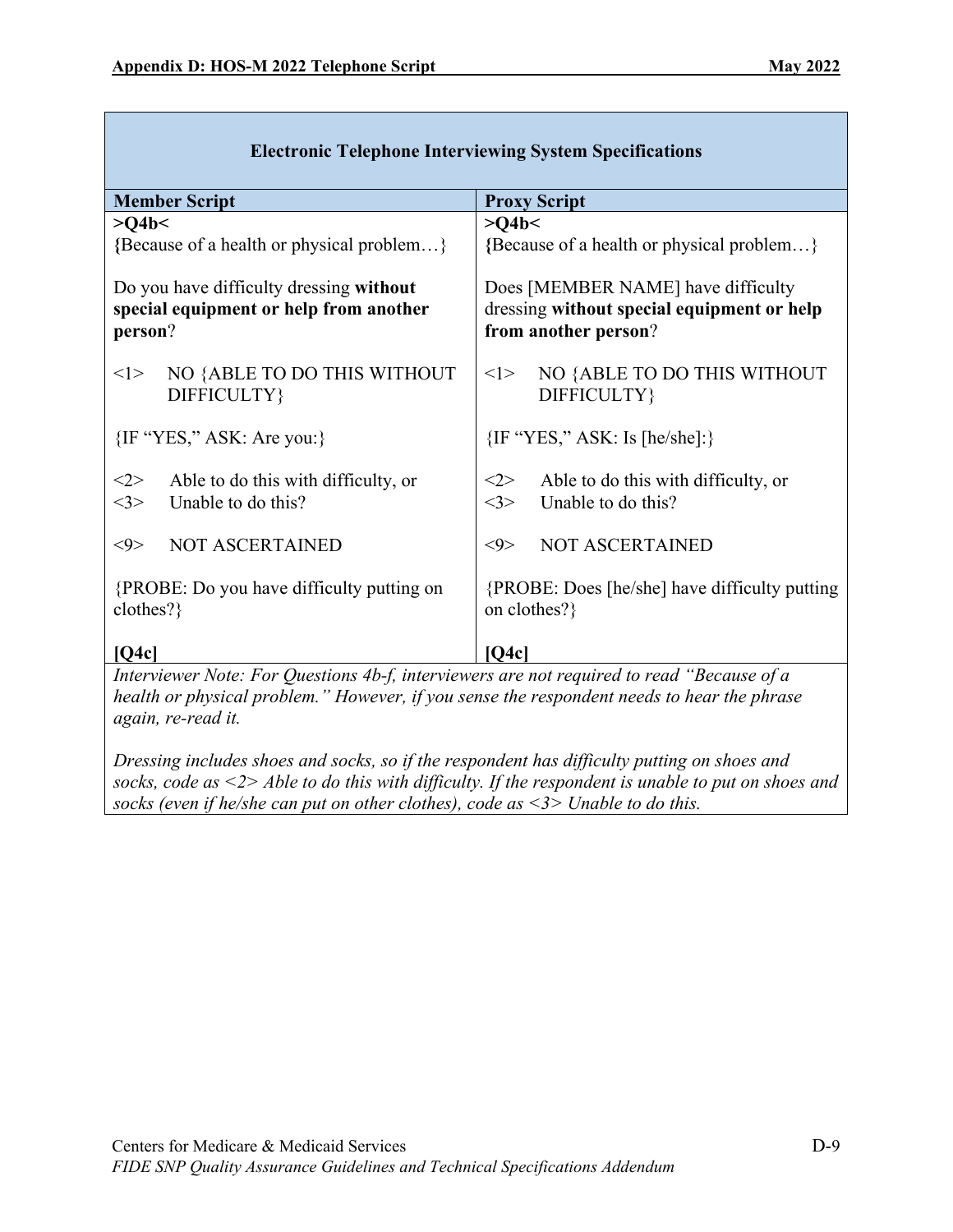| Electronic Telephone Interviewing System Specifications | |
|---|---|
| **Member Script** | **Proxy Script** |
| **>Q4b<**<br>**{**Because of a health or physical problem…}<br><br>Do you have difficulty dressing **without special equipment or help from another person**?<br><br><1> NO {ABLE TO DO THIS WITHOUT DIFFICULTY}<br><br>{IF "YES," ASK: Are you:}<br><br><2> Able to do this with difficulty, or<br><3> Unable to do this?<br><br><9> NOT ASCERTAINED<br><br>{PROBE: Do you have difficulty putting on clothes?}<br><br>**[Q4c]** | **>Q4b<**<br>**{**Because of a health or physical problem…}<br><br>Does [MEMBER NAME] have difficulty dressing **without special equipment or help from another person**?<br><br><1> NO {ABLE TO DO THIS WITHOUT DIFFICULTY}<br><br>{IF "YES," ASK: Is [he/she]:}<br><br><2> Able to do this with difficulty, or<br><3> Unable to do this?<br><br><9> NOT ASCERTAINED<br><br>{PROBE: Does [he/she] have difficulty putting on clothes?}<br><br>**[Q4c]** |

*Interviewer Note: For Questions 4b-f, interviewers are not required to read "Because of a health or physical problem." However, if you sense the respondent needs to hear the phrase again, re-read it.*

*Dressing includes shoes and socks, so if the respondent has difficulty putting on shoes and socks, code as <2> Able to do this with difficulty. If the respondent is unable to put on shoes and socks (even if he/she can put on other clothes), code as <3> Unable to do this.*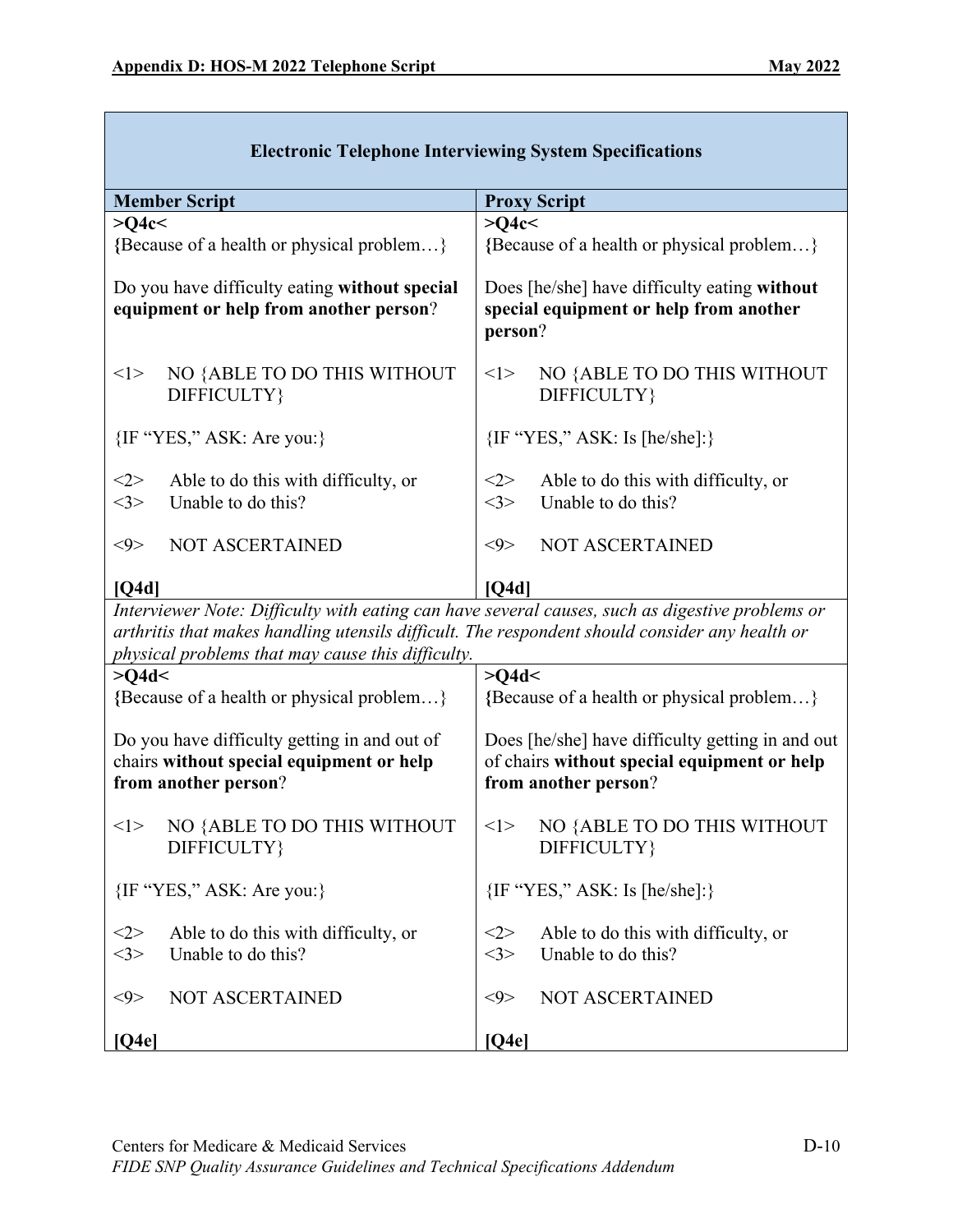| Electronic Telephone Interviewing System Specifications | |
|---|---|
| **Member Script** | **Proxy Script** |
| **>Q4c<**<br>**{**Because of a health or physical problem…}<br><br>Do you have difficulty eating **without special equipment or help from another person**?<br><br><1> NO {ABLE TO DO THIS WITHOUT DIFFICULTY}<br><br>{IF "YES," ASK: Are you:}<br><br><2> Able to do this with difficulty, or<br><3> Unable to do this?<br><br><9> NOT ASCERTAINED<br><br>**[Q4d]** | **>Q4c<**<br>**{**Because of a health or physical problem…}<br><br>Does [he/she] have difficulty eating **without special equipment or help from another person**?<br><br><1> NO {ABLE TO DO THIS WITHOUT DIFFICULTY}<br><br>{IF "YES," ASK: Is [he/she]:}<br><br><2> Able to do this with difficulty, or<br><3> Unable to do this?<br><br><9> NOT ASCERTAINED<br><br>**[Q4d]** |
| *Interviewer Note: Difficulty with eating can have several causes, such as digestive problems or arthritis that makes handling utensils difficult. The respondent should consider any health or physical problems that may cause this difficulty.* | |
| **>Q4d<**<br>**{**Because of a health or physical problem…}<br><br>Do you have difficulty getting in and out of chairs **without special equipment or help from another person**?<br><br><1> NO {ABLE TO DO THIS WITHOUT DIFFICULTY}<br><br>{IF "YES," ASK: Are you:}<br><br><2> Able to do this with difficulty, or<br><3> Unable to do this?<br><br><9> NOT ASCERTAINED<br><br>**[Q4e]** | **>Q4d<**<br>**{**Because of a health or physical problem…}<br><br>Does [he/she] have difficulty getting in and out of chairs **without special equipment or help from another person**?<br><br><1> NO {ABLE TO DO THIS WITHOUT DIFFICULTY}<br><br>{IF "YES," ASK: Is [he/she]:}<br><br><2> Able to do this with difficulty, or<br><3> Unable to do this?<br><br><9> NOT ASCERTAINED<br><br>**[Q4e]** |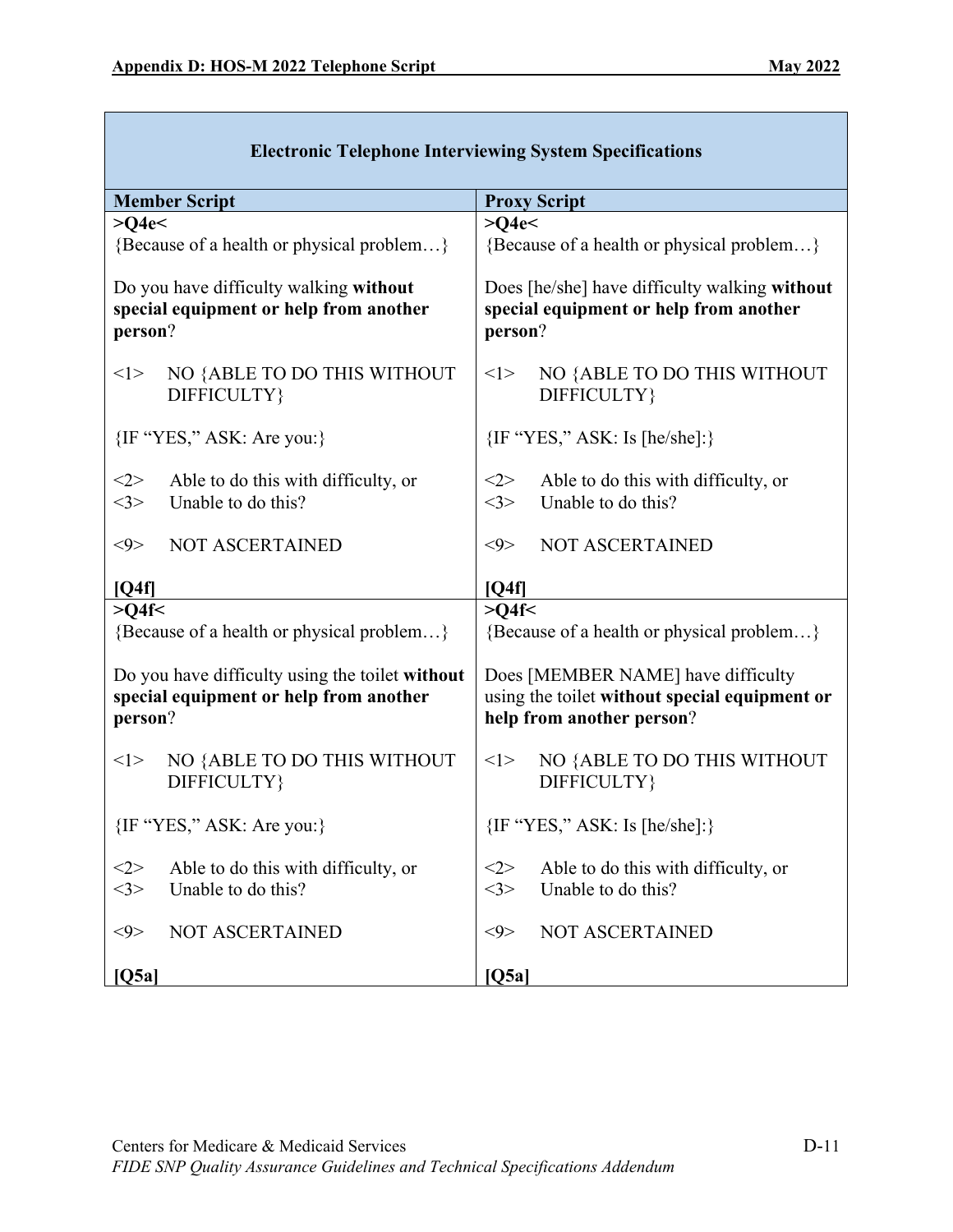| **Electronic Telephone Interviewing System Specifications** | |
|---|---|
| **Member Script** | **Proxy Script** |
| **>Q4e<**<br>{Because of a health or physical problem…}<br><br>Do you have difficulty walking **without special equipment or help from another person**?<br><br><1> NO {ABLE TO DO THIS WITHOUT DIFFICULTY}<br><br>{IF "YES," ASK: Are you:}<br><br><2> Able to do this with difficulty, or<br><3> Unable to do this?<br><br><9> NOT ASCERTAINED<br><br>**[Q4f]** | **>Q4e<**<br>{Because of a health or physical problem…}<br><br>Does [he/she] have difficulty walking **without special equipment or help from another person**?<br><br><1> NO {ABLE TO DO THIS WITHOUT DIFFICULTY}<br><br>{IF "YES," ASK: Is [he/she]:}<br><br><2> Able to do this with difficulty, or<br><3> Unable to do this?<br><br><9> NOT ASCERTAINED<br><br>**[Q4f]** |
| **>Q4f<**<br>{Because of a health or physical problem…}<br><br>Do you have difficulty using the toilet **without special equipment or help from another person**?<br><br><1> NO {ABLE TO DO THIS WITHOUT DIFFICULTY}<br><br>{IF "YES," ASK: Are you:}<br><br><2> Able to do this with difficulty, or<br><3> Unable to do this?<br><br><9> NOT ASCERTAINED<br><br>**[Q5a]** | **>Q4f<**<br>{Because of a health or physical problem…}<br><br>Does [MEMBER NAME] have difficulty using the toilet **without special equipment or help from another person**?<br><br><1> NO {ABLE TO DO THIS WITHOUT DIFFICULTY}<br><br>{IF "YES," ASK: Is [he/she]:}<br><br><2> Able to do this with difficulty, or<br><3> Unable to do this?<br><br><9> NOT ASCERTAINED<br><br>**[Q5a]** |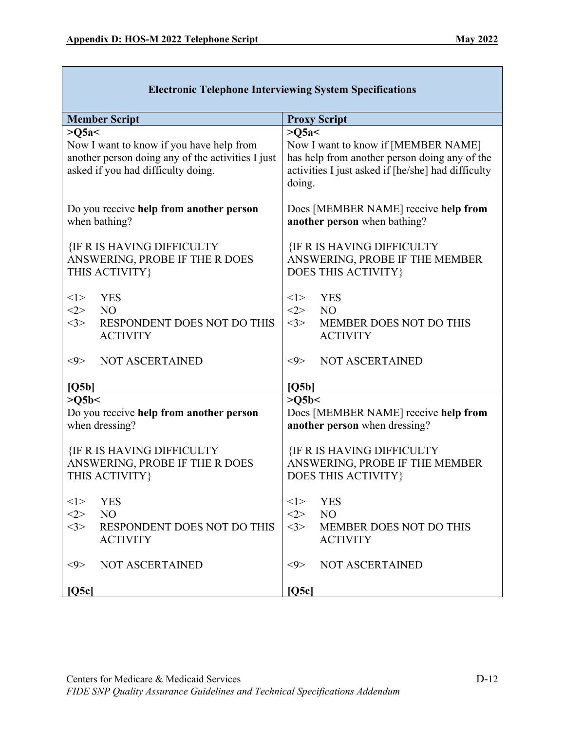| Electronic Telephone Interviewing System Specifications | |
|---|---|
| **Member Script** | **Proxy Script** |
| **>Q5a<**<br>Now I want to know if you have help from another person doing any of the activities I just asked if you had difficulty doing.<br><br>Do you receive **help from another person** when bathing?<br><br>{IF R IS HAVING DIFFICULTY ANSWERING, PROBE IF THE R DOES THIS ACTIVITY}<br><br><1> YES<br><2> NO<br><3> RESPONDENT DOES NOT DO THIS ACTIVITY<br><br><9> NOT ASCERTAINED<br><br>**[Q5b]** | **>Q5a<**<br>Now I want to know if [MEMBER NAME] has help from another person doing any of the activities I just asked if [he/she] had difficulty doing.<br><br>Does [MEMBER NAME] receive **help from another person** when bathing?<br><br>{IF R IS HAVING DIFFICULTY ANSWERING, PROBE IF THE MEMBER DOES THIS ACTIVITY}<br><br><1> YES<br><2> NO<br><3> MEMBER DOES NOT DO THIS ACTIVITY<br><br><9> NOT ASCERTAINED<br><br>**[Q5b]** |
| **>Q5b<**<br>Do you receive **help from another person** when dressing?<br><br>{IF R IS HAVING DIFFICULTY ANSWERING, PROBE IF THE R DOES THIS ACTIVITY}<br><br><1> YES<br><2> NO<br><3> RESPONDENT DOES NOT DO THIS ACTIVITY<br><br><9> NOT ASCERTAINED<br><br>**[Q5c]** | **>Q5b<**<br>Does [MEMBER NAME] receive **help from another person** when dressing?<br><br>{IF R IS HAVING DIFFICULTY ANSWERING, PROBE IF THE MEMBER DOES THIS ACTIVITY}<br><br><1> YES<br><2> NO<br><3> MEMBER DOES NOT DO THIS ACTIVITY<br><br><9> NOT ASCERTAINED<br><br>**[Q5c]** |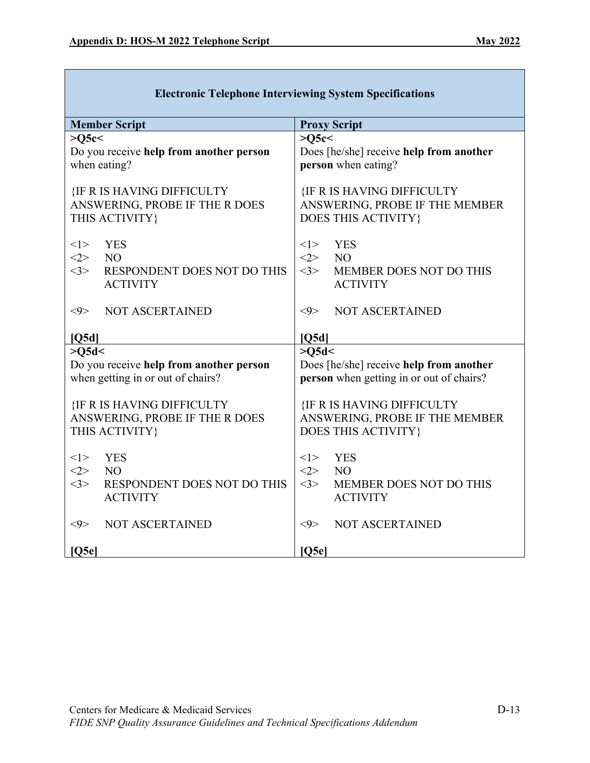| Electronic Telephone Interviewing System Specifications | |
|---|---|
| **Member Script** | **Proxy Script** |
| **>Q5c<**<br>Do you receive **help from another person** when eating?<br><br>{IF R IS HAVING DIFFICULTY ANSWERING, PROBE IF THE R DOES THIS ACTIVITY}<br><br><1> YES<br><2> NO<br><3> RESPONDENT DOES NOT DO THIS ACTIVITY<br><br><9> NOT ASCERTAINED<br><br>**[Q5d]** | **>Q5c<**<br>Does [he/she] receive **help from another person** when eating?<br><br>{IF R IS HAVING DIFFICULTY ANSWERING, PROBE IF THE MEMBER DOES THIS ACTIVITY}<br><br><1> YES<br><2> NO<br><3> MEMBER DOES NOT DO THIS ACTIVITY<br><br><9> NOT ASCERTAINED<br><br>**[Q5d]** |
| **>Q5d<**<br>Do you receive **help from another person** when getting in or out of chairs?<br><br>{IF R IS HAVING DIFFICULTY ANSWERING, PROBE IF THE R DOES THIS ACTIVITY}<br><br><1> YES<br><2> NO<br><3> RESPONDENT DOES NOT DO THIS ACTIVITY<br><br><9> NOT ASCERTAINED<br><br>**[Q5e]** | **>Q5d<**<br>Does [he/she] receive **help from another person** when getting in or out of chairs?<br><br>{IF R IS HAVING DIFFICULTY ANSWERING, PROBE IF THE MEMBER DOES THIS ACTIVITY}<br><br><1> YES<br><2> NO<br><3> MEMBER DOES NOT DO THIS ACTIVITY<br><br><9> NOT ASCERTAINED<br><br>**[Q5e]** |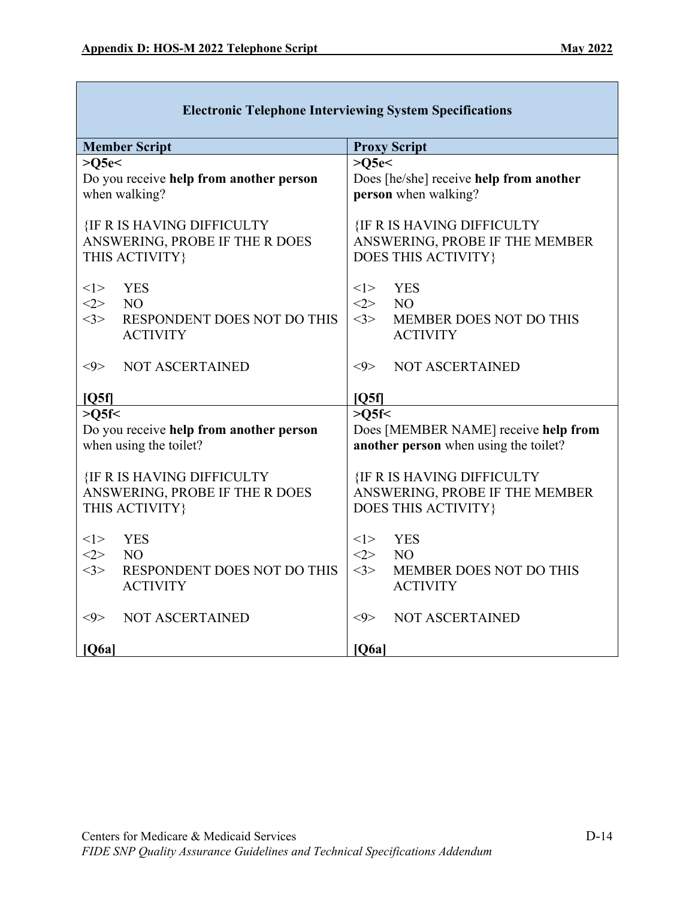| Electronic Telephone Interviewing System Specifications | |
|---|---|
| **Member Script** | **Proxy Script** |
| **>Q5e<**<br>Do you receive **help from another person** when walking?<br><br>{IF R IS HAVING DIFFICULTY ANSWERING, PROBE IF THE R DOES THIS ACTIVITY}<br><br><1> YES<br><2> NO<br><3> RESPONDENT DOES NOT DO THIS ACTIVITY<br><br><9> NOT ASCERTAINED<br><br>**[Q5f]** | **>Q5e<**<br>Does [he/she] receive **help from another person** when walking?<br><br>{IF R IS HAVING DIFFICULTY ANSWERING, PROBE IF THE MEMBER DOES THIS ACTIVITY}<br><br><1> YES<br><2> NO<br><3> MEMBER DOES NOT DO THIS ACTIVITY<br><br><9> NOT ASCERTAINED<br><br>**[Q5f]** |
| **>Q5f<**<br>Do you receive **help from another person** when using the toilet?<br><br>{IF R IS HAVING DIFFICULTY ANSWERING, PROBE IF THE R DOES THIS ACTIVITY}<br><br><1> YES<br><2> NO<br><3> RESPONDENT DOES NOT DO THIS ACTIVITY<br><br><9> NOT ASCERTAINED<br><br>**[Q6a]** | **>Q5f<**<br>Does [MEMBER NAME] receive **help from another person** when using the toilet?<br><br>{IF R IS HAVING DIFFICULTY ANSWERING, PROBE IF THE MEMBER DOES THIS ACTIVITY}<br><br><1> YES<br><2> NO<br><3> MEMBER DOES NOT DO THIS ACTIVITY<br><br><9> NOT ASCERTAINED<br><br>**[Q6a]** |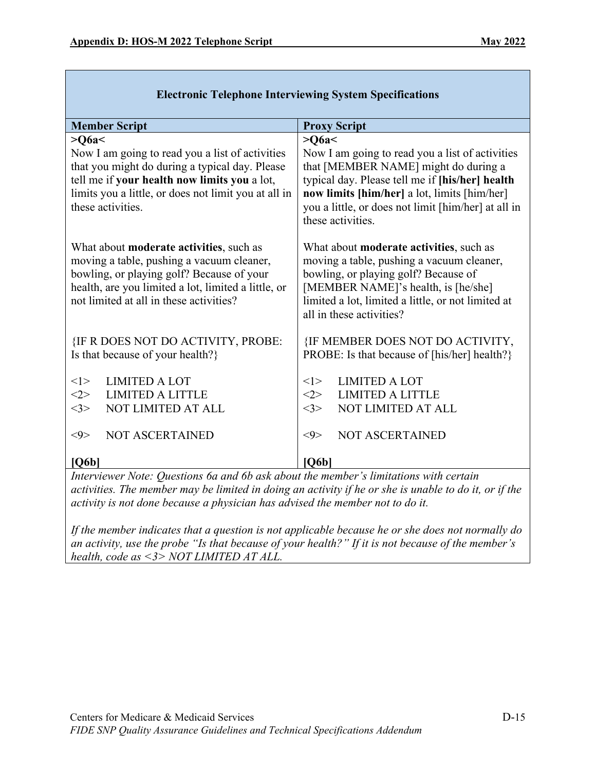| Electronic Telephone Interviewing System Specifications | |
|---|---|
| **Member Script** | **Proxy Script** |
| **>Q6a<**<br>Now I am going to read you a list of activities that you might do during a typical day. Please tell me if **your health now limits you** a lot, limits you a little, or does not limit you at all in these activities.<br><br>What about **moderate activities**, such as moving a table, pushing a vacuum cleaner, bowling, or playing golf? Because of your health, are you limited a lot, limited a little, or not limited at all in these activities?<br><br>{IF R DOES NOT DO ACTIVITY, PROBE: Is that because of your health?}<br><br><1> LIMITED A LOT<br><2> LIMITED A LITTLE<br><3> NOT LIMITED AT ALL<br><br><9> NOT ASCERTAINED<br><br>**[Q6b]** | **>Q6a<**<br>Now I am going to read you a list of activities that [MEMBER NAME] might do during a typical day. Please tell me if **[his/her] health now limits [him/her]** a lot, limits [him/her] you a little, or does not limit [him/her] at all in these activities.<br><br>What about **moderate activities**, such as moving a table, pushing a vacuum cleaner, bowling, or playing golf? Because of [MEMBER NAME]'s health, is [he/she] limited a lot, limited a little, or not limited at all in these activities?<br><br>{IF MEMBER DOES NOT DO ACTIVITY, PROBE: Is that because of [his/her] health?}<br><br><1> LIMITED A LOT<br><2> LIMITED A LITTLE<br><3> NOT LIMITED AT ALL<br><br><9> NOT ASCERTAINED<br><br>**[Q6b]** |
| *Interviewer Note: Questions 6a and 6b ask about the member's limitations with certain activities. The member may be limited in doing an activity if he or she is unable to do it, or if the activity is not done because a physician has advised the member not to do it.*<br><br>*If the member indicates that a question is not applicable because he or she does not normally do an activity, use the probe "Is that because of your health?" If it is not because of the member's health, code as <3> NOT LIMITED AT ALL.* | |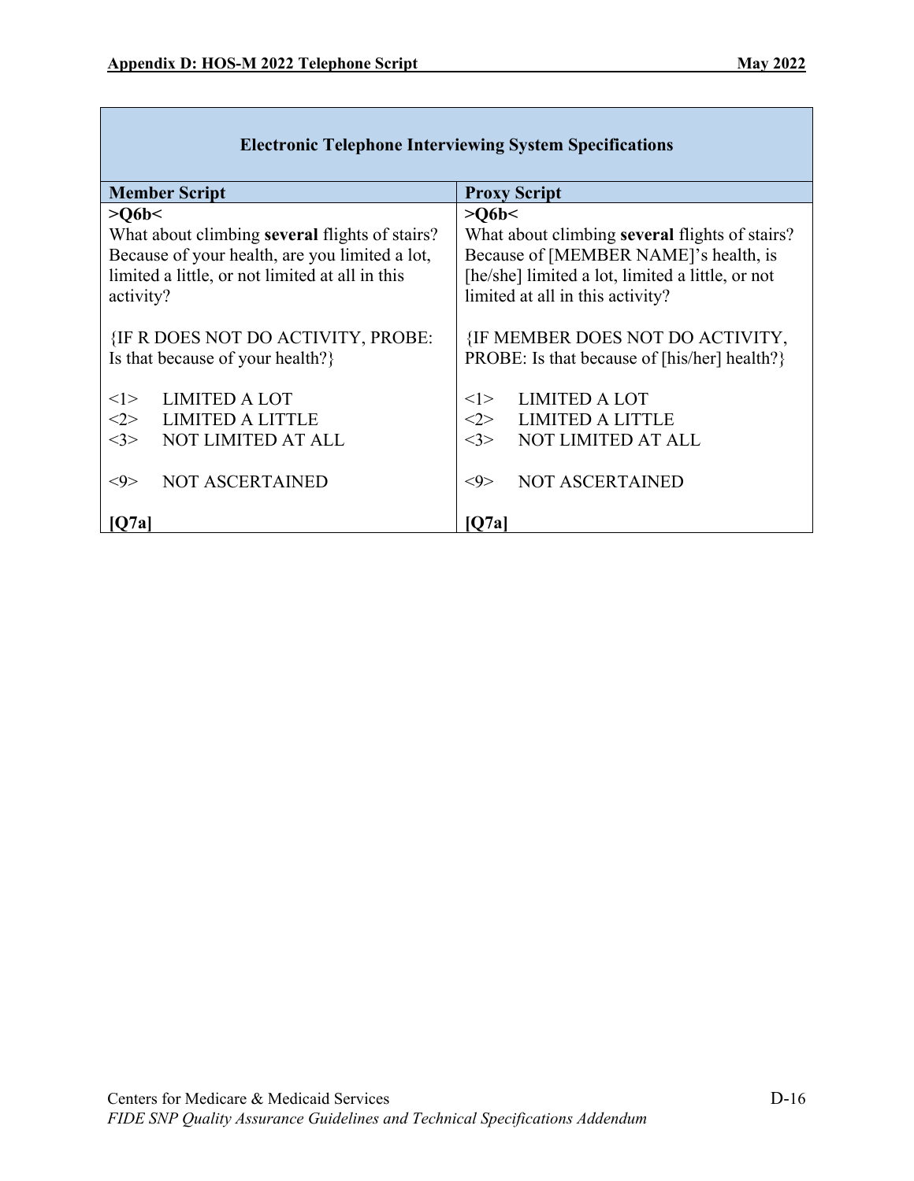| Electronic Telephone Interviewing System Specifications | |
|---|---|
| **Member Script** | **Proxy Script** |
| **>Q6b<**<br>What about climbing **several** flights of stairs? Because of your health, are you limited a lot, limited a little, or not limited at all in this activity?<br><br>{IF R DOES NOT DO ACTIVITY, PROBE: Is that because of your health?}<br><br><1> LIMITED A LOT<br><2> LIMITED A LITTLE<br><3> NOT LIMITED AT ALL<br><br><9> NOT ASCERTAINED<br><br>**[Q7a]** | **>Q6b<**<br>What about climbing **several** flights of stairs? Because of [MEMBER NAME]'s health, is [he/she] limited a lot, limited a little, or not limited at all in this activity?<br><br>{IF MEMBER DOES NOT DO ACTIVITY, PROBE: Is that because of [his/her] health?}<br><br><1> LIMITED A LOT<br><2> LIMITED A LITTLE<br><3> NOT LIMITED AT ALL<br><br><9> NOT ASCERTAINED<br><br>**[Q7a]** |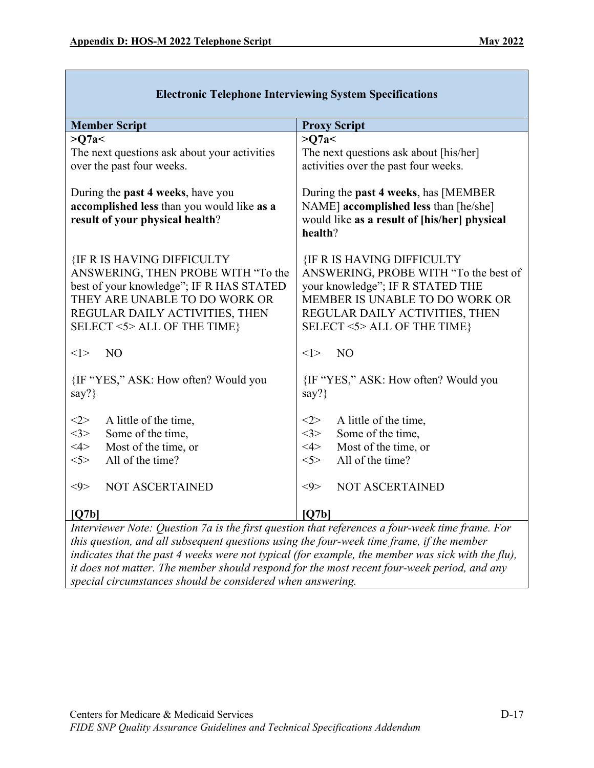| **Electronic Telephone Interviewing System Specifications** | |
|---|---|
| **Member Script** | **Proxy Script** |
| **>Q7a<**<br>The next questions ask about your activities over the past four weeks.<br><br>During the **past 4 weeks**, have you **accomplished less** than you would like **as a result of your physical health**?<br><br>{IF R IS HAVING DIFFICULTY ANSWERING, THEN PROBE WITH "To the best of your knowledge"; IF R HAS STATED THEY ARE UNABLE TO DO WORK OR REGULAR DAILY ACTIVITIES, THEN SELECT <5> ALL OF THE TIME}<br><br><1> NO<br><br>{IF "YES," ASK: How often? Would you say?}<br><br><2> A little of the time,<br><3> Some of the time,<br><4> Most of the time, or<br><5> All of the time?<br><br><9> NOT ASCERTAINED<br><br>**[Q7b]** | **>Q7a<**<br>The next questions ask about [his/her] activities over the past four weeks.<br><br>During the **past 4 weeks**, has [MEMBER NAME] **accomplished less** than [he/she] would like **as a result of [his/her] physical health**?<br><br>{IF R IS HAVING DIFFICULTY ANSWERING, PROBE WITH "To the best of your knowledge"; IF R STATED THE MEMBER IS UNABLE TO DO WORK OR REGULAR DAILY ACTIVITIES, THEN SELECT <5> ALL OF THE TIME}<br><br><1> NO<br><br>{IF "YES," ASK: How often? Would you say?}<br><br><2> A little of the time,<br><3> Some of the time,<br><4> Most of the time, or<br><5> All of the time?<br><br><9> NOT ASCERTAINED<br><br>**[Q7b]** |
| *Interviewer Note: Question 7a is the first question that references a four-week time frame. For this question, and all subsequent questions using the four-week time frame, if the member indicates that the past 4 weeks were not typical (for example, the member was sick with the flu), it does not matter. The member should respond for the most recent four-week period, and any special circumstances should be considered when answering.* | |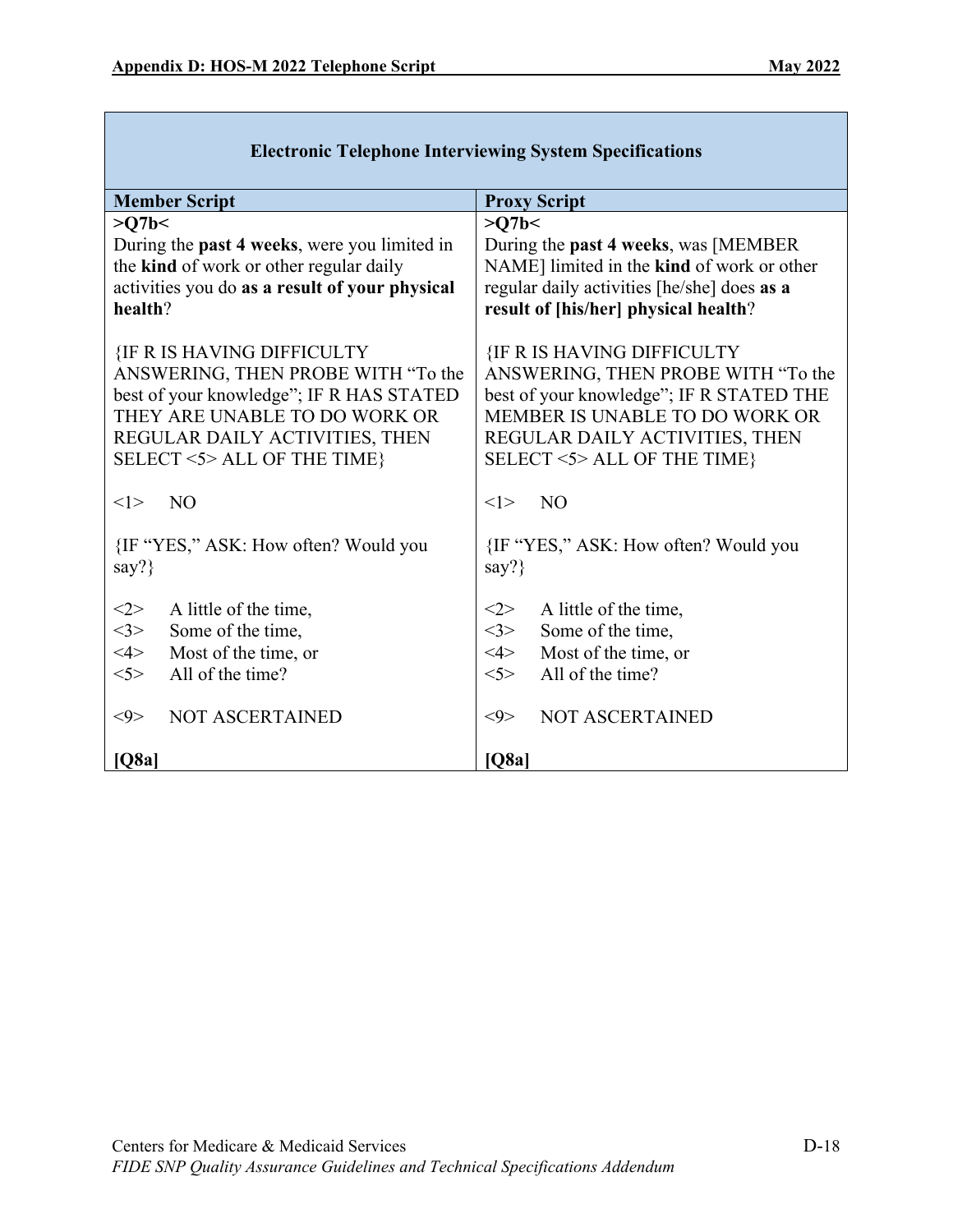| Electronic Telephone Interviewing System Specifications | |
|---|---|
| **Member Script** | **Proxy Script** |
| **>Q7b<**<br>During the **past 4 weeks**, were you limited in the **kind** of work or other regular daily activities you do **as a result of your physical health**?<br><br>{IF R IS HAVING DIFFICULTY ANSWERING, THEN PROBE WITH "To the best of your knowledge"; IF R HAS STATED THEY ARE UNABLE TO DO WORK OR REGULAR DAILY ACTIVITIES, THEN SELECT <5> ALL OF THE TIME}<br><br><1> NO<br><br>{IF "YES," ASK: How often? Would you say?}<br><br><2> A little of the time,<br><3> Some of the time,<br><4> Most of the time, or<br><5> All of the time?<br><br><9> NOT ASCERTAINED<br><br>**[Q8a]** | **>Q7b<**<br>During the **past 4 weeks**, was [MEMBER NAME] limited in the **kind** of work or other regular daily activities [he/she] does **as a result of [his/her] physical health**?<br><br>{IF R IS HAVING DIFFICULTY ANSWERING, THEN PROBE WITH "To the best of your knowledge"; IF R STATED THE MEMBER IS UNABLE TO DO WORK OR REGULAR DAILY ACTIVITIES, THEN SELECT <5> ALL OF THE TIME}<br><br><1> NO<br><br>{IF "YES," ASK: How often? Would you say?}<br><br><2> A little of the time,<br><3> Some of the time,<br><4> Most of the time, or<br><5> All of the time?<br><br><9> NOT ASCERTAINED<br><br>**[Q8a]** |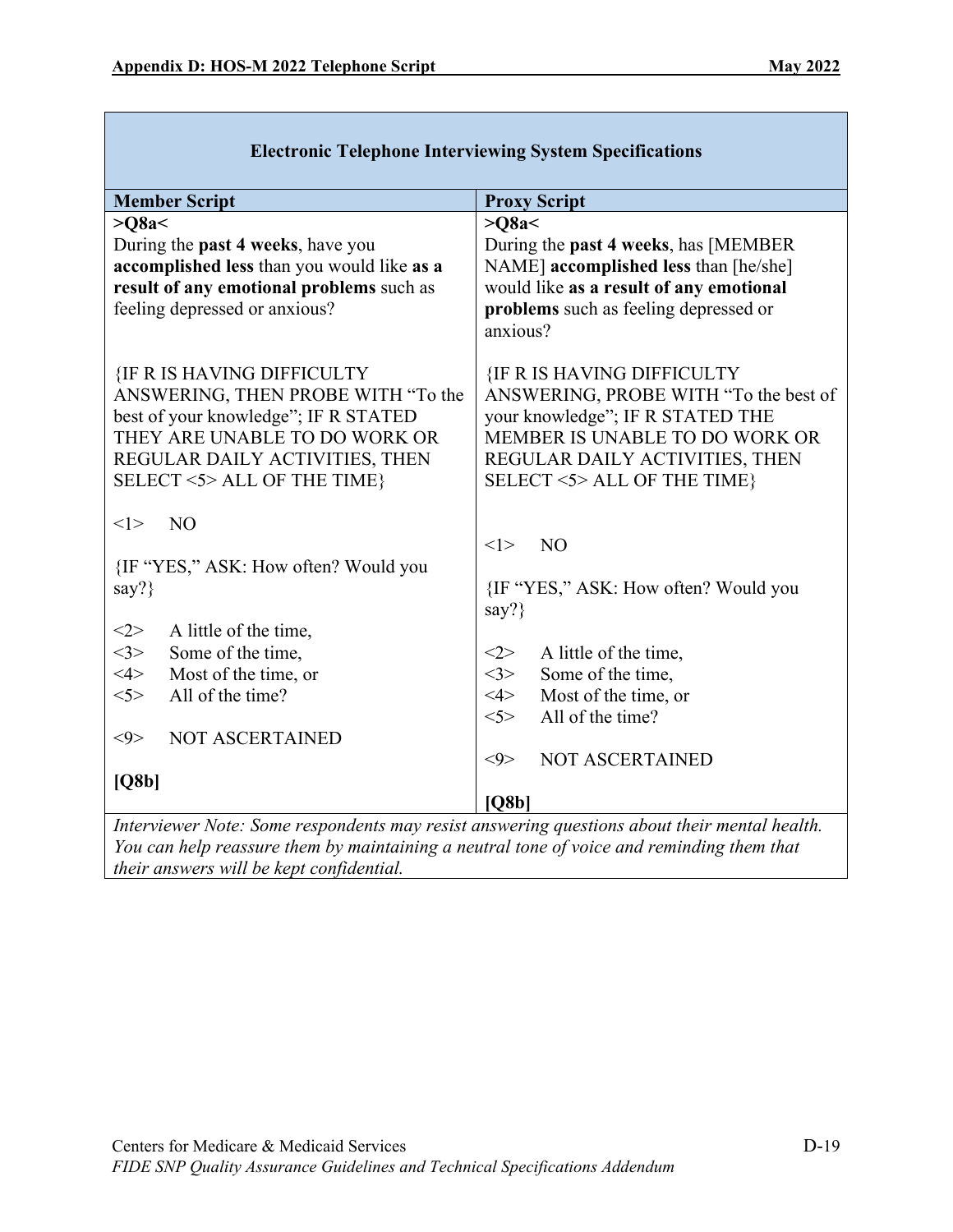| Electronic Telephone Interviewing System Specifications | |
|---|---|
| **Member Script** | **Proxy Script** |
| **>Q8a<**<br>During the **past 4 weeks**, have you **accomplished less** than you would like **as a result of any emotional problems** such as feeling depressed or anxious?<br><br>{IF R IS HAVING DIFFICULTY ANSWERING, THEN PROBE WITH "To the best of your knowledge"; IF R STATED THEY ARE UNABLE TO DO WORK OR REGULAR DAILY ACTIVITIES, THEN SELECT <5> ALL OF THE TIME}<br><br><1> NO<br><br>{IF "YES," ASK: How often? Would you say?}<br><br><2> A little of the time,<br><3> Some of the time,<br><4> Most of the time, or<br><5> All of the time?<br><br><9> NOT ASCERTAINED<br><br>**[Q8b]** | **>Q8a<**<br>During the **past 4 weeks**, has [MEMBER NAME] **accomplished less** than [he/she] would like **as a result of any emotional problems** such as feeling depressed or anxious?<br><br>{IF R IS HAVING DIFFICULTY ANSWERING, PROBE WITH "To the best of your knowledge"; IF R STATED THE MEMBER IS UNABLE TO DO WORK OR REGULAR DAILY ACTIVITIES, THEN SELECT <5> ALL OF THE TIME}<br><br><1> NO<br><br>{IF "YES," ASK: How often? Would you say?}<br><br><2> A little of the time,<br><3> Some of the time,<br><4> Most of the time, or<br><5> All of the time?<br><br><9> NOT ASCERTAINED<br><br>**[Q8b]** |
| *Interviewer Note: Some respondents may resist answering questions about their mental health. You can help reassure them by maintaining a neutral tone of voice and reminding them that their answers will be kept confidential.* | |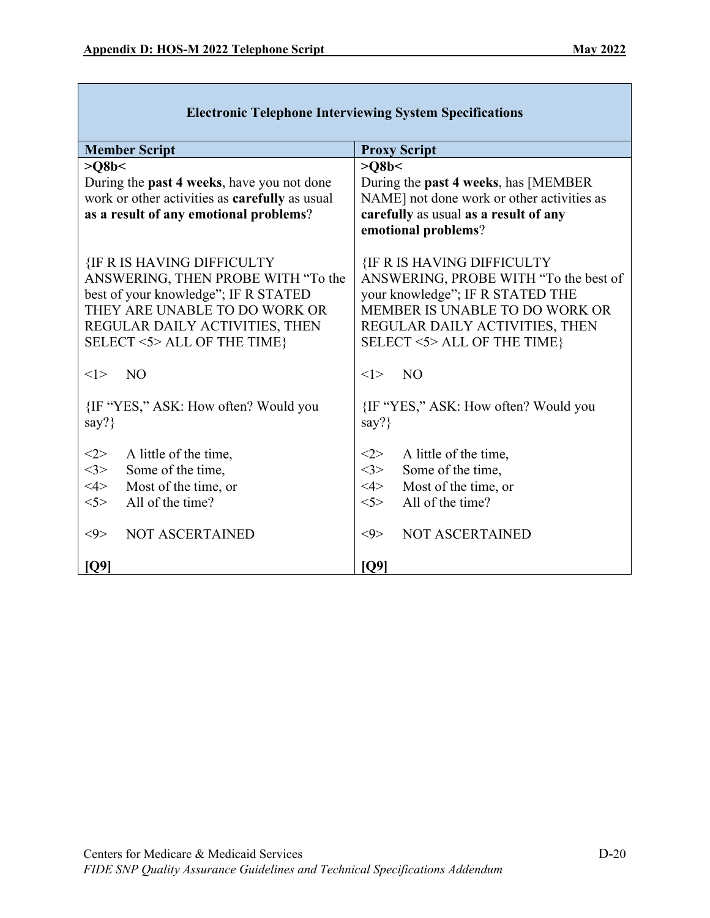| Electronic Telephone Interviewing System Specifications | |
|---|---|
| **Member Script** | **Proxy Script** |
| **>Q8b<**<br>During the **past 4 weeks**, have you not done work or other activities as **carefully** as usual **as a result of any emotional problems**?<br><br>{IF R IS HAVING DIFFICULTY ANSWERING, THEN PROBE WITH "To the best of your knowledge"; IF R STATED THEY ARE UNABLE TO DO WORK OR REGULAR DAILY ACTIVITIES, THEN SELECT <5> ALL OF THE TIME}<br><br><1> NO<br><br>{IF "YES," ASK: How often? Would you say?}<br><br><2> A little of the time,<br><3> Some of the time,<br><4> Most of the time, or<br><5> All of the time?<br><br><9> NOT ASCERTAINED<br><br>**[Q9]** | **>Q8b<**<br>During the **past 4 weeks**, has [MEMBER NAME] not done work or other activities as **carefully** as usual **as a result of any emotional problems**?<br><br>{IF R IS HAVING DIFFICULTY ANSWERING, PROBE WITH "To the best of your knowledge"; IF R STATED THE MEMBER IS UNABLE TO DO WORK OR REGULAR DAILY ACTIVITIES, THEN SELECT <5> ALL OF THE TIME}<br><br><1> NO<br><br>{IF "YES," ASK: How often? Would you say?}<br><br><2> A little of the time,<br><3> Some of the time,<br><4> Most of the time, or<br><5> All of the time?<br><br><9> NOT ASCERTAINED<br><br>**[Q9]** |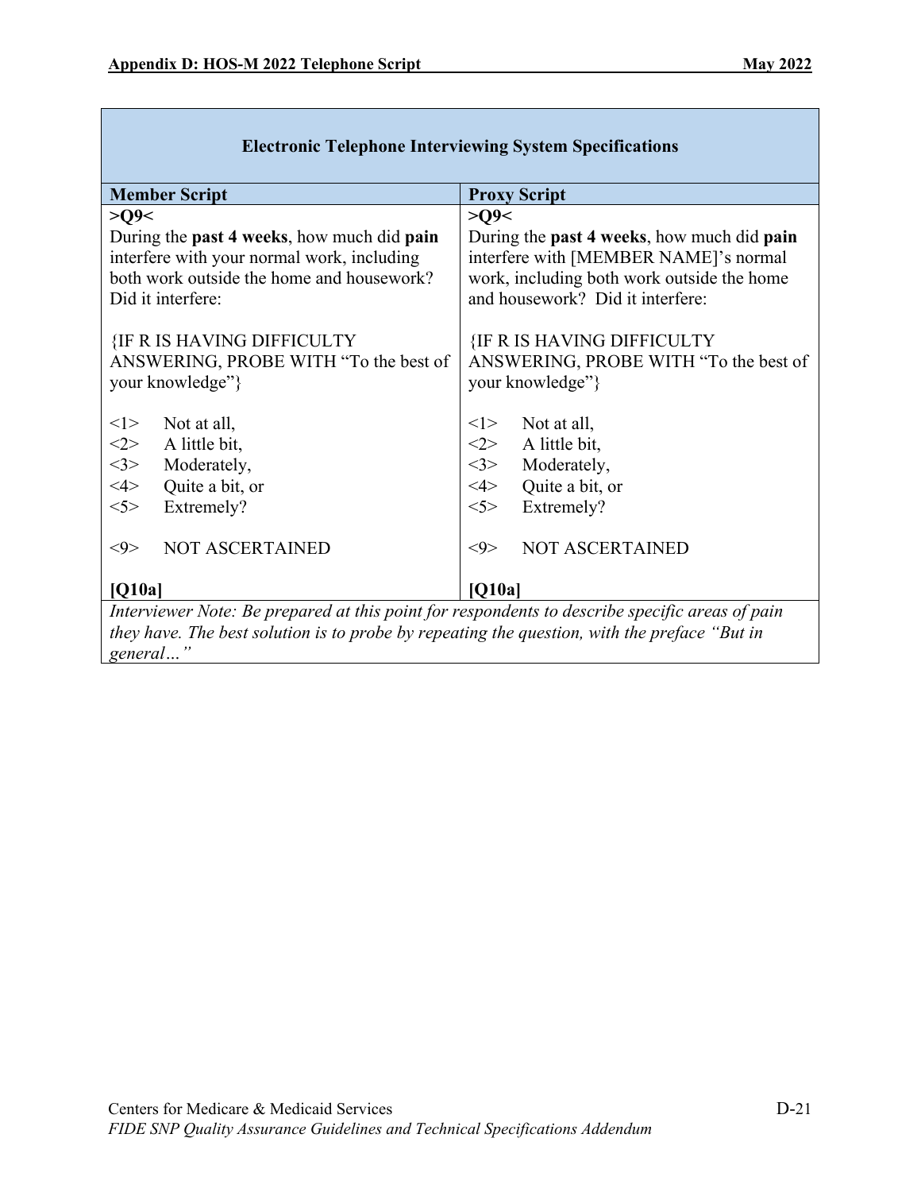| **Electronic Telephone Interviewing System Specifications** | |
|---|---|
| **Member Script** | **Proxy Script** |
| **>Q9<**<br>During the **past 4 weeks**, how much did **pain** interfere with your normal work, including both work outside the home and housework? Did it interfere:<br><br>{IF R IS HAVING DIFFICULTY ANSWERING, PROBE WITH "To the best of your knowledge"}<br><br><1> Not at all,<br><2> A little bit,<br><3> Moderately,<br><4> Quite a bit, or<br><5> Extremely?<br><br><9> NOT ASCERTAINED<br><br>**[Q10a]** | **>Q9<**<br>During the **past 4 weeks**, how much did **pain** interfere with [MEMBER NAME]'s normal work, including both work outside the home and housework? Did it interfere:<br><br>{IF R IS HAVING DIFFICULTY ANSWERING, PROBE WITH "To the best of your knowledge"}<br><br><1> Not at all,<br><2> A little bit,<br><3> Moderately,<br><4> Quite a bit, or<br><5> Extremely?<br><br><9> NOT ASCERTAINED<br><br>**[Q10a]** |
| *Interviewer Note: Be prepared at this point for respondents to describe specific areas of pain they have. The best solution is to probe by repeating the question, with the preface "But in general…"* | |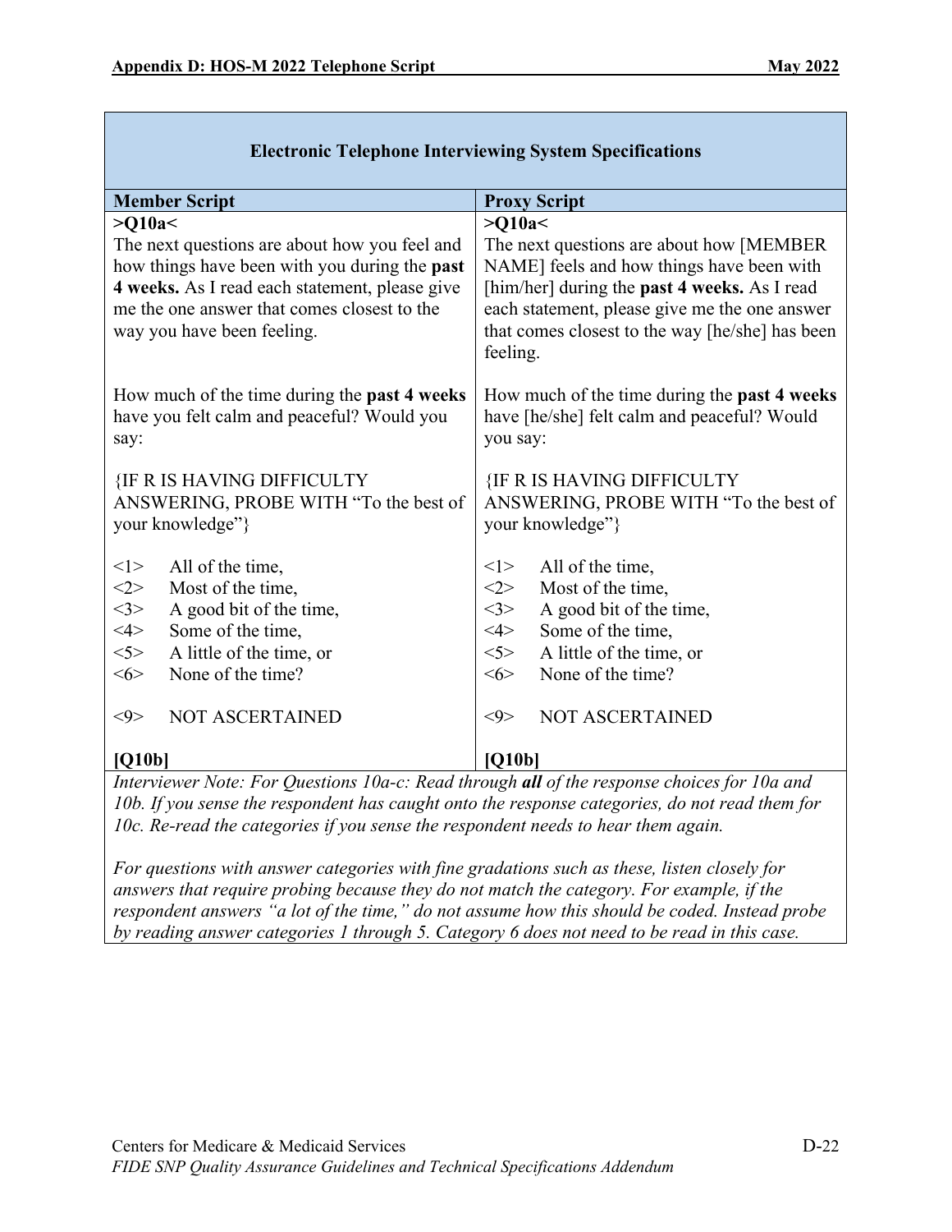| Electronic Telephone Interviewing System Specifications | |
|---|---|
| **Member Script** | **Proxy Script** |
| **>Q10a<**<br>The next questions are about how you feel and how things have been with you during the **past 4 weeks.** As I read each statement, please give me the one answer that comes closest to the way you have been feeling.<br><br>How much of the time during the **past 4 weeks** have you felt calm and peaceful? Would you say:<br><br>{IF R IS HAVING DIFFICULTY ANSWERING, PROBE WITH "To the best of your knowledge"}<br><br><1> All of the time,<br><2> Most of the time,<br><3> A good bit of the time,<br><4> Some of the time,<br><5> A little of the time, or<br><6> None of the time?<br><br><9> NOT ASCERTAINED<br><br>**[Q10b]** | **>Q10a<**<br>The next questions are about how [MEMBER NAME] feels and how things have been with [him/her] during the **past 4 weeks.** As I read each statement, please give me the one answer that comes closest to the way [he/she] has been feeling.<br><br>How much of the time during the **past 4 weeks** have [he/she] felt calm and peaceful? Would you say:<br><br>{IF R IS HAVING DIFFICULTY ANSWERING, PROBE WITH "To the best of your knowledge"}<br><br><1> All of the time,<br><2> Most of the time,<br><3> A good bit of the time,<br><4> Some of the time,<br><5> A little of the time, or<br><6> None of the time?<br><br><9> NOT ASCERTAINED<br><br>**[Q10b]** |
| *Interviewer Note: For Questions 10a-c: Read through **all** of the response choices for 10a and 10b. If you sense the respondent has caught onto the response categories, do not read them for 10c. Re-read the categories if you sense the respondent needs to hear them again.*<br><br>*For questions with answer categories with fine gradations such as these, listen closely for answers that require probing because they do not match the category. For example, if the respondent answers "a lot of the time," do not assume how this should be coded. Instead probe by reading answer categories 1 through 5. Category 6 does not need to be read in this case.* | |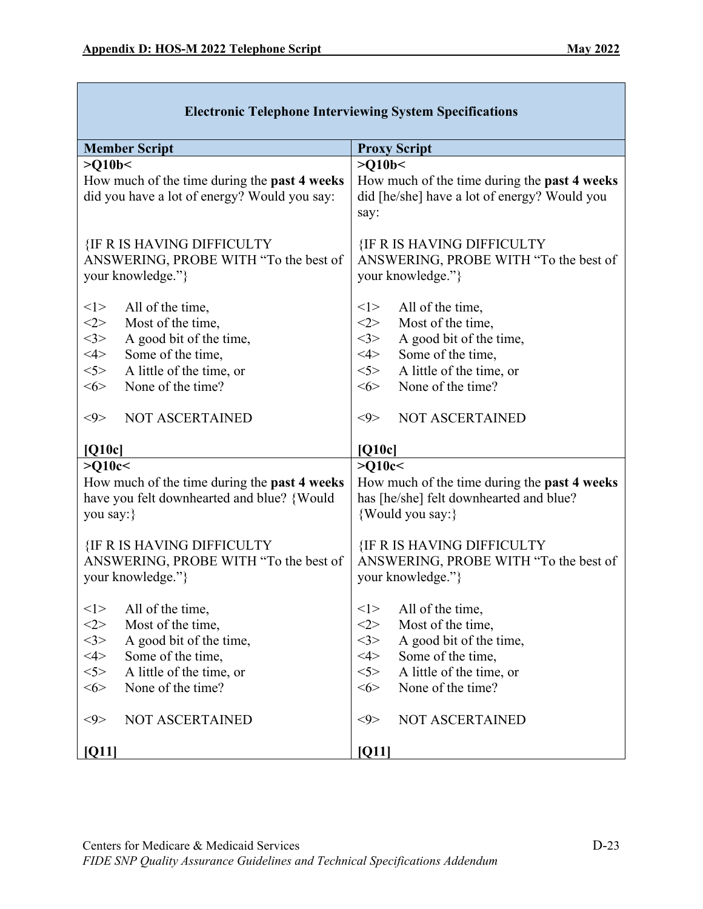| Electronic Telephone Interviewing System Specifications | |
|---|---|
| **Member Script** | **Proxy Script** |
| **>Q10b<**<br>How much of the time during the **past 4 weeks** did you have a lot of energy? Would you say:<br><br>{IF R IS HAVING DIFFICULTY ANSWERING, PROBE WITH "To the best of your knowledge."}<br><br><1> All of the time,<br><2> Most of the time,<br><3> A good bit of the time,<br><4> Some of the time,<br><5> A little of the time, or<br><6> None of the time?<br><br><9> NOT ASCERTAINED<br><br>**[Q10c]** | **>Q10b<**<br>How much of the time during the **past 4 weeks** did [he/she] have a lot of energy? Would you say:<br><br>{IF R IS HAVING DIFFICULTY ANSWERING, PROBE WITH "To the best of your knowledge."}<br><br><1> All of the time,<br><2> Most of the time,<br><3> A good bit of the time,<br><4> Some of the time,<br><5> A little of the time, or<br><6> None of the time?<br><br><9> NOT ASCERTAINED<br><br>**[Q10c]** |
| **>Q10c<**<br>How much of the time during the **past 4 weeks** have you felt downhearted and blue? {Would you say:}<br><br>{IF R IS HAVING DIFFICULTY ANSWERING, PROBE WITH "To the best of your knowledge."}<br><br><1> All of the time,<br><2> Most of the time,<br><3> A good bit of the time,<br><4> Some of the time,<br><5> A little of the time, or<br><6> None of the time?<br><br><9> NOT ASCERTAINED<br><br>**[Q11]** | **>Q10c<**<br>How much of the time during the **past 4 weeks** has [he/she] felt downhearted and blue? {Would you say:}<br><br>{IF R IS HAVING DIFFICULTY ANSWERING, PROBE WITH "To the best of your knowledge."}<br><br><1> All of the time,<br><2> Most of the time,<br><3> A good bit of the time,<br><4> Some of the time,<br><5> A little of the time, or<br><6> None of the time?<br><br><9> NOT ASCERTAINED<br><br>**[Q11]** |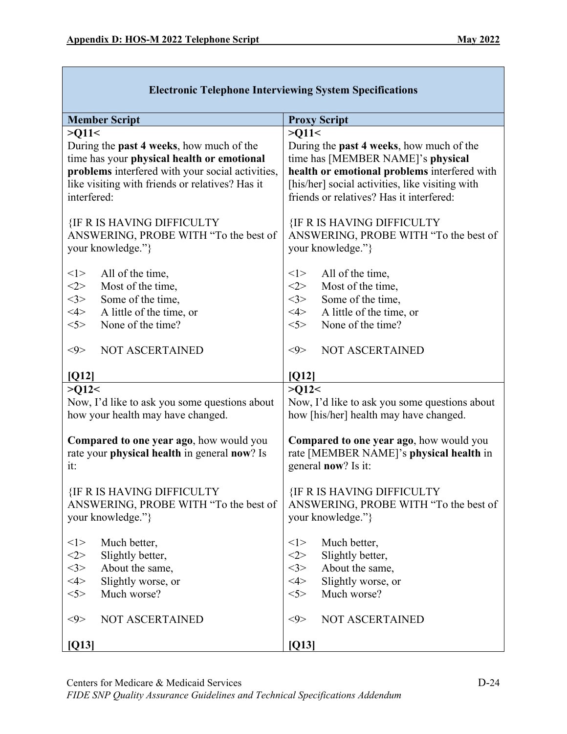| **Electronic Telephone Interviewing System Specifications** | |
|---|---|
| **Member Script** | **Proxy Script** |
| **>Q11<**<br>During the **past 4 weeks**, how much of the time has your **physical health or emotional problems** interfered with your social activities, like visiting with friends or relatives? Has it interfered:<br><br>{IF R IS HAVING DIFFICULTY ANSWERING, PROBE WITH "To the best of your knowledge."}<br><br><1> All of the time,<br><2> Most of the time,<br><3> Some of the time,<br><4> A little of the time, or<br><5> None of the time?<br><br><9> NOT ASCERTAINED<br><br>**[Q12]** | **>Q11<**<br>During the **past 4 weeks**, how much of the time has [MEMBER NAME]'s **physical health or emotional problems** interfered with [his/her] social activities, like visiting with friends or relatives? Has it interfered:<br><br>{IF R IS HAVING DIFFICULTY ANSWERING, PROBE WITH "To the best of your knowledge."}<br><br><1> All of the time,<br><2> Most of the time,<br><3> Some of the time,<br><4> A little of the time, or<br><5> None of the time?<br><br><9> NOT ASCERTAINED<br><br>**[Q12]** |
| **>Q12<**<br>Now, I'd like to ask you some questions about how your health may have changed.<br><br>**Compared to one year ago**, how would you rate your **physical health** in general **now**? Is it:<br><br>{IF R IS HAVING DIFFICULTY ANSWERING, PROBE WITH "To the best of your knowledge."}<br><br><1> Much better,<br><2> Slightly better,<br><3> About the same,<br><4> Slightly worse, or<br><5> Much worse?<br><br><9> NOT ASCERTAINED<br><br>**[Q13]** | **>Q12<**<br>Now, I'd like to ask you some questions about how [his/her] health may have changed.<br><br>**Compared to one year ago**, how would you rate [MEMBER NAME]'s **physical health** in general **now**? Is it:<br><br>{IF R IS HAVING DIFFICULTY ANSWERING, PROBE WITH "To the best of your knowledge."}<br><br><1> Much better,<br><2> Slightly better,<br><3> About the same,<br><4> Slightly worse, or<br><5> Much worse?<br><br><9> NOT ASCERTAINED<br><br>**[Q13]** |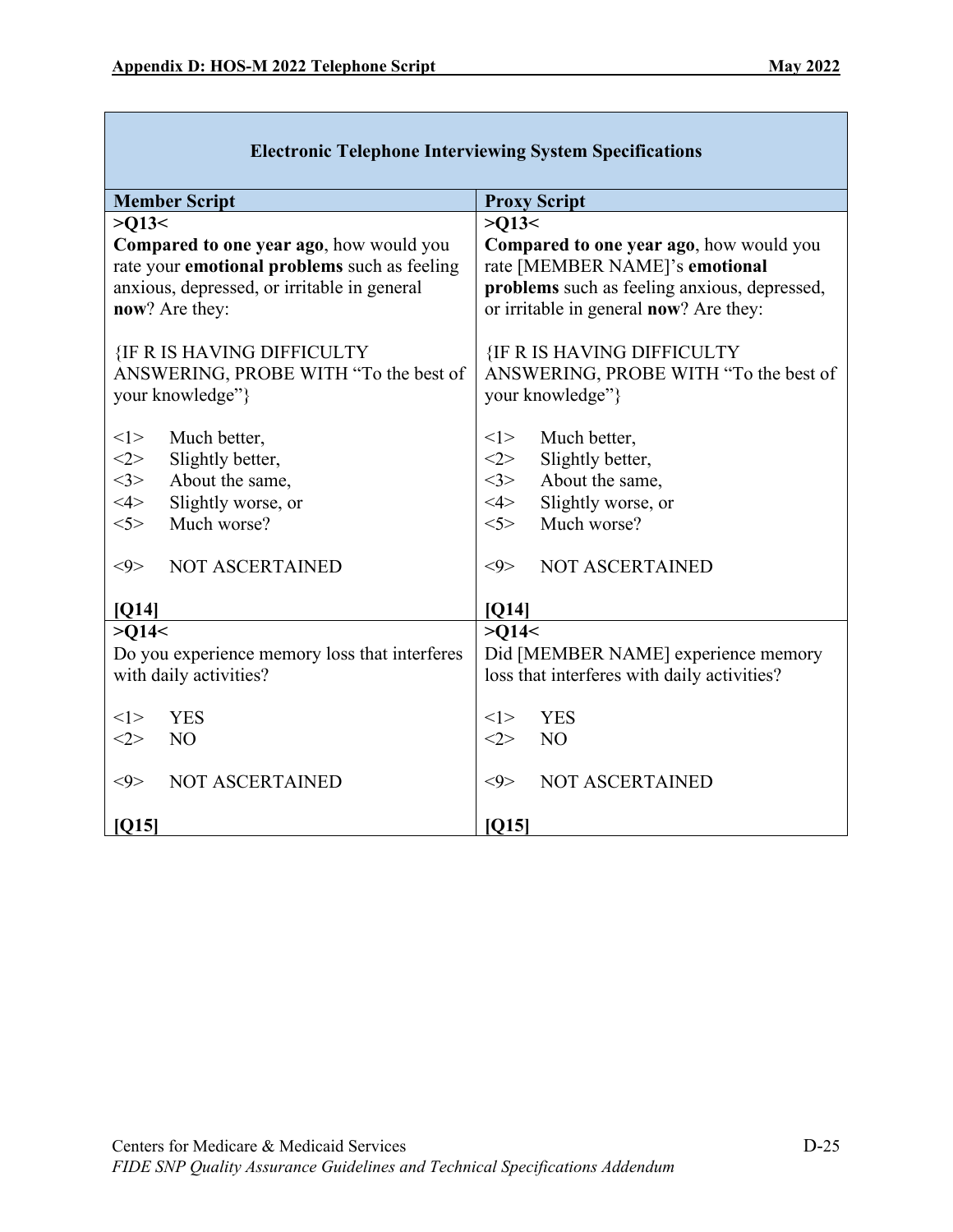| Electronic Telephone Interviewing System Specifications | |
|---|---|
| **Member Script** | **Proxy Script** |
| **>Q13<**<br>**Compared to one year ago**, how would you rate your **emotional problems** such as feeling anxious, depressed, or irritable in general **now**? Are they:<br><br>{IF R IS HAVING DIFFICULTY ANSWERING, PROBE WITH "To the best of your knowledge"}<br><br><1> Much better,<br><2> Slightly better,<br><3> About the same,<br><4> Slightly worse, or<br><5> Much worse?<br><br><9> NOT ASCERTAINED<br><br>**[Q14]** | **>Q13<**<br>**Compared to one year ago**, how would you rate [MEMBER NAME]'s **emotional problems** such as feeling anxious, depressed, or irritable in general **now**? Are they:<br><br>{IF R IS HAVING DIFFICULTY ANSWERING, PROBE WITH "To the best of your knowledge"}<br><br><1> Much better,<br><2> Slightly better,<br><3> About the same,<br><4> Slightly worse, or<br><5> Much worse?<br><br><9> NOT ASCERTAINED<br><br>**[Q14]** |
| **>Q14<**<br>Do you experience memory loss that interferes with daily activities?<br><br><1> YES<br><2> NO<br><br><9> NOT ASCERTAINED<br><br>**[Q15]** | **>Q14<**<br>Did [MEMBER NAME] experience memory loss that interferes with daily activities?<br><br><1> YES<br><2> NO<br><br><9> NOT ASCERTAINED<br><br>**[Q15]** |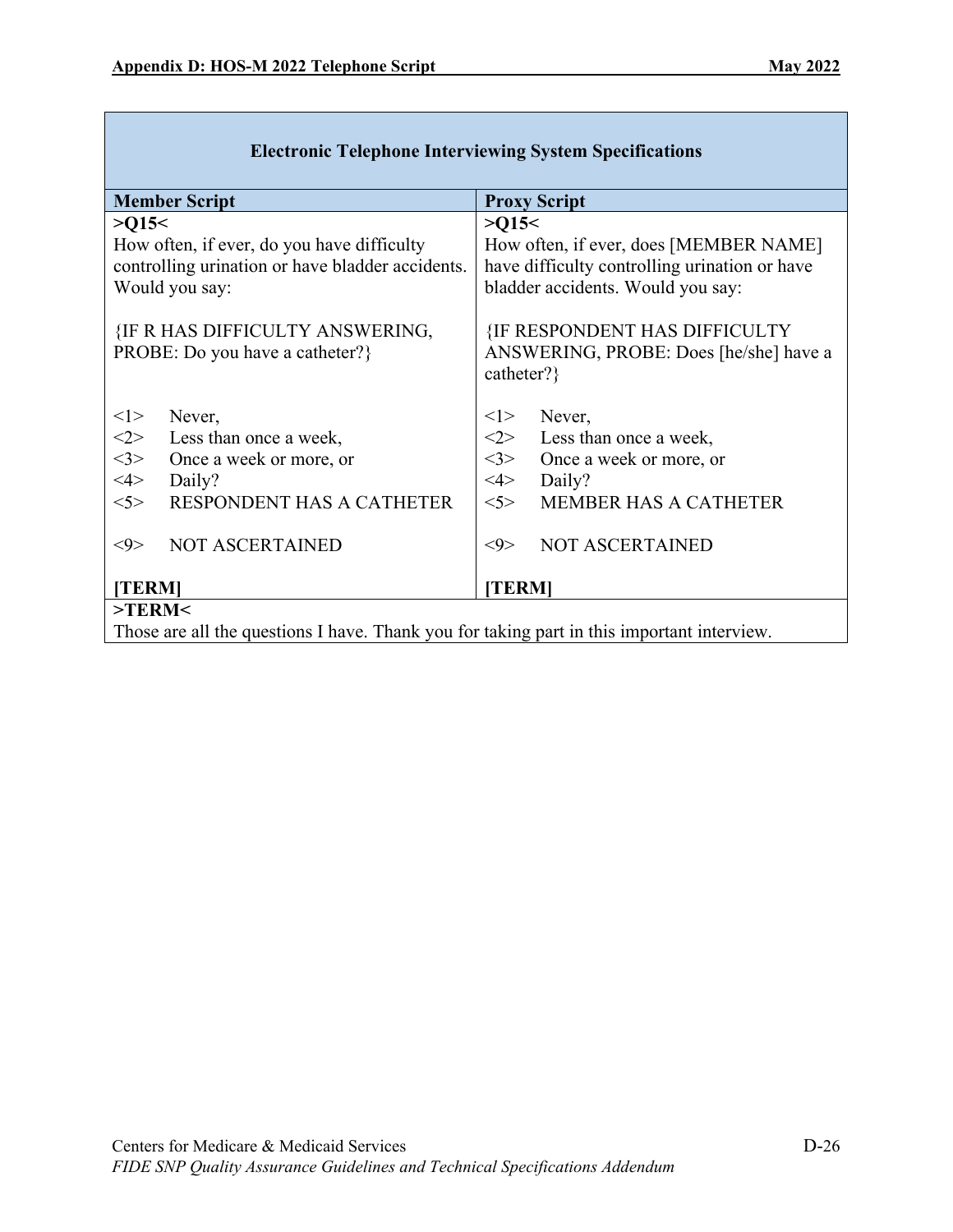| Electronic Telephone Interviewing System Specifications | |
|---|---|
| **Member Script** | **Proxy Script** |
| **>Q15<**<br>How often, if ever, do you have difficulty controlling urination or have bladder accidents. Would you say:<br><br>{IF R HAS DIFFICULTY ANSWERING, PROBE: Do you have a catheter?}<br><br><1> Never,<br><2> Less than once a week,<br><3> Once a week or more, or<br><4> Daily?<br><5> RESPONDENT HAS A CATHETER<br><br><9> NOT ASCERTAINED<br><br>**[TERM]** | **>Q15<**<br>How often, if ever, does [MEMBER NAME] have difficulty controlling urination or have bladder accidents. Would you say:<br><br>{IF RESPONDENT HAS DIFFICULTY ANSWERING, PROBE: Does [he/she] have a catheter?}<br><br><1> Never,<br><2> Less than once a week,<br><3> Once a week or more, or<br><4> Daily?<br><5> MEMBER HAS A CATHETER<br><br><9> NOT ASCERTAINED<br><br>**[TERM]** |
| **>TERM<**<br>Those are all the questions I have. Thank you for taking part in this important interview. | |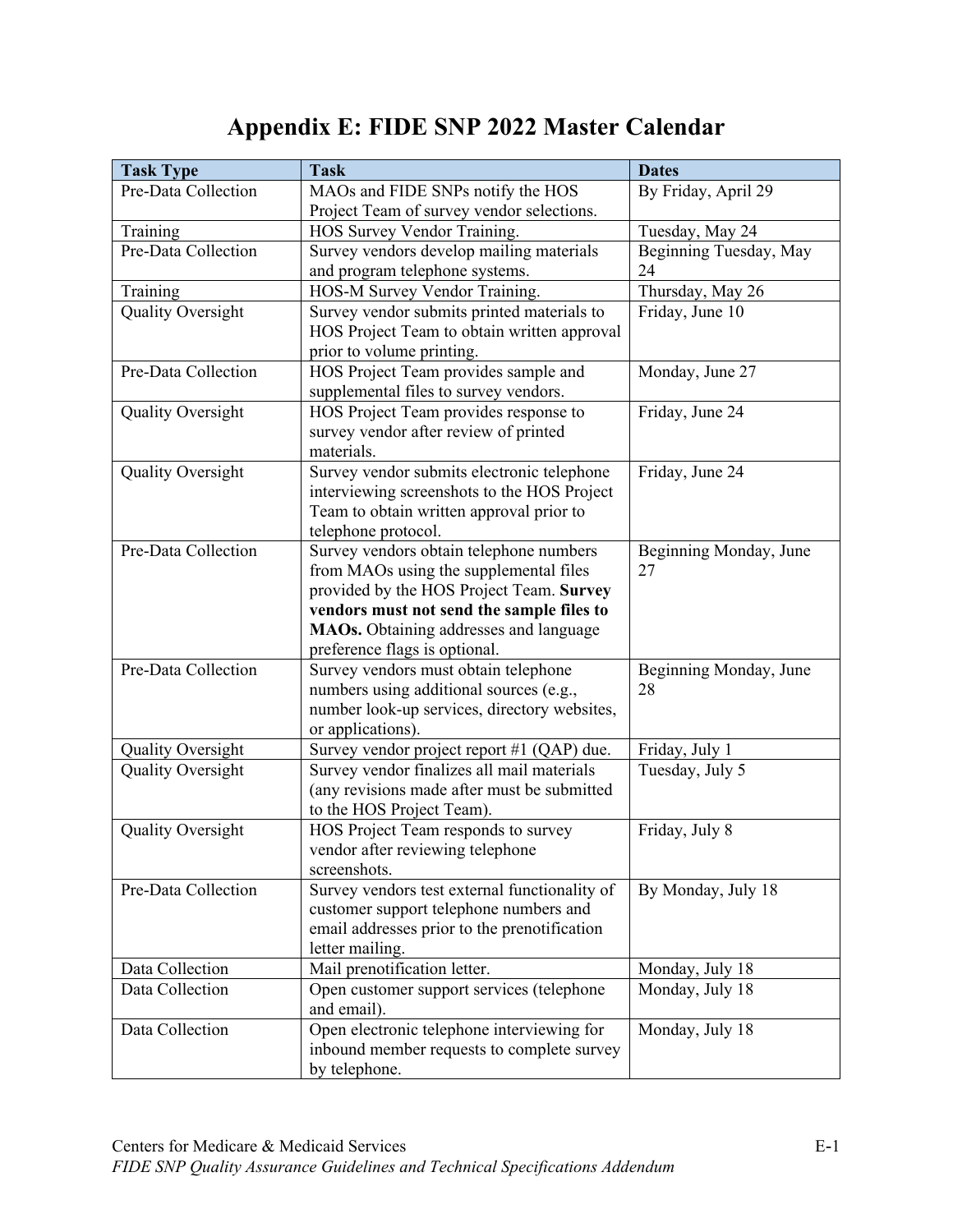# Appendix E: FIDE SNP 2022 Master Calendar

| Task Type | Task | Dates |
|---|---|---|
| Pre-Data Collection | MAOs and FIDE SNPs notify the HOS Project Team of survey vendor selections. | By Friday, April 29 |
| Training | HOS Survey Vendor Training. | Tuesday, May 24 |
| Pre-Data Collection | Survey vendors develop mailing materials and program telephone systems. | Beginning Tuesday, May 24 |
| Training | HOS-M Survey Vendor Training. | Thursday, May 26 |
| Quality Oversight | Survey vendor submits printed materials to HOS Project Team to obtain written approval prior to volume printing. | Friday, June 10 |
| Pre-Data Collection | HOS Project Team provides sample and supplemental files to survey vendors. | Monday, June 27 |
| Quality Oversight | HOS Project Team provides response to survey vendor after review of printed materials. | Friday, June 24 |
| Quality Oversight | Survey vendor submits electronic telephone interviewing screenshots to the HOS Project Team to obtain written approval prior to telephone protocol. | Friday, June 24 |
| Pre-Data Collection | Survey vendors obtain telephone numbers from MAOs using the supplemental files provided by the HOS Project Team. **Survey vendors must not send the sample files to MAOs.** Obtaining addresses and language preference flags is optional. | Beginning Monday, June 27 |
| Pre-Data Collection | Survey vendors must obtain telephone numbers using additional sources (e.g., number look-up services, directory websites, or applications). | Beginning Monday, June 28 |
| Quality Oversight | Survey vendor project report #1 (QAP) due. | Friday, July 1 |
| Quality Oversight | Survey vendor finalizes all mail materials (any revisions made after must be submitted to the HOS Project Team). | Tuesday, July 5 |
| Quality Oversight | HOS Project Team responds to survey vendor after reviewing telephone screenshots. | Friday, July 8 |
| Pre-Data Collection | Survey vendors test external functionality of customer support telephone numbers and email addresses prior to the prenotification letter mailing. | By Monday, July 18 |
| Data Collection | Mail prenotification letter. | Monday, July 18 |
| Data Collection | Open customer support services (telephone and email). | Monday, July 18 |
| Data Collection | Open electronic telephone interviewing for inbound member requests to complete survey by telephone. | Monday, July 18 |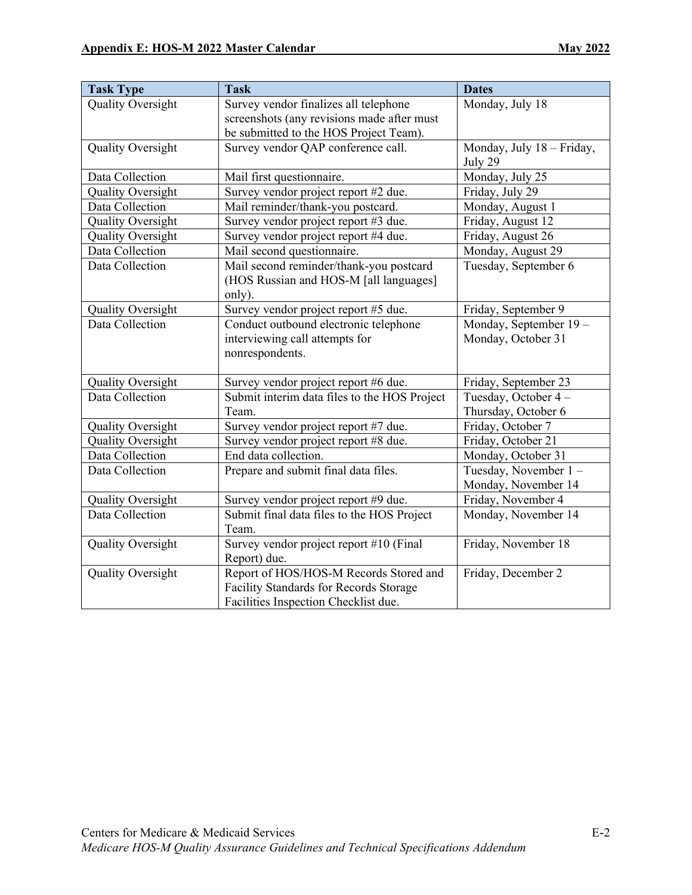| Task Type | Task | Dates |
| --- | --- | --- |
| Quality Oversight | Survey vendor finalizes all telephone screenshots (any revisions made after must be submitted to the HOS Project Team). | Monday, July 18 |
| Quality Oversight | Survey vendor QAP conference call. | Monday, July 18 – Friday, July 29 |
| Data Collection | Mail first questionnaire. | Monday, July 25 |
| Quality Oversight | Survey vendor project report #2 due. | Friday, July 29 |
| Data Collection | Mail reminder/thank-you postcard. | Monday, August 1 |
| Quality Oversight | Survey vendor project report #3 due. | Friday, August 12 |
| Quality Oversight | Survey vendor project report #4 due. | Friday, August 26 |
| Data Collection | Mail second questionnaire. | Monday, August 29 |
| Data Collection | Mail second reminder/thank-you postcard (HOS Russian and HOS-M [all languages] only). | Tuesday, September 6 |
| Quality Oversight | Survey vendor project report #5 due. | Friday, September 9 |
| Data Collection | Conduct outbound electronic telephone interviewing call attempts for nonrespondents. | Monday, September 19 – Monday, October 31 |
| Quality Oversight | Survey vendor project report #6 due. | Friday, September 23 |
| Data Collection | Submit interim data files to the HOS Project Team. | Tuesday, October 4 – Thursday, October 6 |
| Quality Oversight | Survey vendor project report #7 due. | Friday, October 7 |
| Quality Oversight | Survey vendor project report #8 due. | Friday, October 21 |
| Data Collection | End data collection. | Monday, October 31 |
| Data Collection | Prepare and submit final data files. | Tuesday, November 1 – Monday, November 14 |
| Quality Oversight | Survey vendor project report #9 due. | Friday, November 4 |
| Data Collection | Submit final data files to the HOS Project Team. | Monday, November 14 |
| Quality Oversight | Survey vendor project report #10 (Final Report) due. | Friday, November 18 |
| Quality Oversight | Report of HOS/HOS-M Records Stored and Facility Standards for Records Storage Facilities Inspection Checklist due. | Friday, December 2 |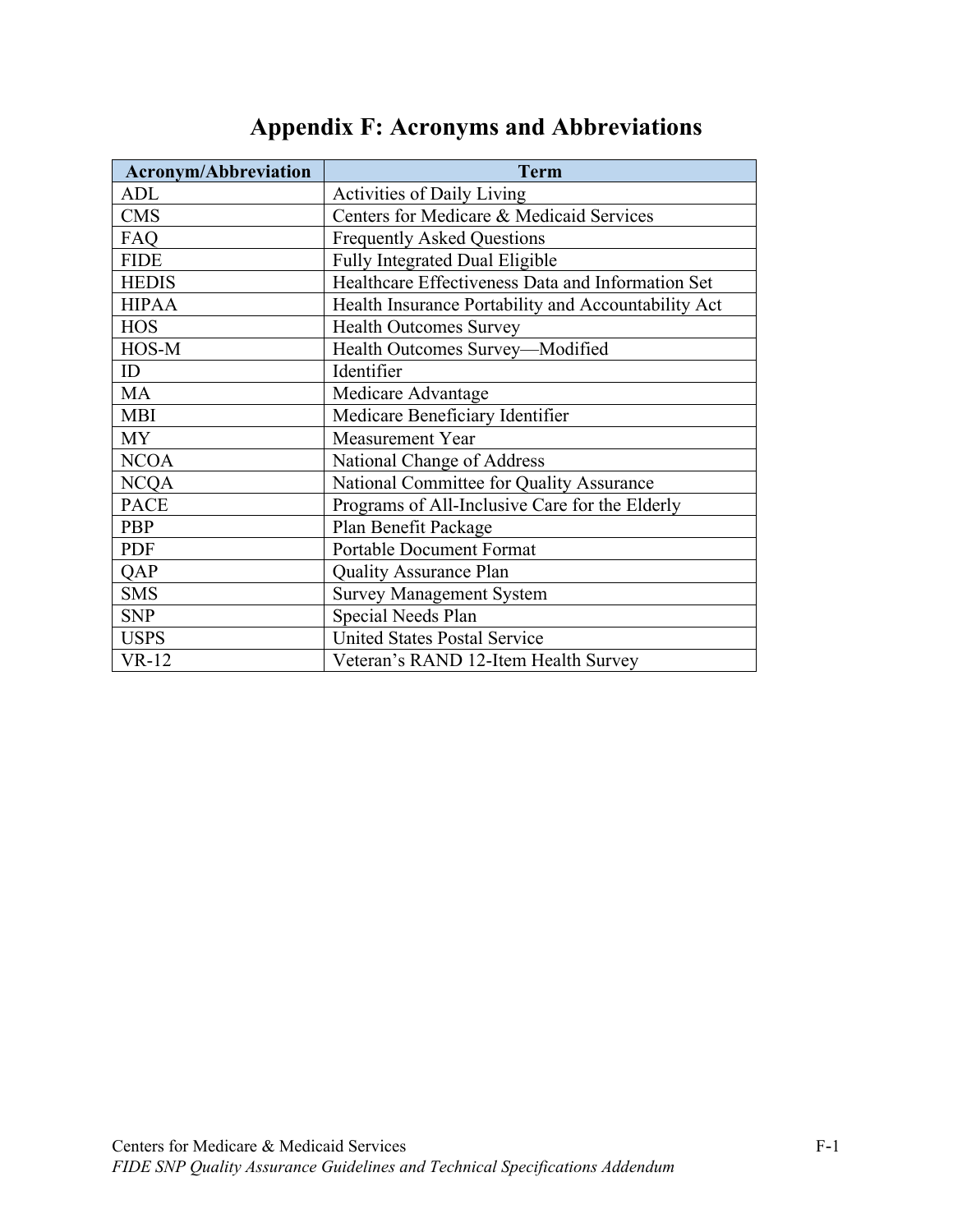# Appendix F: Acronyms and Abbreviations

| Acronym/Abbreviation | Term |
|---|---|
| ADL | Activities of Daily Living |
| CMS | Centers for Medicare & Medicaid Services |
| FAQ | Frequently Asked Questions |
| FIDE | Fully Integrated Dual Eligible |
| HEDIS | Healthcare Effectiveness Data and Information Set |
| HIPAA | Health Insurance Portability and Accountability Act |
| HOS | Health Outcomes Survey |
| HOS-M | Health Outcomes Survey—Modified |
| ID | Identifier |
| MA | Medicare Advantage |
| MBI | Medicare Beneficiary Identifier |
| MY | Measurement Year |
| NCOA | National Change of Address |
| NCQA | National Committee for Quality Assurance |
| PACE | Programs of All-Inclusive Care for the Elderly |
| PBP | Plan Benefit Package |
| PDF | Portable Document Format |
| QAP | Quality Assurance Plan |
| SMS | Survey Management System |
| SNP | Special Needs Plan |
| USPS | United States Postal Service |
| VR-12 | Veteran's RAND 12-Item Health Survey |